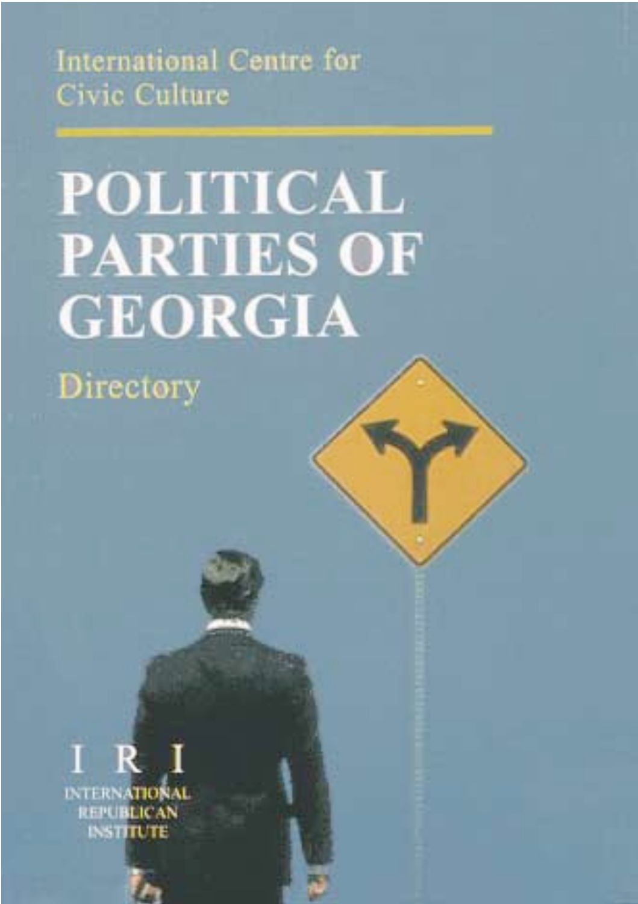International Centre for Civic Culture

# POLITICAL PARTIES OF GEORGIA

## Directory

IRI

INTERNATIONAL REPUBLICAN INSTITUTE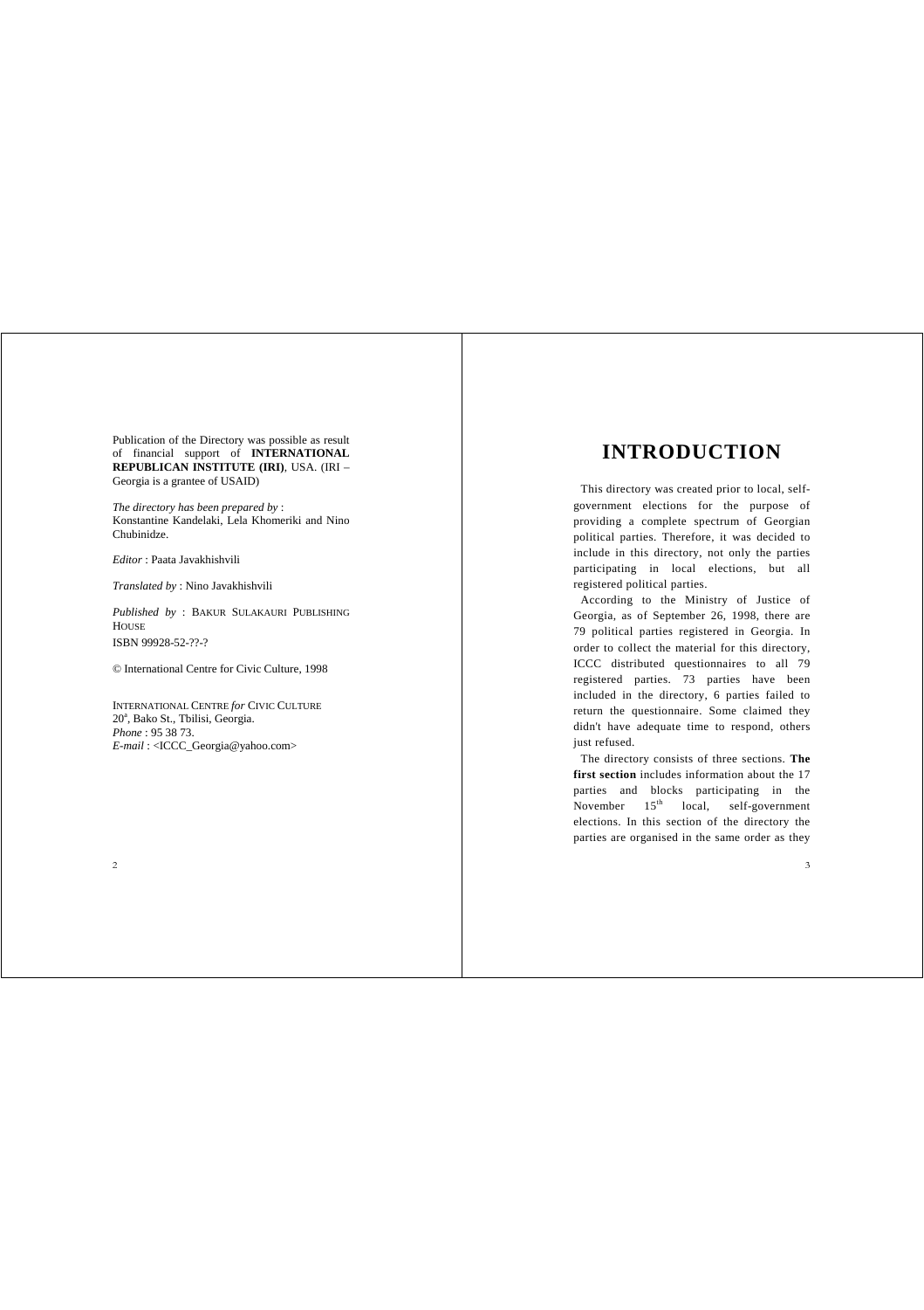Publication of the Directory was possible as result of financial support of **INTERNATIONAL REPUBLICAN INSTITUTE (IRI)**, USA. (IRI – Georgia is a grantee of USAID)

*The directory has been prepared by* :
Konstantine Kandelaki, Lela Khomeriki and Nino Chubinidze.

*Editor* : Paata Javakhishvili

*Translated by* : Nino Javakhishvili

*Published by* : BAKUR SULAKAURI PUBLISHING HOUSE
ISBN 99928-52-??-?

© International Centre for Civic Culture, 1998

INTERNATIONAL CENTRE *for* CIVIC CULTURE
20[a], Bako St., Tbilisi, Georgia.
*Phone* : 95 38 73.
*E-mail* : <ICCC_Georgia@yahoo.com>

# INTRODUCTION

This directory was created prior to local, self-government elections for the purpose of providing a complete spectrum of Georgian political parties. Therefore, it was decided to include in this directory, not only the parties participating in local elections, but all registered political parties.

According to the Ministry of Justice of Georgia, as of September 26, 1998, there are 79 political parties registered in Georgia. In order to collect the material for this directory, ICCC distributed questionnaires to all 79 registered parties. 73 parties have been included in the directory, 6 parties failed to return the questionnaire. Some claimed they didn't have adequate time to respond, others just refused.

The directory consists of three sections. **The first section** includes information about the 17 parties and blocks participating in the November 15[th] local, self-government elections. In this section of the directory the parties are organised in the same order as they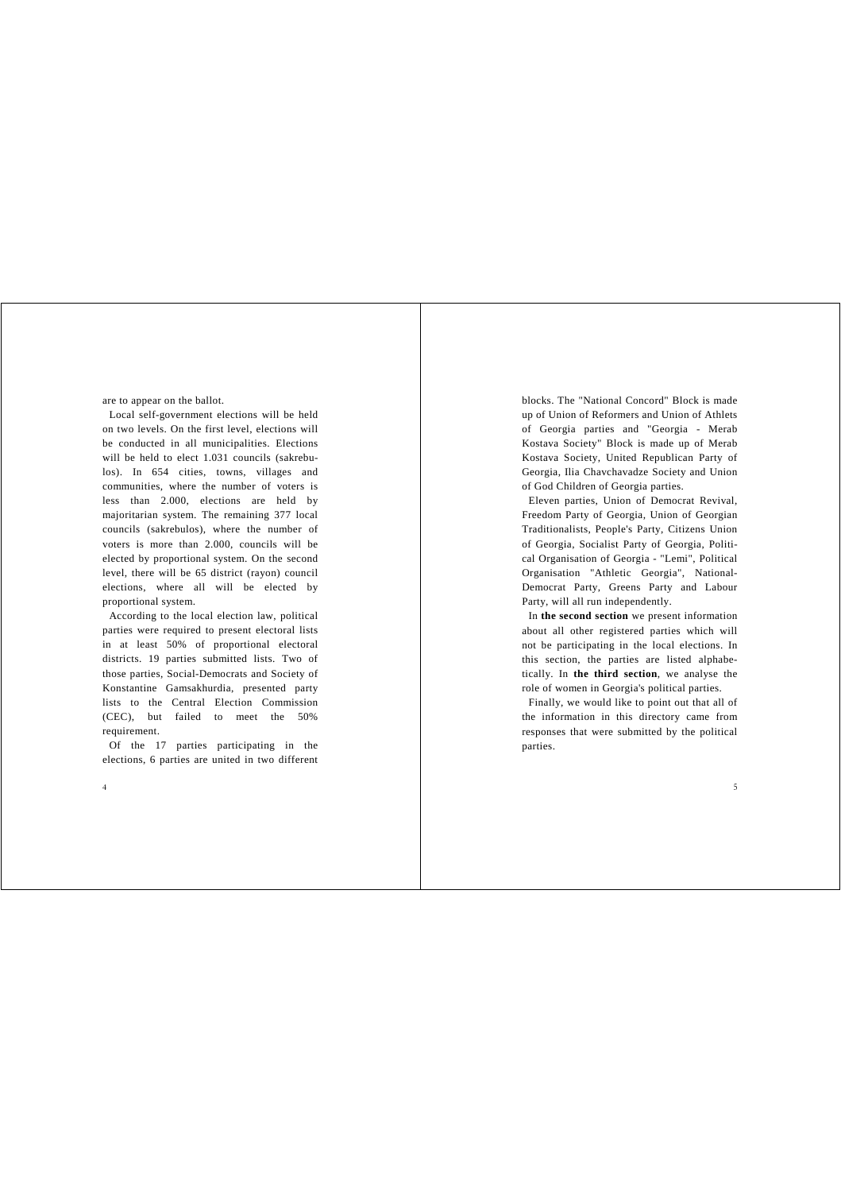are to appear on the ballot.

Local self-government elections will be held on two levels. On the first level, elections will be conducted in all municipalities. Elections will be held to elect 1.031 councils (sakrebulos). In 654 cities, towns, villages and communities, where the number of voters is less than 2.000, elections are held by majoritarian system. The remaining 377 local councils (sakrebulos), where the number of voters is more than 2.000, councils will be elected by proportional system. On the second level, there will be 65 district (rayon) council elections, where all will be elected by proportional system.

According to the local election law, political parties were required to present electoral lists in at least 50% of proportional electoral districts. 19 parties submitted lists. Two of those parties, Social-Democrats and Society of Konstantine Gamsakhurdia, presented party lists to the Central Election Commission (CEC), but failed to meet the 50% requirement.

Of the 17 parties participating in the elections, 6 parties are united in two different blocks. The "National Concord" Block is made up of Union of Reformers and Union of Athlets of Georgia parties and "Georgia - Merab Kostava Society" Block is made up of Merab Kostava Society, United Republican Party of Georgia, Ilia Chavchavadze Society and Union of God Children of Georgia parties.

Eleven parties, Union of Democrat Revival, Freedom Party of Georgia, Union of Georgian Traditionalists, People's Party, Citizens Union of Georgia, Socialist Party of Georgia, Political Organisation of Georgia - "Lemi", Political Organisation "Athletic Georgia", National-Democrat Party, Greens Party and Labour Party, will all run independently.

In **the second section** we present information about all other registered parties which will not be participating in the local elections. In this section, the parties are listed alphabetically. In **the third section**, we analyse the role of women in Georgia's political parties.

Finally, we would like to point out that all of the information in this directory came from responses that were submitted by the political parties.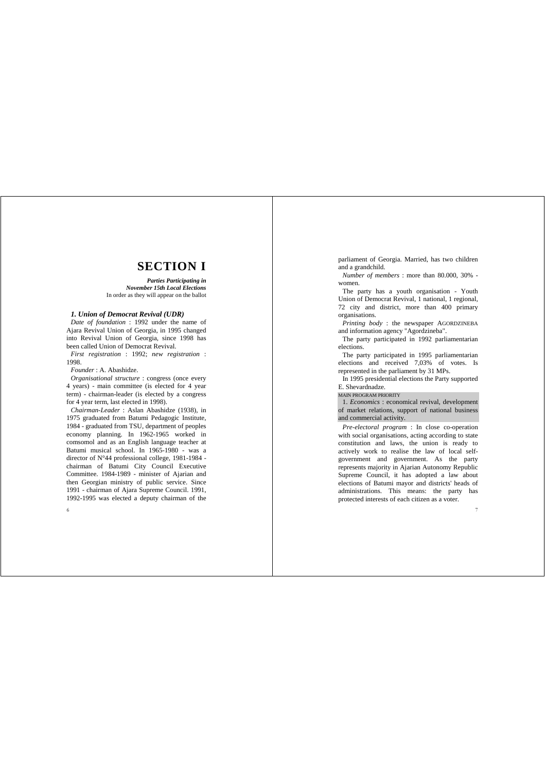# SECTION I

***Parties Participating in November 15th Local Elections***
In order as they will appear on the ballot

### *1. Union of Democrat Revival (UDR)*

*Date of foundation* : 1992 under the name of Ajara Revival Union of Georgia, in 1995 changed into Revival Union of Georgia, since 1998 has been called Union of Democrat Revival.

*First registration* : 1992; *new registration* : 1998.

*Founder* : A. Abashidze.

*Organisational structure* : congress (once every 4 years) - main committee (is elected for 4 year term) - chairman-leader (is elected by a congress for 4 year term, last elected in 1998).

*Chairman-Leader* : Aslan Abashidze (1938), in 1975 graduated from Batumi Pedagogic Institute, 1984 - graduated from TSU, department of peoples economy planning. In 1962-1965 worked in comsomol and as an English language teacher at Batumi musical school. In 1965-1980 - was a director of N°44 professional college, 1981-1984 - chairman of Batumi City Council Executive Committee. 1984-1989 - minister of Ajarian and then Georgian ministry of public service. Since 1991 - chairman of Ajara Supreme Council. 1991, 1992-1995 was elected a deputy chairman of the parliament of Georgia. Married, has two children and a grandchild.

*Number of members* : more than 80.000, 30% - women.

The party has a youth organisation - Youth Union of Democrat Revival, 1 national, 1 regional, 72 city and district, more than 400 primary organisations.

*Printing body* : the newspaper AGORDZINEBA and information agency "Agordzineba".

The party participated in 1992 parliamentarian elections.

The party participated in 1995 parliamentarian elections and received 7,03% of votes. Is represented in the parliament by 31 MPs.

In 1995 presidential elections the Party supported E. Shevardnadze.

MAIN PROGRAM PRIORITY

1. *Economics* : economical revival, development of market relations, support of national business and commercial activity.

*Pre-electoral program* : In close co-operation with social organisations, acting according to state constitution and laws, the union is ready to actively work to realise the law of local self-government and government. As the party represents majority in Ajarian Autonomy Republic Supreme Council, it has adopted a law about elections of Batumi mayor and districts' heads of administrations. This means: the party has protected interests of each citizen as a voter.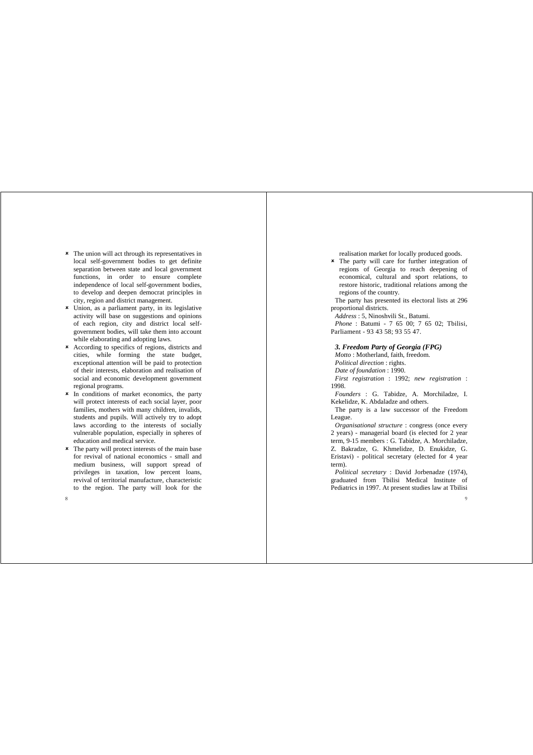- The union will act through its representatives in local self-government bodies to get definite separation between state and local government functions, in order to ensure complete independence of local self-government bodies, to develop and deepen democrat principles in city, region and district management.
- Union, as a parliament party, in its legislative activity will base on suggestions and opinions of each region, city and district local self-government bodies, will take them into account while elaborating and adopting laws.
- According to specifics of regions, districts and cities, while forming the state budget, exceptional attention will be paid to protection of their interests, elaboration and realisation of social and economic development government regional programs.
- In conditions of market economics, the party will protect interests of each social layer, poor families, mothers with many children, invalids, students and pupils. Will actively try to adopt laws according to the interests of socially vulnerable population, especially in spheres of education and medical service.
- The party will protect interests of the main base for revival of national economics - small and medium business, will support spread of privileges in taxation, low percent loans, revival of territorial manufacture, characteristic to the region. The party will look for the realisation market for locally produced goods.
- The party will care for further integration of regions of Georgia to reach deepening of economical, cultural and sport relations, to restore historic, traditional relations among the regions of the country.

The party has presented its electoral lists at 296 proportional districts.

*Address* : 5, Ninoshvili St., Batumi.

*Phone* : Batumi - 7 65 00; 7 65 02; Tbilisi, Parliament - 93 43 58; 93 55 47.

### 3. Freedom Party of Georgia (FPG)

*Motto* : Motherland, faith, freedom.

*Political direction* : rights.

*Date of foundation* : 1990.

*First registration* : 1992; *new registration* : 1998.

*Founders* : G. Tabidze, A. Morchiladze, I. Kekelidze, K. Abdaladze and others.

The party is a law successor of the Freedom League.

*Organisational structure* : congress (once every 2 years) - managerial board (is elected for 2 year term, 9-15 members : G. Tabidze, A. Morchiladze, Z. Bakradze, G. Khmelidze, D. Enukidze, G. Eristavi) - political secretary (elected for 4 year term).

*Political secretary* : David Jorbenadze (1974), graduated from Tbilisi Medical Institute of Pediatrics in 1997. At present studies law at Tbilisi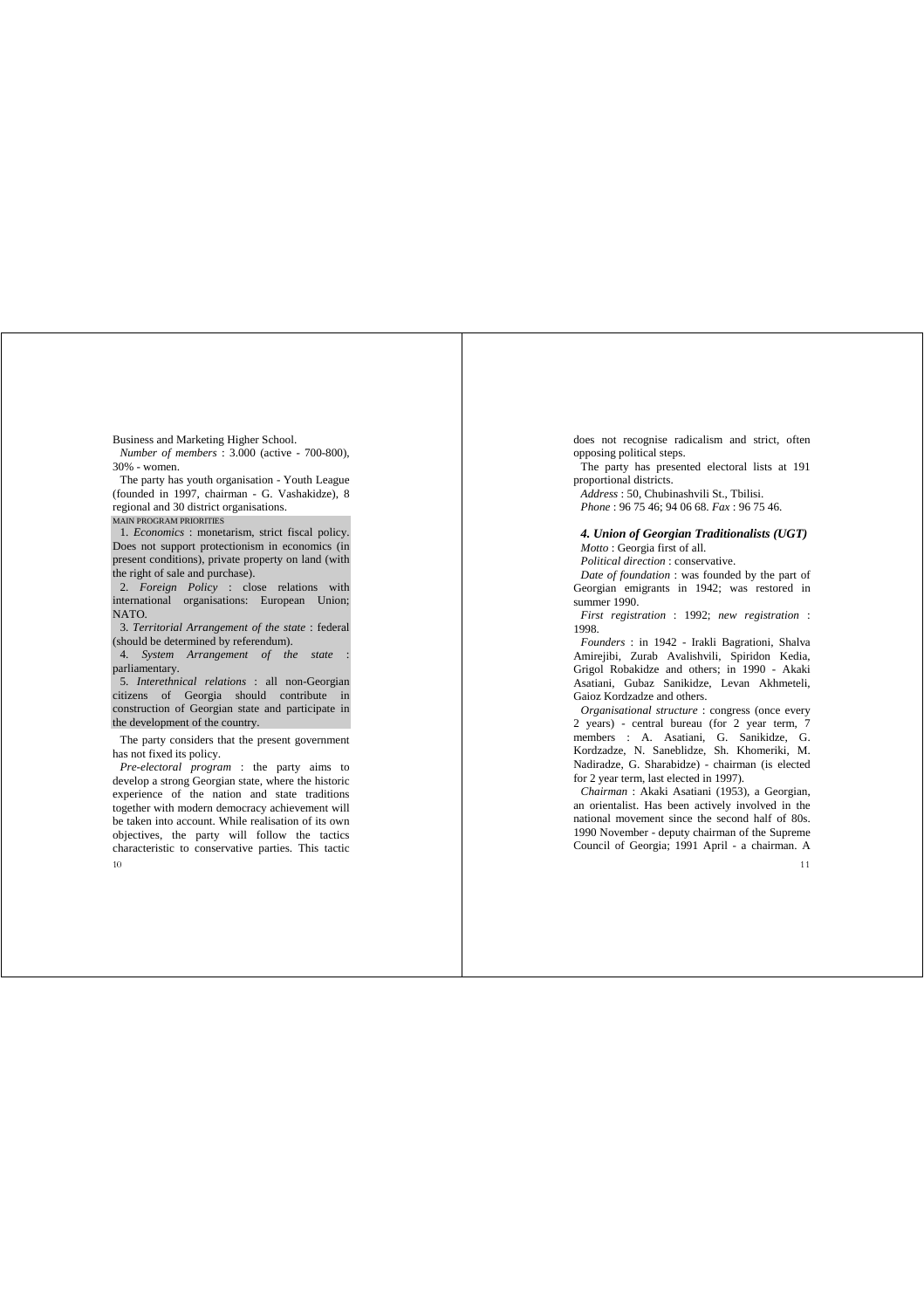Business and Marketing Higher School.

*Number of members* : 3.000 (active - 700-800), 30% - women.

The party has youth organisation - Youth League (founded in 1997, chairman - G. Vashakidze), 8 regional and 30 district organisations.

MAIN PROGRAM PRIORITIES

1. *Economics* : monetarism, strict fiscal policy. Does not support protectionism in economics (in present conditions), private property on land (with the right of sale and purchase).
2. *Foreign Policy* : close relations with international organisations: European Union; NATO.
3. *Territorial Arrangement of the state* : federal (should be determined by referendum).
4. *System Arrangement of the state* : parliamentary.
5. *Interethnical relations* : all non-Georgian citizens of Georgia should contribute in construction of Georgian state and participate in the development of the country.

The party considers that the present government has not fixed its policy.

*Pre-electoral program* : the party aims to develop a strong Georgian state, where the historic experience of the nation and state traditions together with modern democracy achievement will be taken into account. While realisation of its own objectives, the party will follow the tactics characteristic to conservative parties. This tactic does not recognise radicalism and strict, often opposing political steps.

The party has presented electoral lists at 191 proportional districts.

*Address* : 50, Chubinashvili St., Tbilisi.

*Phone* : 96 75 46; 94 06 68. *Fax* : 96 75 46.

### *4. Union of Georgian Traditionalists (UGT)*

*Motto* : Georgia first of all.

*Political direction* : conservative.

*Date of foundation* : was founded by the part of Georgian emigrants in 1942; was restored in summer 1990.

*First registration* : 1992; *new registration* : 1998.

*Founders* : in 1942 - Irakli Bagrationi, Shalva Amirejibi, Zurab Avalishvili, Spiridon Kedia, Grigol Robakidze and others; in 1990 - Akaki Asatiani, Gubaz Sanikidze, Levan Akhmeteli, Gaioz Kordzadze and others.

*Organisational structure* : congress (once every 2 years) - central bureau (for 2 year term, 7 members : A. Asatiani, G. Sanikidze, G. Kordzadze, N. Saneblidze, Sh. Khomeriki, M. Nadiradze, G. Sharabidze) - chairman (is elected for 2 year term, last elected in 1997).

*Chairman* : Akaki Asatiani (1953), a Georgian, an orientalist. Has been actively involved in the national movement since the second half of 80s. 1990 November - deputy chairman of the Supreme Council of Georgia; 1991 April - a chairman. A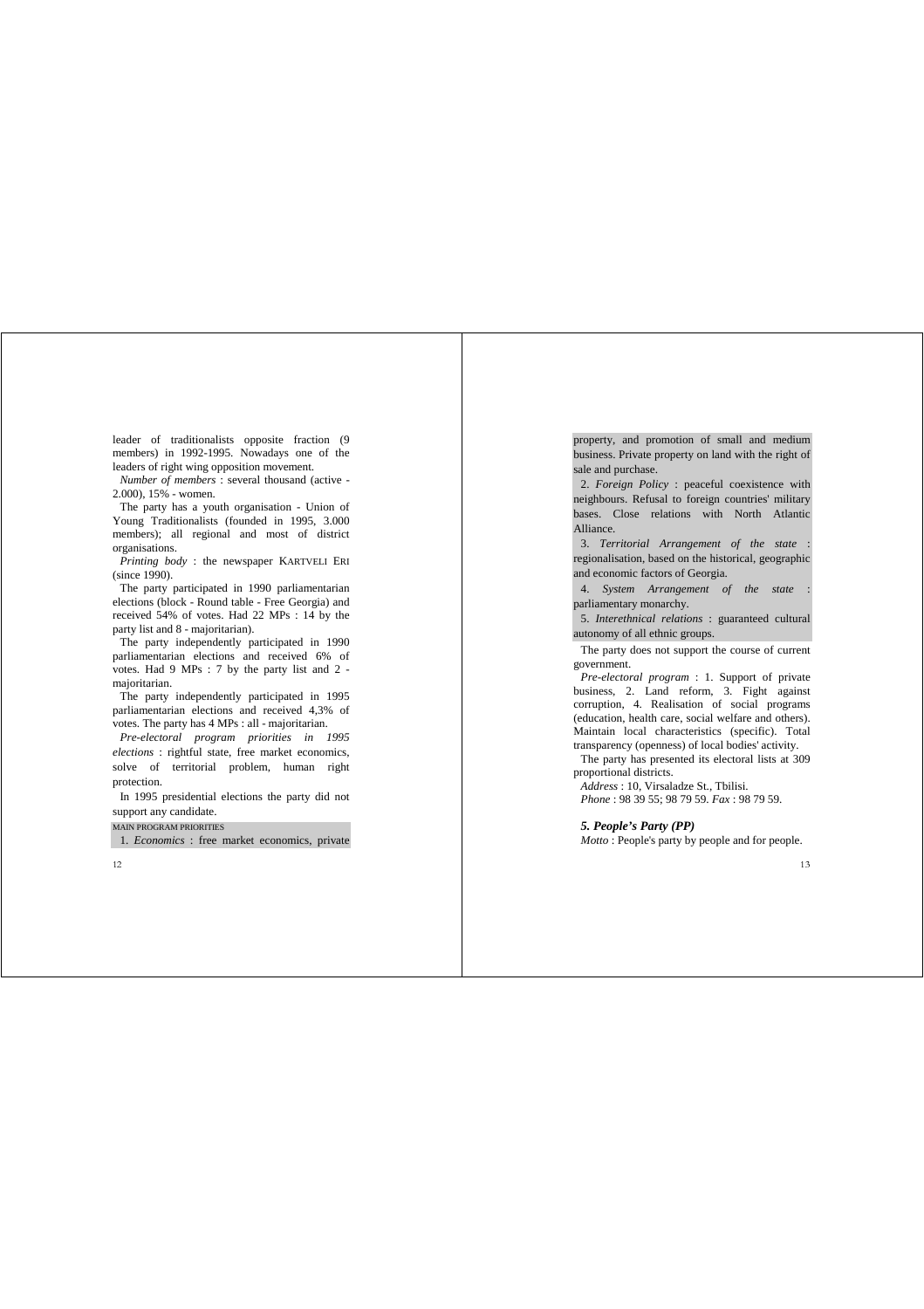leader of traditionalists opposite fraction (9 members) in 1992-1995. Nowadays one of the leaders of right wing opposition movement.

*Number of members* : several thousand (active - 2.000), 15% - women.

The party has a youth organisation - Union of Young Traditionalists (founded in 1995, 3.000 members); all regional and most of district organisations.

*Printing body* : the newspaper KARTVELI ERI (since 1990).

The party participated in 1990 parliamentarian elections (block - Round table - Free Georgia) and received 54% of votes. Had 22 MPs : 14 by the party list and 8 - majoritarian).

The party independently participated in 1990 parliamentarian elections and received 6% of votes. Had 9 MPs : 7 by the party list and 2 - majoritarian.

The party independently participated in 1995 parliamentarian elections and received 4,3% of votes. The party has 4 MPs : all - majoritarian.

*Pre-electoral program priorities in 1995 elections* : rightful state, free market economics, solve of territorial problem, human right protection.

In 1995 presidential elections the party did not support any candidate.

MAIN PROGRAM PRIORITIES

1. *Economics* : free market economics, private property, and promotion of small and medium business. Private property on land with the right of sale and purchase.
2. *Foreign Policy* : peaceful coexistence with neighbours. Refusal to foreign countries' military bases. Close relations with North Atlantic Alliance.
3. *Territorial Arrangement of the state* : regionalisation, based on the historical, geographic and economic factors of Georgia.
4. *System Arrangement of the state* : parliamentary monarchy.
5. *Interethnical relations* : guaranteed cultural autonomy of all ethnic groups.

The party does not support the course of current government.

*Pre-electoral program* : 1. Support of private business, 2. Land reform, 3. Fight against corruption, 4. Realisation of social programs (education, health care, social welfare and others). Maintain local characteristics (specific). Total transparency (openness) of local bodies' activity.

The party has presented its electoral lists at 309 proportional districts.

*Address* : 10, Virsaladze St., Tbilisi.

*Phone* : 98 39 55; 98 79 59. *Fax* : 98 79 59.

### *5. People's Party (PP)*

*Motto* : People's party by people and for people.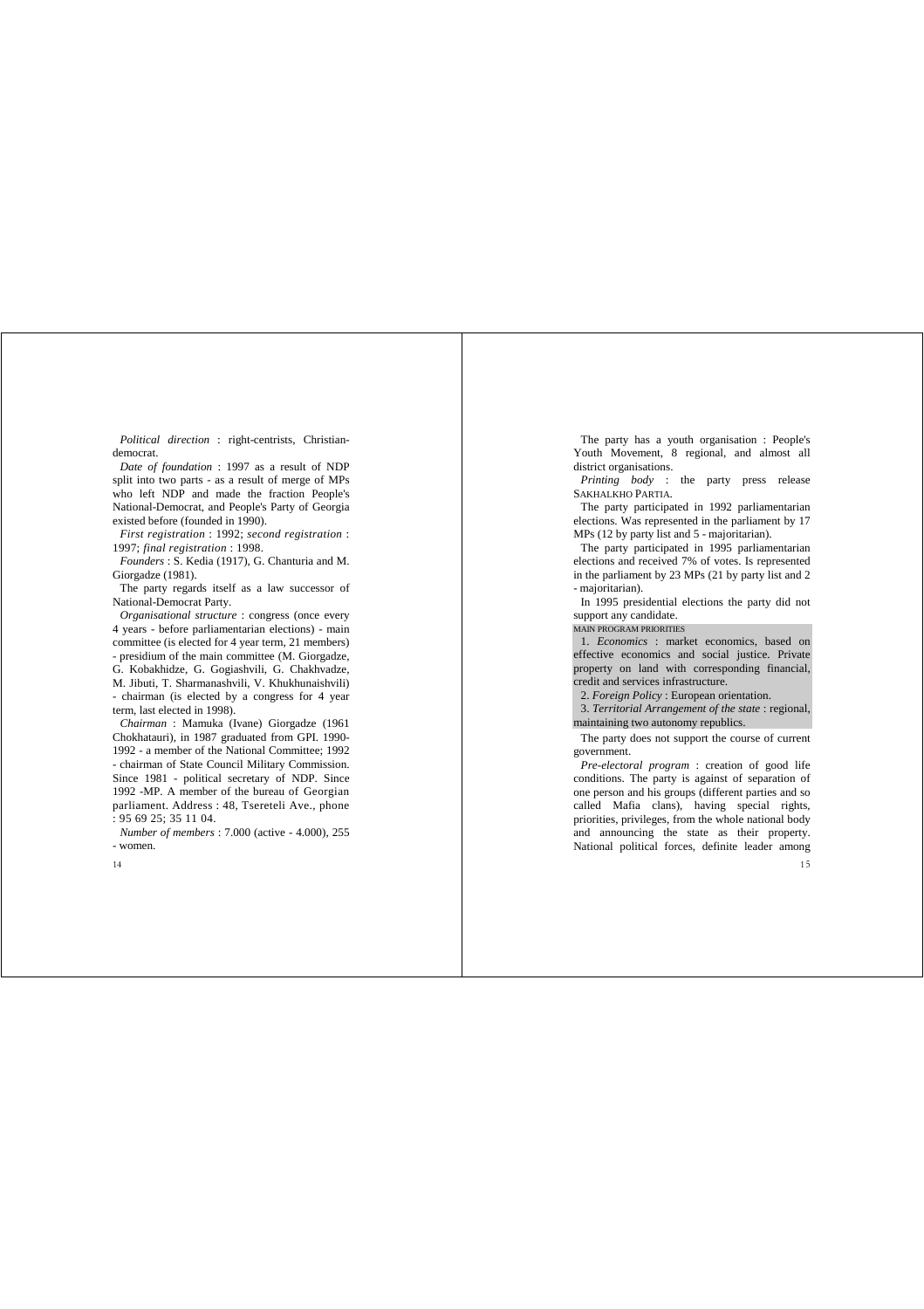*Political direction* : right-centrists, Christian-democrat.

*Date of foundation* : 1997 as a result of NDP split into two parts - as a result of merge of MPs who left NDP and made the fraction People's National-Democrat, and People's Party of Georgia existed before (founded in 1990).

*First registration* : 1992; *second registration* : 1997; *final registration* : 1998.

*Founders* : S. Kedia (1917), G. Chanturia and M. Giorgadze (1981).

The party regards itself as a law successor of National-Democrat Party.

*Organisational structure* : congress (once every 4 years - before parliamentarian elections) - main committee (is elected for 4 year term, 21 members) - presidium of the main committee (M. Giorgadze, G. Kobakhidze, G. Gogiashvili, G. Chakhvadze, M. Jibuti, T. Sharmanashvili, V. Khukhunaishvili) - chairman (is elected by a congress for 4 year term, last elected in 1998).

*Chairman* : Mamuka (Ivane) Giorgadze (1961 Chokhatauri), in 1987 graduated from GPI. 1990-1992 - a member of the National Committee; 1992 - chairman of State Council Military Commission. Since 1981 - political secretary of NDP. Since 1992 -MP. A member of the bureau of Georgian parliament. Address : 48, Tsereteli Ave., phone : 95 69 25; 35 11 04.

*Number of members* : 7.000 (active - 4.000), 255 - women.

The party has a youth organisation : People's Youth Movement, 8 regional, and almost all district organisations.

*Printing body* : the party press release SAKHALKHO PARTIA.

The party participated in 1992 parliamentarian elections. Was represented in the parliament by 17 MPs (12 by party list and 5 - majoritarian).

The party participated in 1995 parliamentarian elections and received 7% of votes. Is represented in the parliament by 23 MPs (21 by party list and 2 - majoritarian).

In 1995 presidential elections the party did not support any candidate.

MAIN PROGRAM PRIORITIES

1. *Economics* : market economics, based on effective economics and social justice. Private property on land with corresponding financial, credit and services infrastructure.

2. *Foreign Policy* : European orientation.

3. *Territorial Arrangement of the state* : regional, maintaining two autonomy republics.

The party does not support the course of current government.

*Pre-electoral program* : creation of good life conditions. The party is against of separation of one person and his groups (different parties and so called Mafia clans), having special rights, priorities, privileges, from the whole national body and announcing the state as their property. National political forces, definite leader among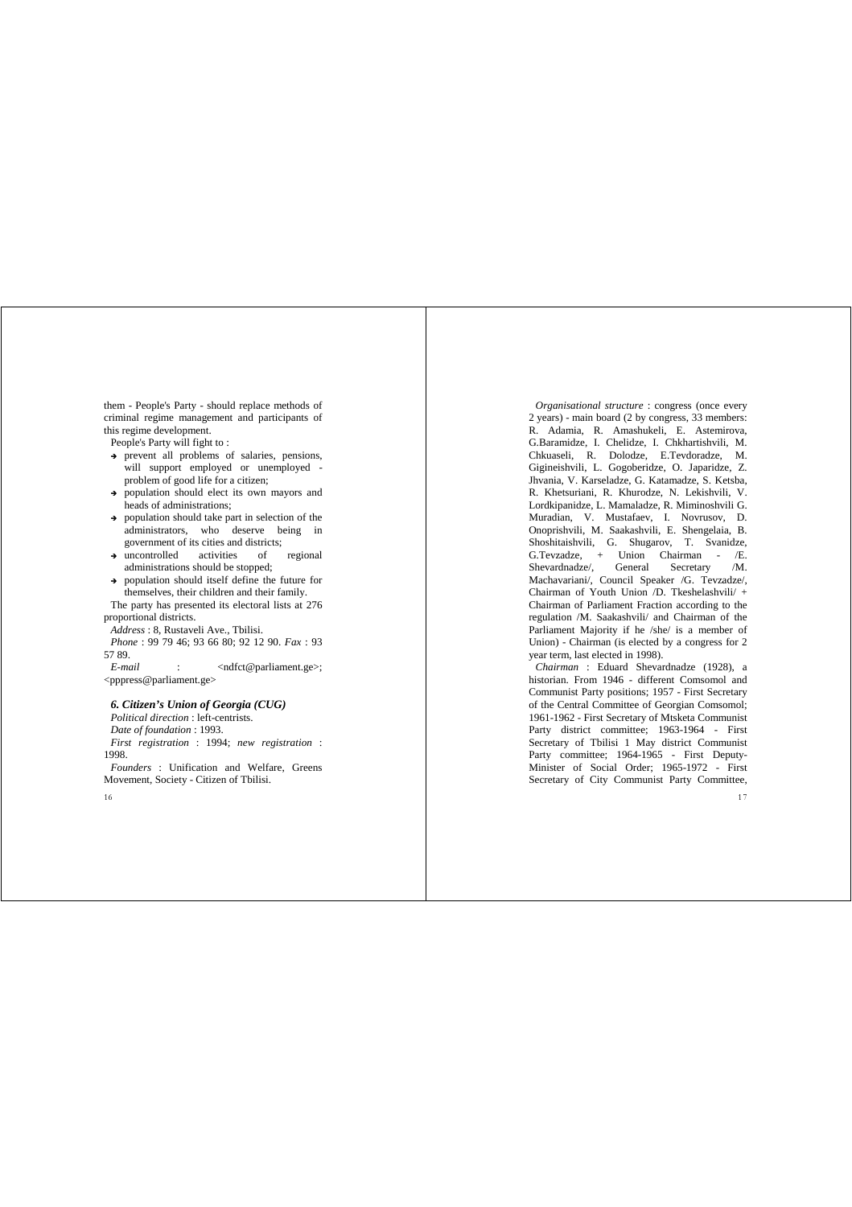them - People's Party - should replace methods of criminal regime management and participants of this regime development.

People's Party will fight to :

- prevent all problems of salaries, pensions, will support employed or unemployed - problem of good life for a citizen;
- population should elect its own mayors and heads of administrations;
- population should take part in selection of the administrators, who deserve being in government of its cities and districts;
- uncontrolled activities of regional administrations should be stopped;
- population should itself define the future for themselves, their children and their family.

The party has presented its electoral lists at 276 proportional districts.

*Address* : 8, Rustaveli Ave., Tbilisi.

*Phone* : 99 79 46; 93 66 80; 92 12 90. *Fax* : 93 57 89.

*E-mail* : <ndfct@parliament.ge>; <pppress@parliament.ge>

### 6. Citizen's Union of Georgia (CUG)

*Political direction* : left-centrists.

*Date of foundation* : 1993.

*First registration* : 1994; *new registration* : 1998.

*Founders* : Unification and Welfare, Greens Movement, Society - Citizen of Tbilisi.

*Organisational structure* : congress (once every 2 years) - main board (2 by congress, 33 members: R. Adamia, R. Amashukeli, E. Astemirova, G.Baramidze, I. Chelidze, I. Chkhartishvili, M. Chkuaseli, R. Dolodze, E.Tevdoradze, M. Gigineishvili, L. Gogoberidze, O. Japaridze, Z. Jhvania, V. Karseladze, G. Katamadze, S. Ketsba, R. Khetsuriani, R. Khurodze, N. Lekishvili, V. Lordkipanidze, L. Mamaladze, R. Miminoshvili G. Muradian, V. Mustafaev, I. Novrusov, D. Onoprishvili, M. Saakashvili, E. Shengelaia, B. Shoshitaishvili, G. Shugarov, T. Svanidze, G.Tevzadze, + Union Chairman - /E. Shevardnadze/, General Secretary /M. Machavariani/, Council Speaker /G. Tevzadze/, Chairman of Youth Union /D. Tkeshelashvili/ + Chairman of Parliament Fraction according to the regulation /M. Saakashvili/ and Chairman of the Parliament Majority if he /she/ is a member of Union) - Chairman (is elected by a congress for 2 year term, last elected in 1998).

*Chairman* : Eduard Shevardnadze (1928), a historian. From 1946 - different Comsomol and Communist Party positions; 1957 - First Secretary of the Central Committee of Georgian Comsomol; 1961-1962 - First Secretary of Mtsketa Communist Party district committee; 1963-1964 - First Secretary of Tbilisi 1 May district Communist Party committee; 1964-1965 - First Deputy-Minister of Social Order; 1965-1972 - First Secretary of City Communist Party Committee,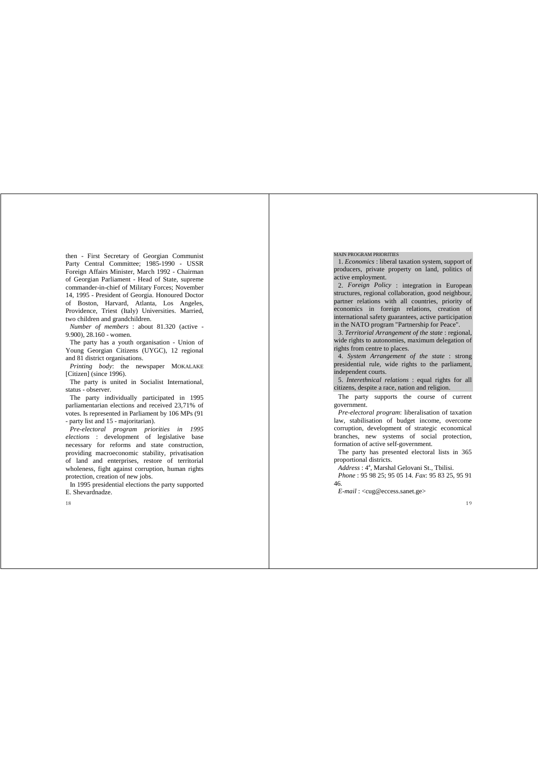then - First Secretary of Georgian Communist Party Central Committee; 1985-1990 - USSR Foreign Affairs Minister, March 1992 - Chairman of Georgian Parliament - Head of State, supreme commander-in-chief of Military Forces; November 14, 1995 - President of Georgia. Honoured Doctor of Boston, Harvard, Atlanta, Los Angeles, Providence, Triest (Italy) Universities. Married, two children and grandchildren.

*Number of members* : about 81.320 (active - 9.900), 28.160 - women.

The party has a youth organisation - Union of Young Georgian Citizens (UYGC), 12 regional and 81 district organisations.

*Printing body*: the newspaper MOKALAKE [Citizen] (since 1996).

The party is united in Socialist International, status - observer.

The party individually participated in 1995 parliamentarian elections and received 23,71% of votes. Is represented in Parliament by 106 MPs (91 - party list and 15 - majoritarian).

*Pre-electoral program priorities in 1995 elections* : development of legislative base necessary for reforms and state construction, providing macroeconomic stability, privatisation of land and enterprises, restore of territorial wholeness, fight against corruption, human rights protection, creation of new jobs.

In 1995 presidential elections the party supported E. Shevardnadze.

MAIN PROGRAM PRIORITIES

1. *Economics* : liberal taxation system, support of producers, private property on land, politics of active employment.

2. *Foreign Policy* : integration in European structures, regional collaboration, good neighbour, partner relations with all countries, priority of economics in foreign relations, creation of international safety guarantees, active participation in the NATO program "Partnership for Peace".

3. *Territorial Arrangement of the state* : regional, wide rights to autonomies, maximum delegation of rights from centre to places.

4. *System Arrangement of the state* : strong presidential rule, wide rights to the parliament, independent courts.

5. *Interethnical relations* : equal rights for all citizens, despite a race, nation and religion.

The party supports the course of current government.

*Pre-electoral program*: liberalisation of taxation law, stabilisation of budget income, overcome corruption, development of strategic economical branches, new systems of social protection, formation of active self-government.

The party has presented electoral lists in 365 proportional districts.

*Address* : 4[a], Marshal Gelovani St., Tbilisi.

*Phone* : 95 98 25; 95 05 14. *Fax*: 95 83 25, 95 91 46.

*E-mail* : <cug@eccess.sanet.ge>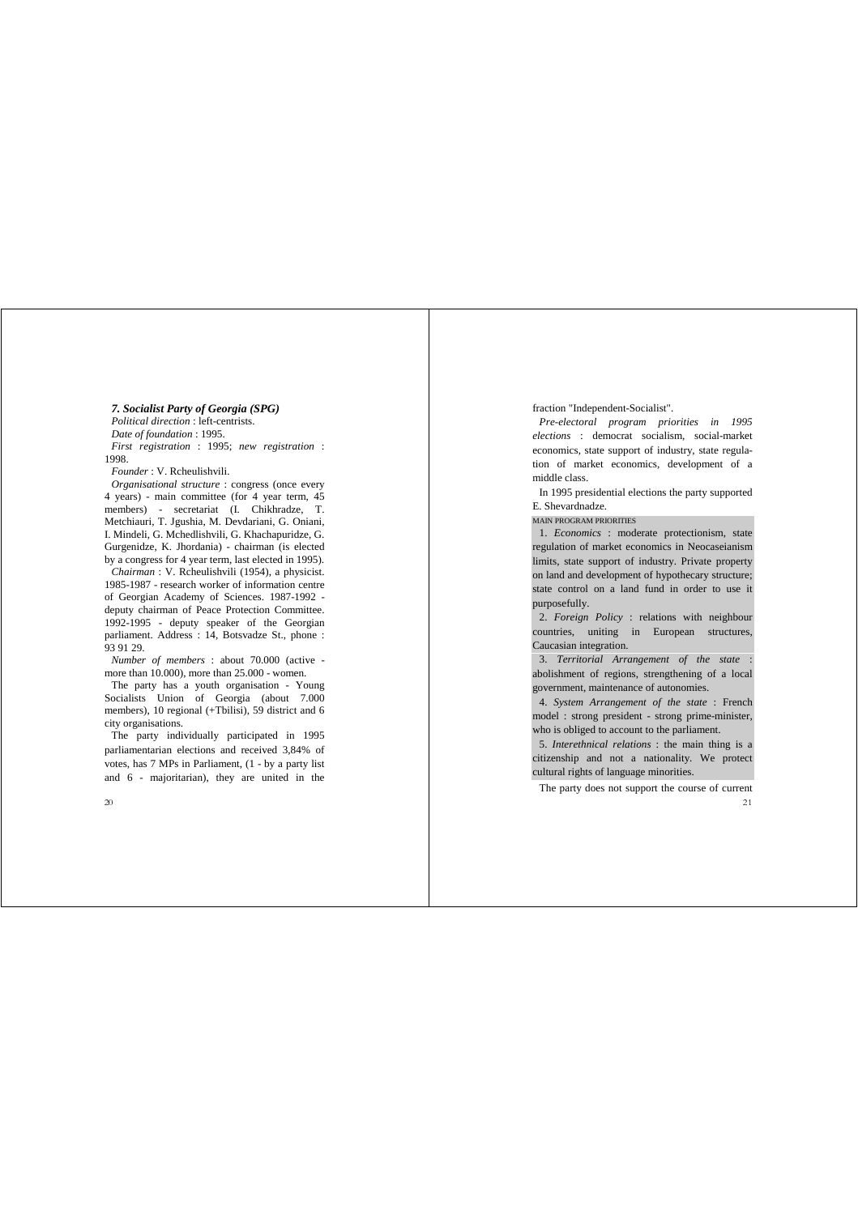### *7. Socialist Party of Georgia (SPG)*

*Political direction* : left-centrists.

*Date of foundation* : 1995.

*First registration* : 1995; *new registration* : 1998.

*Founder* : V. Rcheulishvili.

*Organisational structure* : congress (once every 4 years) - main committee (for 4 year term, 45 members) - secretariat (I. Chikhradze, T. Metchiauri, T. Jgushia, M. Devdariani, G. Oniani, I. Mindeli, G. Mchedlishvili, G. Khachapuridze, G. Gurgenidze, K. Jhordania) - chairman (is elected by a congress for 4 year term, last elected in 1995).

*Chairman* : V. Rcheulishvili (1954), a physicist. 1985-1987 - research worker of information centre of Georgian Academy of Sciences. 1987-1992 - deputy chairman of Peace Protection Committee. 1992-1995 - deputy speaker of the Georgian parliament. Address : 14, Botsvadze St., phone : 93 91 29.

*Number of members* : about 70.000 (active - more than 10.000), more than 25.000 - women.

The party has a youth organisation - Young Socialists Union of Georgia (about 7.000 members), 10 regional (+Tbilisi), 59 district and 6 city organisations.

The party individually participated in 1995 parliamentarian elections and received 3,84% of votes, has 7 MPs in Parliament, (1 - by a party list and 6 - majoritarian), they are united in the fraction "Independent-Socialist".

*Pre-electoral program priorities in 1995 elections* : democrat socialism, social-market economics, state support of industry, state regulation of market economics, development of a middle class.

In 1995 presidential elections the party supported E. Shevardnadze.

MAIN PROGRAM PRIORITIES

1. *Economics* : moderate protectionism, state regulation of market economics in Neocaseianism limits, state support of industry. Private property on land and development of hypothecary structure; state control on a land fund in order to use it purposefully.

2. *Foreign Policy* : relations with neighbour countries, uniting in European structures, Caucasian integration.

3. *Territorial Arrangement of the state* : abolishment of regions, strengthening of a local government, maintenance of autonomies.

4. *System Arrangement of the state* : French model : strong president - strong prime-minister, who is obliged to account to the parliament.

5. *Interethnical relations* : the main thing is a citizenship and not a nationality. We protect cultural rights of language minorities.

The party does not support the course of current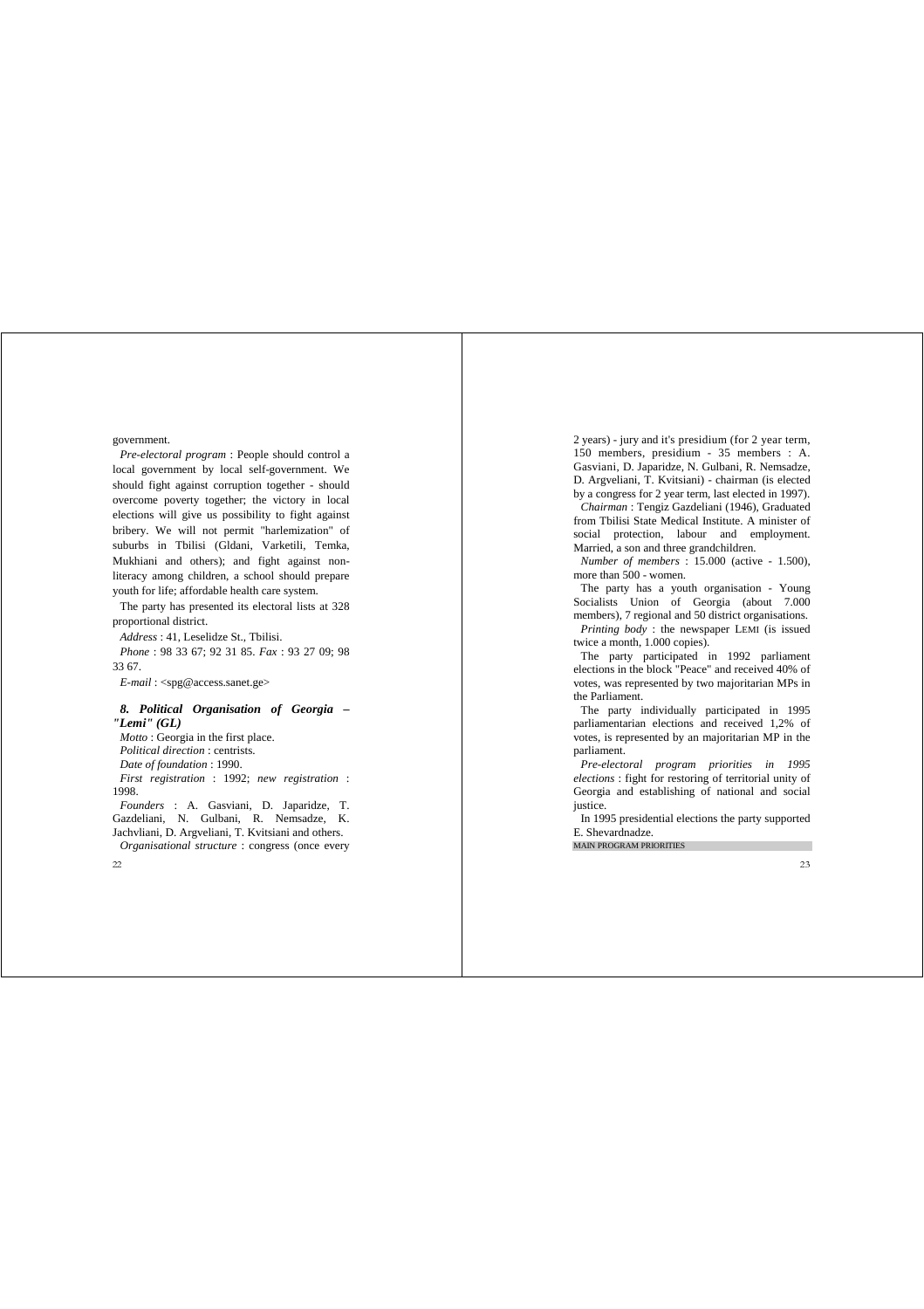government.

*Pre-electoral program* : People should control a local government by local self-government. We should fight against corruption together - should overcome poverty together; the victory in local elections will give us possibility to fight against bribery. We will not permit "harlemization" of suburbs in Tbilisi (Gldani, Varketili, Temka, Mukhiani and others); and fight against non-literacy among children, a school should prepare youth for life; affordable health care system.

The party has presented its electoral lists at 328 proportional district.

*Address* : 41, Leselidze St., Tbilisi.

*Phone* : 98 33 67; 92 31 85. *Fax* : 93 27 09; 98 33 67.

*E-mail* : <spg@access.sanet.ge>

### *8. Political Organisation of Georgia – "Lemi" (GL)*

*Motto* : Georgia in the first place.

*Political direction* : centrists.

*Date of foundation* : 1990.

*First registration* : 1992; *new registration* : 1998.

*Founders* : A. Gasviani, D. Japaridze, T. Gazdeliani, N. Gulbani, R. Nemsadze, K. Jachvliani, D. Argveliani, T. Kvitsiani and others.

*Organisational structure* : congress (once every 2 years) - jury and it's presidium (for 2 year term, 150 members, presidium - 35 members : A. Gasviani, D. Japaridze, N. Gulbani, R. Nemsadze, D. Argveliani, T. Kvitsiani) - chairman (is elected by a congress for 2 year term, last elected in 1997).

*Chairman* : Tengiz Gazdeliani (1946), Graduated from Tbilisi State Medical Institute. A minister of social protection, labour and employment. Married, a son and three grandchildren.

*Number of members* : 15.000 (active - 1.500), more than 500 - women.

The party has a youth organisation - Young Socialists Union of Georgia (about 7.000 members), 7 regional and 50 district organisations.

*Printing body* : the newspaper LEMI (is issued twice a month, 1.000 copies).

The party participated in 1992 parliament elections in the block "Peace" and received 40% of votes, was represented by two majoritarian MPs in the Parliament.

The party individually participated in 1995 parliamentarian elections and received 1,2% of votes, is represented by an majoritarian MP in the parliament.

*Pre-electoral program priorities in 1995 elections* : fight for restoring of territorial unity of Georgia and establishing of national and social justice.

In 1995 presidential elections the party supported E. Shevardnadze.

MAIN PROGRAM PRIORITIES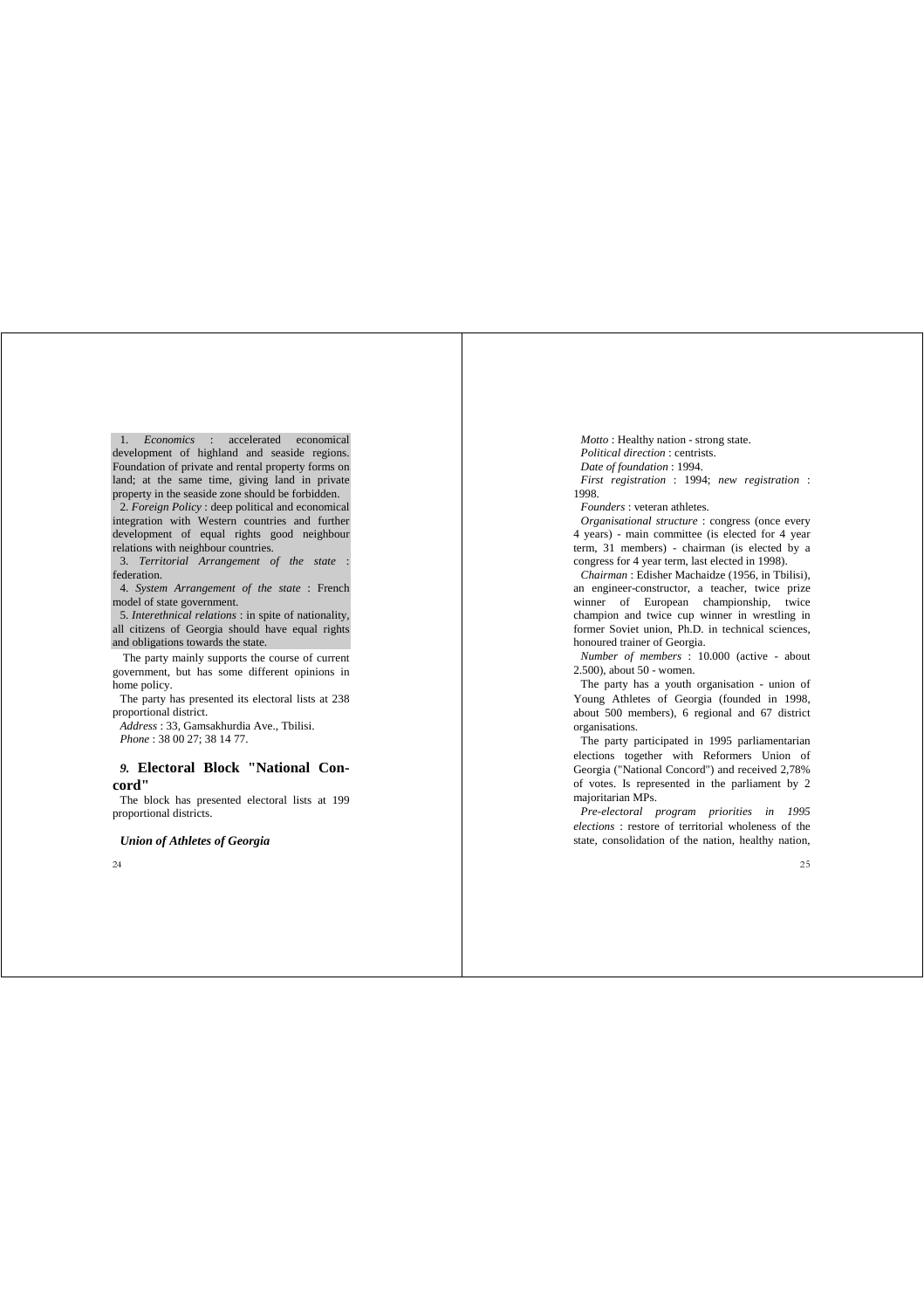1. *Economics* : accelerated economical development of highland and seaside regions. Foundation of private and rental property forms on land; at the same time, giving land in private property in the seaside zone should be forbidden.

2. *Foreign Policy* : deep political and economical integration with Western countries and further development of equal rights good neighbour relations with neighbour countries.

3. *Territorial Arrangement of the state* : federation.

4. *System Arrangement of the state* : French model of state government.

5. *Interethnical relations* : in spite of nationality, all citizens of Georgia should have equal rights and obligations towards the state.

The party mainly supports the course of current government, but has some different opinions in home policy.

The party has presented its electoral lists at 238 proportional district.

*Address* : 33, Gamsakhurdia Ave., Tbilisi.

*Phone* : 38 00 27; 38 14 77.

## *9.* Electoral Block "National Concord"

The block has presented electoral lists at 199 proportional districts.

### *Union of Athletes of Georgia*

*Motto* : Healthy nation - strong state.

*Political direction* : centrists.

*Date of foundation* : 1994.

*First registration* : 1994; *new registration* : 1998.

*Founders* : veteran athletes.

*Organisational structure* : congress (once every 4 years) - main committee (is elected for 4 year term, 31 members) - chairman (is elected by a congress for 4 year term, last elected in 1998).

*Chairman* : Edisher Machaidze (1956, in Tbilisi), an engineer-constructor, a teacher, twice prize winner of European championship, twice champion and twice cup winner in wrestling in former Soviet union, Ph.D. in technical sciences, honoured trainer of Georgia.

*Number of members* : 10.000 (active - about 2.500), about 50 - women.

The party has a youth organisation - union of Young Athletes of Georgia (founded in 1998, about 500 members), 6 regional and 67 district organisations.

The party participated in 1995 parliamentarian elections together with Reformers Union of Georgia ("National Concord") and received 2,78% of votes. Is represented in the parliament by 2 majoritarian MPs.

*Pre-electoral program priorities in 1995 elections* : restore of territorial wholeness of the state, consolidation of the nation, healthy nation,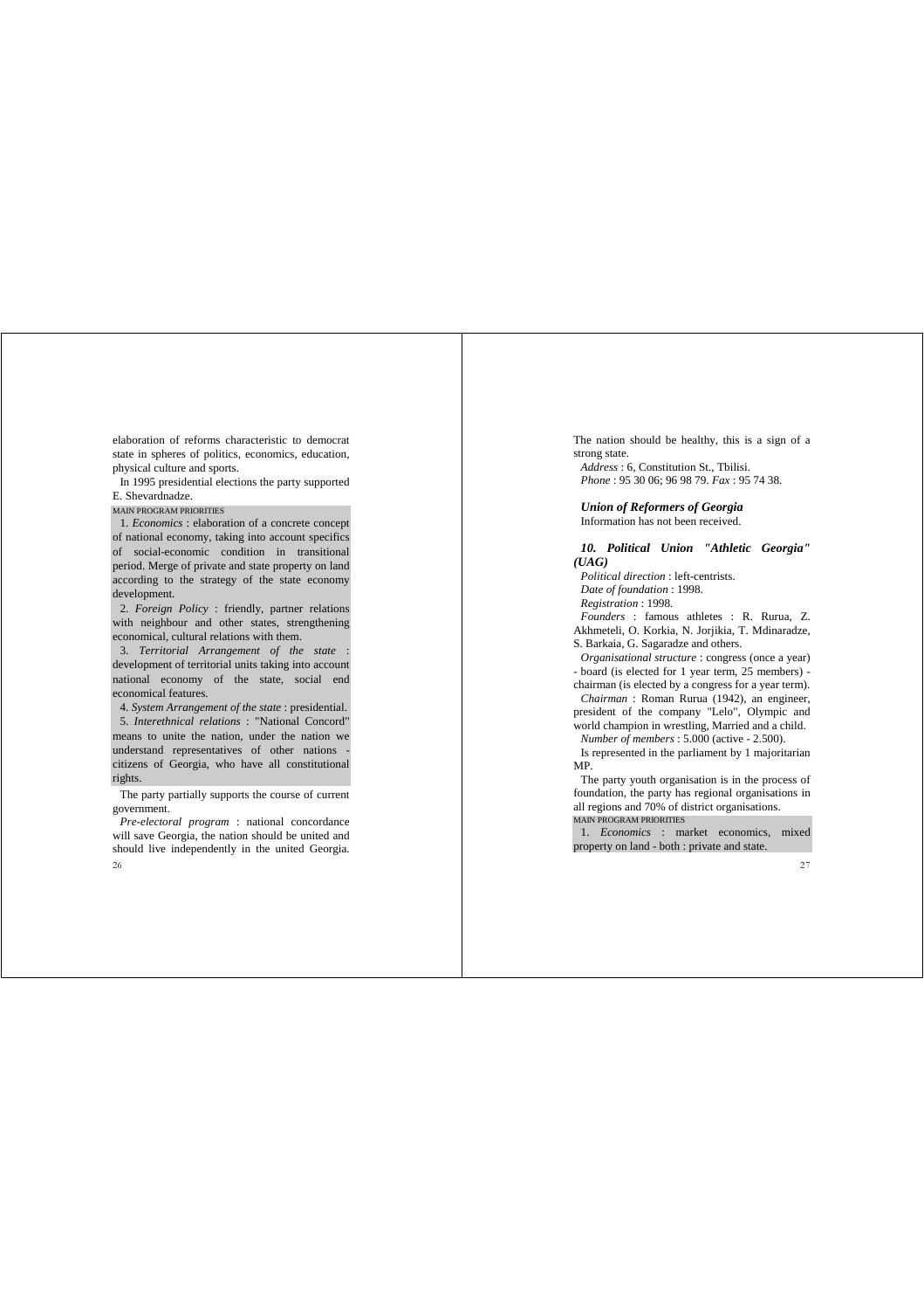elaboration of reforms characteristic to democrat state in spheres of politics, economics, education, physical culture and sports.

In 1995 presidential elections the party supported E. Shevardnadze.

MAIN PROGRAM PRIORITIES

1. *Economics* : elaboration of a concrete concept of national economy, taking into account specifics of social-economic condition in transitional period. Merge of private and state property on land according to the strategy of the state economy development.

2. *Foreign Policy* : friendly, partner relations with neighbour and other states, strengthening economical, cultural relations with them.

3. *Territorial Arrangement of the state* : development of territorial units taking into account national economy of the state, social end economical features.

4. *System Arrangement of the state* : presidential.

5. *Interethnical relations* : "National Concord" means to unite the nation, under the nation we understand representatives of other nations - citizens of Georgia, who have all constitutional rights.

The party partially supports the course of current government.

*Pre-electoral program* : national concordance will save Georgia, the nation should be united and should live independently in the united Georgia. The nation should be healthy, this is a sign of a strong state.

*Address* : 6, Constitution St., Tbilisi.
*Phone* : 95 30 06; 96 98 79. *Fax* : 95 74 38.

### *Union of Reformers of Georgia*

Information has not been received.

### *10. Political Union "Athletic Georgia" (UAG)*

*Political direction* : left-centrists.
*Date of foundation* : 1998.
*Registration* : 1998.
*Founders* : famous athletes : R. Rurua, Z. Akhmeteli, O. Korkia, N. Jorjikia, T. Mdinaradze, S. Barkaia, G. Sagaradze and others.
*Organisational structure* : congress (once a year) - board (is elected for 1 year term, 25 members) - chairman (is elected by a congress for a year term).
*Chairman* : Roman Rurua (1942), an engineer, president of the company "Lelo", Olympic and world champion in wrestling, Married and a child.
*Number of members* : 5.000 (active - 2.500).

Is represented in the parliament by 1 majoritarian MP.

The party youth organisation is in the process of foundation, the party has regional organisations in all regions and 70% of district organisations.

MAIN PROGRAM PRIORITIES

1. *Economics* : market economics, mixed property on land - both : private and state.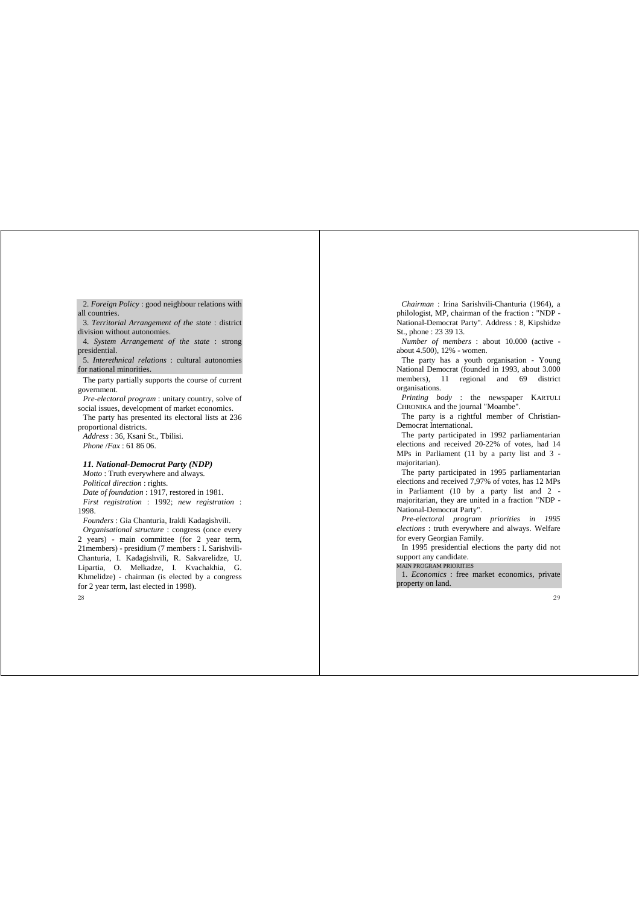2. *Foreign Policy* : good neighbour relations with all countries.

3. *Territorial Arrangement of the state* : district division without autonomies.

4. *System Arrangement of the state* : strong presidential.

5. *Interethnical relations* : cultural autonomies for national minorities.

The party partially supports the course of current government.

*Pre-electoral program* : unitary country, solve of social issues, development of market economics.

The party has presented its electoral lists at 236 proportional districts.

*Address* : 36, Ksani St., Tbilisi.

*Phone* /*Fax* : 61 86 06.

### *11. National-Democrat Party (NDP)*

*Motto* : Truth everywhere and always.

*Political direction* : rights.

*Date of foundation* : 1917, restored in 1981.

*First registration* : 1992; *new registration* : 1998.

*Founders* : Gia Chanturia, Irakli Kadagishvili.

*Organisational structure* : congress (once every 2 years) - main committee (for 2 year term, 21members) - presidium (7 members : I. Sarishvili-Chanturia, I. Kadagishvili, R. Sakvarelidze, U. Lipartia, O. Melkadze, I. Kvachakhia, G. Khmelidze) - chairman (is elected by a congress for 2 year term, last elected in 1998).

*Chairman* : Irina Sarishvili-Chanturia (1964), a philologist, MP, chairman of the fraction : "NDP - National-Democrat Party". Address : 8, Kipshidze St., phone : 23 39 13.

*Number of members* : about 10.000 (active - about 4.500), 12% - women.

The party has a youth organisation - Young National Democrat (founded in 1993, about 3.000 members), 11 regional and 69 district organisations.

*Printing body* : the newspaper KARTULI CHRONIKA and the journal "Moambe".

The party is a rightful member of Christian-Democrat International.

The party participated in 1992 parliamentarian elections and received 20-22% of votes, had 14 MPs in Parliament (11 by a party list and 3 - majoritarian).

The party participated in 1995 parliamentarian elections and received 7,97% of votes, has 12 MPs in Parliament (10 by a party list and 2 - majoritarian, they are united in a fraction "NDP - National-Democrat Party".

*Pre-electoral program priorities in 1995 elections* : truth everywhere and always. Welfare for every Georgian Family.

In 1995 presidential elections the party did not support any candidate.

MAIN PROGRAM PRIORITIES

1. *Economics* : free market economics, private property on land.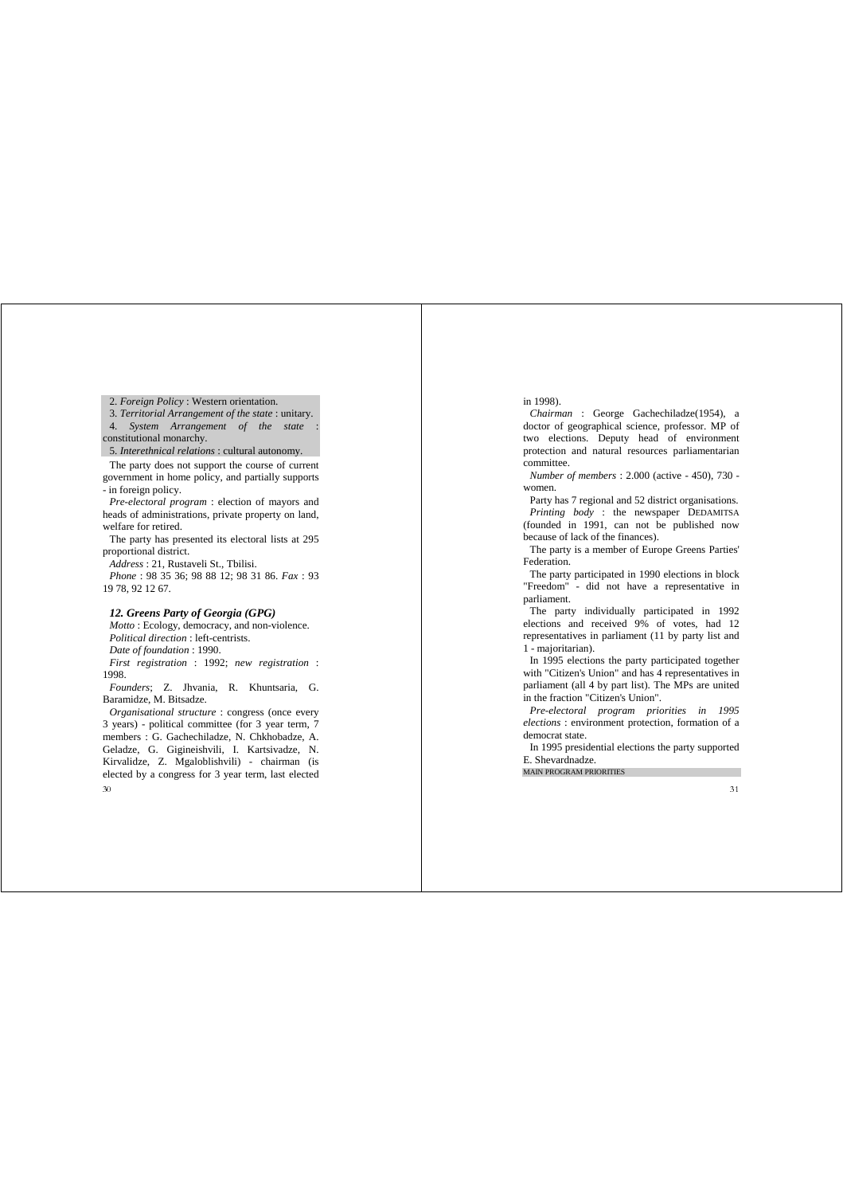2. *Foreign Policy* : Western orientation.

3. *Territorial Arrangement of the state* : unitary.

4. *System Arrangement of the state* : constitutional monarchy.

5. *Interethnical relations* : cultural autonomy.

The party does not support the course of current government in home policy, and partially supports - in foreign policy.

*Pre-electoral program* : election of mayors and heads of administrations, private property on land, welfare for retired.

The party has presented its electoral lists at 295 proportional district.

*Address* : 21, Rustaveli St., Tbilisi.

*Phone* : 98 35 36; 98 88 12; 98 31 86. *Fax* : 93 19 78, 92 12 67.

### *12. Greens Party of Georgia (GPG)*

*Motto* : Ecology, democracy, and non-violence.

*Political direction* : left-centrists.

*Date of foundation* : 1990.

*First registration* : 1992; *new registration* : 1998.

*Founders*; Z. Jhvania, R. Khuntsaria, G. Baramidze, M. Bitsadze.

*Organisational structure* : congress (once every 3 years) - political committee (for 3 year term, 7 members : G. Gachechiladze, N. Chkhobadze, A. Geladze, G. Gigineishvili, I. Kartsivadze, N. Kirvalidze, Z. Mgaloblishvili) - chairman (is elected by a congress for 3 year term, last elected in 1998).

*Chairman* : George Gachechiladze(1954), a doctor of geographical science, professor. MP of two elections. Deputy head of environment protection and natural resources parliamentarian committee.

*Number of members* : 2.000 (active - 450), 730 - women.

Party has 7 regional and 52 district organisations.

*Printing body* : the newspaper DEDAMITSA (founded in 1991, can not be published now because of lack of the finances).

The party is a member of Europe Greens Parties' Federation.

The party participated in 1990 elections in block "Freedom" - did not have a representative in parliament.

The party individually participated in 1992 elections and received 9% of votes, had 12 representatives in parliament (11 by party list and 1 - majoritarian).

In 1995 elections the party participated together with "Citizen's Union" and has 4 representatives in parliament (all 4 by part list). The MPs are united in the fraction "Citizen's Union".

*Pre-electoral program priorities in 1995 elections* : environment protection, formation of a democrat state.

In 1995 presidential elections the party supported E. Shevardnadze.

MAIN PROGRAM PRIORITIES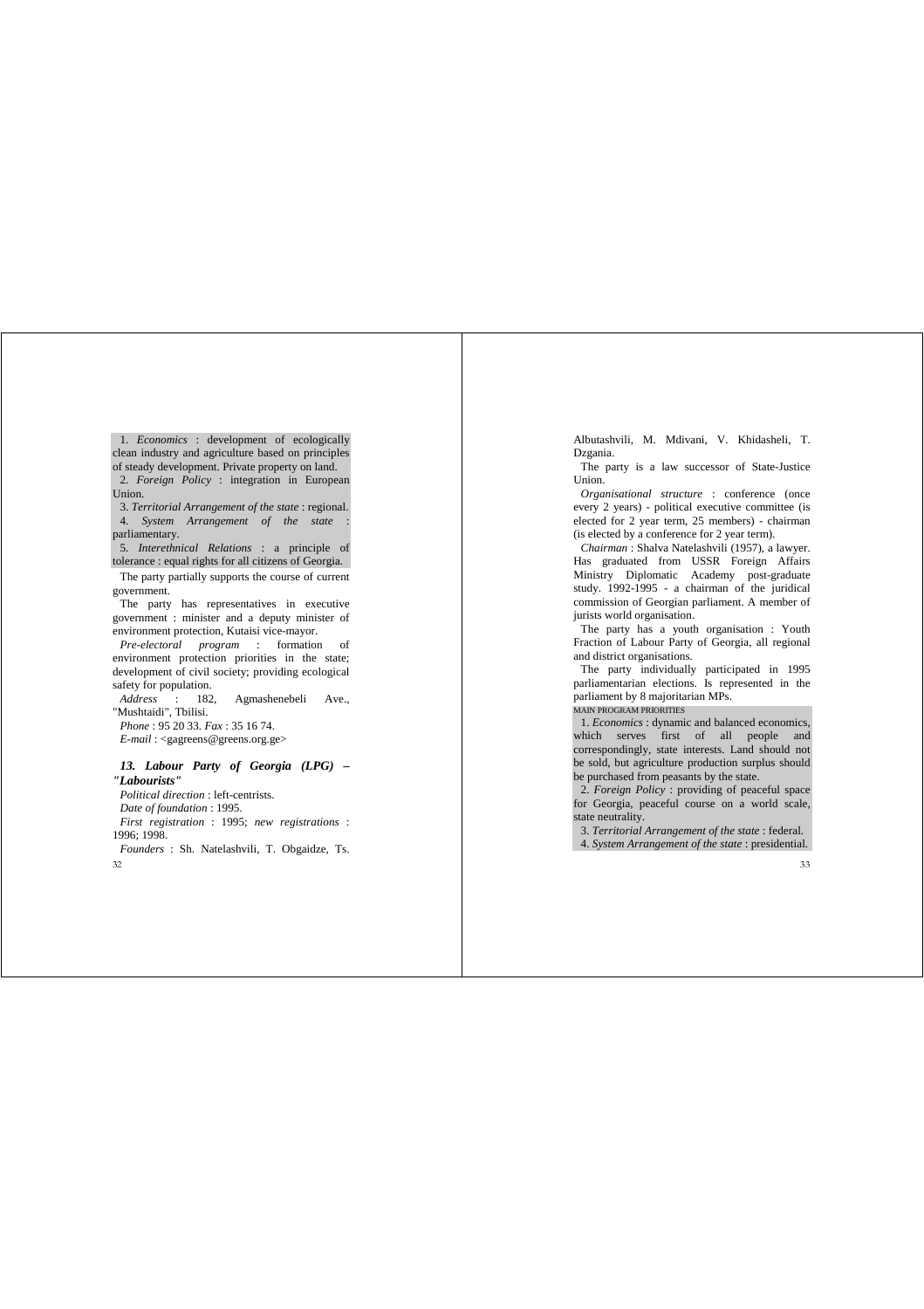1. *Economics* : development of ecologically clean industry and agriculture based on principles of steady development. Private property on land.

2. *Foreign Policy* : integration in European Union.

3. *Territorial Arrangement of the state* : regional.

4. *System Arrangement of the state* : parliamentary.

5. *Interethnical Relations* : a principle of tolerance : equal rights for all citizens of Georgia.

The party partially supports the course of current government.

The party has representatives in executive government : minister and a deputy minister of environment protection, Kutaisi vice-mayor.

*Pre-electoral program* : formation of environment protection priorities in the state; development of civil society; providing ecological safety for population.

*Address* : 182, Agmashenebeli Ave., "Mushtaidi", Tbilisi.

*Phone* : 95 20 33. *Fax* : 35 16 74.

*E-mail* : <gagreens@greens.org.ge>

### *13. Labour Party of Georgia (LPG) – "Labourists"*

*Political direction* : left-centrists.

*Date of foundation* : 1995.

*First registration* : 1995; *new registrations* : 1996; 1998.

*Founders* : Sh. Natelashvili, T. Obgaidze, Ts. Albutashvili, M. Mdivani, V. Khidasheli, T. Dzgania.

The party is a law successor of State-Justice Union.

*Organisational structure* : conference (once every 2 years) - political executive committee (is elected for 2 year term, 25 members) - chairman (is elected by a conference for 2 year term).

*Chairman* : Shalva Natelashvili (1957), a lawyer. Has graduated from USSR Foreign Affairs Ministry Diplomatic Academy post-graduate study. 1992-1995 - a chairman of the juridical commission of Georgian parliament. A member of jurists world organisation.

The party has a youth organisation : Youth Fraction of Labour Party of Georgia, all regional and district organisations.

The party individually participated in 1995 parliamentarian elections. Is represented in the parliament by 8 majoritarian MPs.

MAIN PROGRAM PRIORITIES

1. *Economics* : dynamic and balanced economics, which serves first of all people and correspondingly, state interests. Land should not be sold, but agriculture production surplus should be purchased from peasants by the state.

2. *Foreign Policy* : providing of peaceful space for Georgia, peaceful course on a world scale, state neutrality.

3. *Territorial Arrangement of the state* : federal.

4. *System Arrangement of the state* : presidential.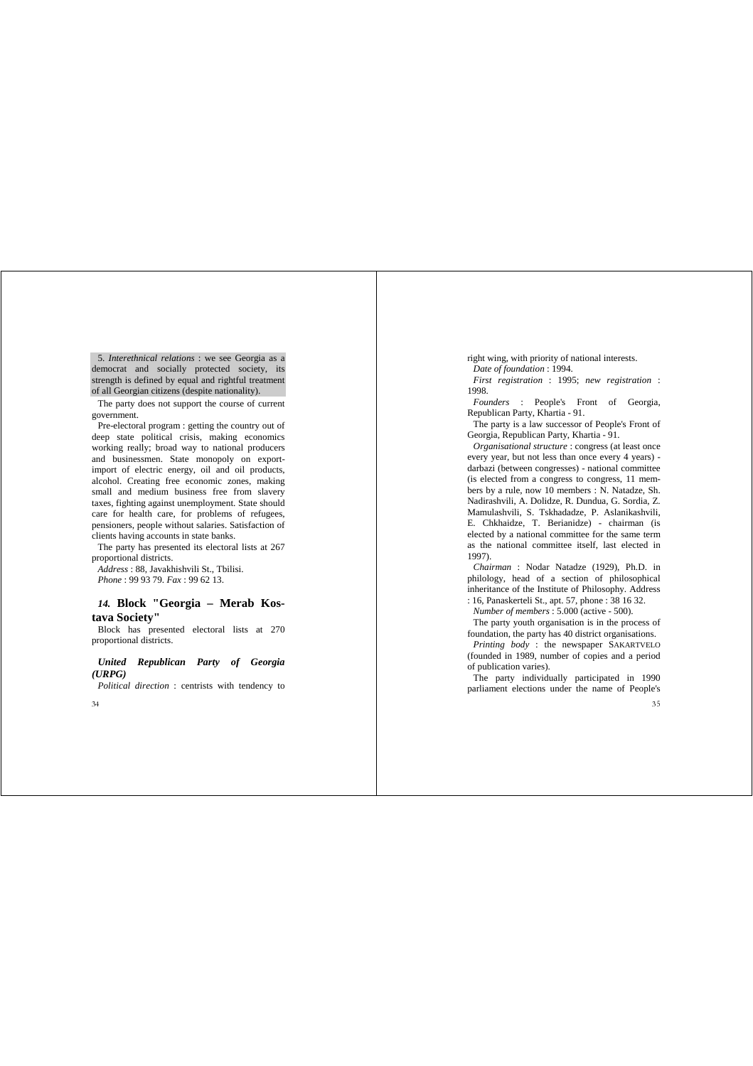5. *Interethnical relations* : we see Georgia as a democrat and socially protected society, its strength is defined by equal and rightful treatment of all Georgian citizens (despite nationality).

The party does not support the course of current government.

Pre-electoral program : getting the country out of deep state political crisis, making economics working really; broad way to national producers and businessmen. State monopoly on export-import of electric energy, oil and oil products, alcohol. Creating free economic zones, making small and medium business free from slavery taxes, fighting against unemployment. State should care for health care, for problems of refugees, pensioners, people without salaries. Satisfaction of clients having accounts in state banks.

The party has presented its electoral lists at 267 proportional districts.

*Address* : 88, Javakhishvili St., Tbilisi.
*Phone* : 99 93 79. *Fax* : 99 62 13.

## *14.* Block "Georgia – Merab Kostava Society"

Block has presented electoral lists at 270 proportional districts.

### *United Republican Party of Georgia (URPG)*

*Political direction* : centrists with tendency to right wing, with priority of national interests.

*Date of foundation* : 1994.

*First registration* : 1995; *new registration* : 1998.

*Founders* : People's Front of Georgia, Republican Party, Khartia - 91.

The party is a law successor of People's Front of Georgia, Republican Party, Khartia - 91.

*Organisational structure* : congress (at least once every year, but not less than once every 4 years) - darbazi (between congresses) - national committee (is elected from a congress to congress, 11 members by a rule, now 10 members : N. Natadze, Sh. Nadirashvili, A. Dolidze, R. Dundua, G. Sordia, Z. Mamulashvili, S. Tskhadadze, P. Aslanikashvili, E. Chkhaidze, T. Berianidze) - chairman (is elected by a national committee for the same term as the national committee itself, last elected in 1997).

*Chairman* : Nodar Natadze (1929), Ph.D. in philology, head of a section of philosophical inheritance of the Institute of Philosophy. Address : 16, Panaskerteli St., apt. 57, phone : 38 16 32.

*Number of members* : 5.000 (active - 500).

The party youth organisation is in the process of foundation, the party has 40 district organisations.

*Printing body* : the newspaper SAKARTVELO (founded in 1989, number of copies and a period of publication varies).

The party individually participated in 1990 parliament elections under the name of People's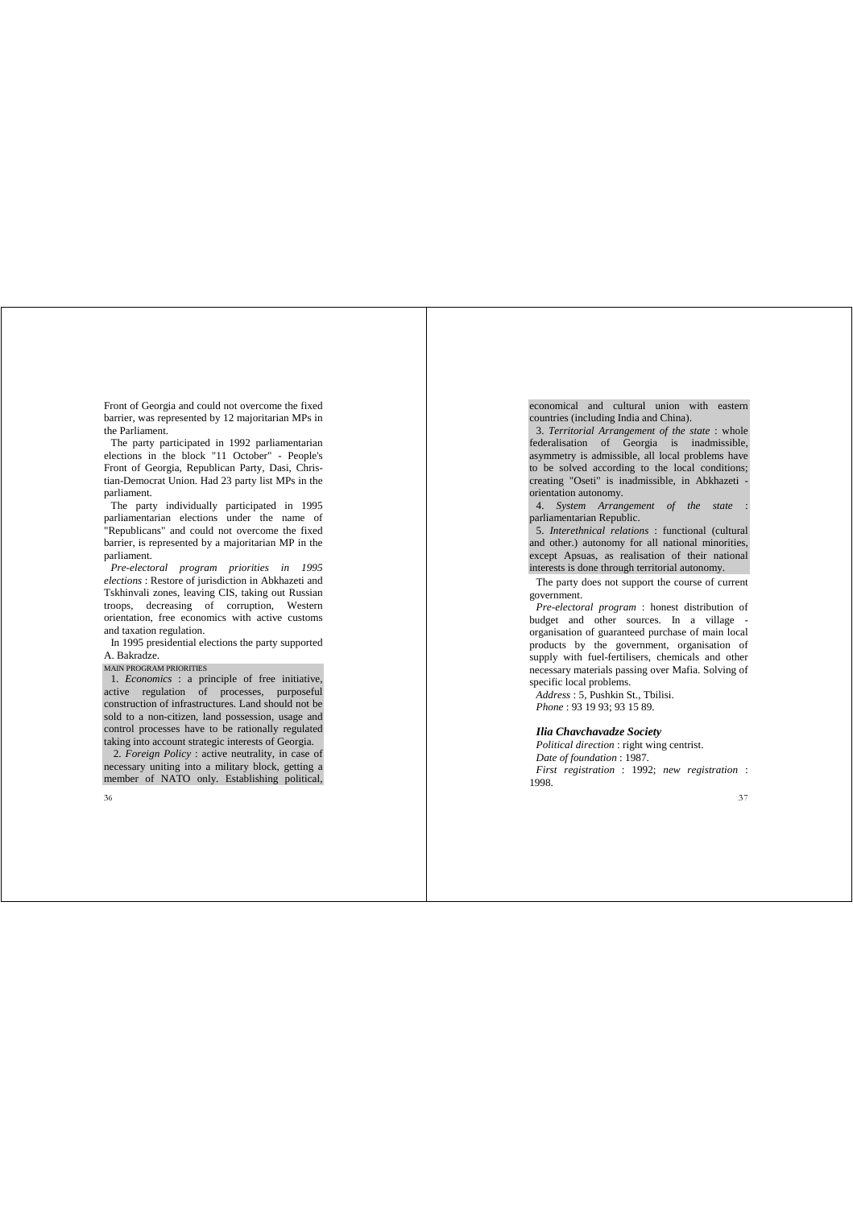Front of Georgia and could not overcome the fixed barrier, was represented by 12 majoritarian MPs in the Parliament.

The party participated in 1992 parliamentarian elections in the block "11 October" - People's Front of Georgia, Republican Party, Dasi, Christian-Democrat Union. Had 23 party list MPs in the parliament.

The party individually participated in 1995 parliamentarian elections under the name of "Republicans" and could not overcome the fixed barrier, is represented by a majoritarian MP in the parliament.

*Pre-electoral program priorities in 1995 elections* : Restore of jurisdiction in Abkhazeti and Tskhinvali zones, leaving CIS, taking out Russian troops, decreasing of corruption, Western orientation, free economics with active customs and taxation regulation.

In 1995 presidential elections the party supported A. Bakradze.

MAIN PROGRAM PRIORITIES

1. *Economics* : a principle of free initiative, active regulation of processes, purposeful construction of infrastructures. Land should not be sold to a non-citizen, land possession, usage and control processes have to be rationally regulated taking into account strategic interests of Georgia.

2. *Foreign Policy* : active neutrality, in case of necessary uniting into a military block, getting a member of NATO only. Establishing political, economical and cultural union with eastern countries (including India and China).

3. *Territorial Arrangement of the state* : whole federalisation of Georgia is inadmissible, asymmetry is admissible, all local problems have to be solved according to the local conditions; creating "Oseti" is inadmissible, in Abkhazeti - orientation autonomy.

4. *System Arrangement of the state* : parliamentarian Republic.

5. *Interethnical relations* : functional (cultural and other.) autonomy for all national minorities, except Apsuas, as realisation of their national interests is done through territorial autonomy.

The party does not support the course of current government.

*Pre-electoral program* : honest distribution of budget and other sources. In a village - organisation of guaranteed purchase of main local products by the government, organisation of supply with fuel-fertilisers, chemicals and other necessary materials passing over Mafia. Solving of specific local problems.

*Address* : 5, Pushkin St., Tbilisi.

*Phone* : 93 19 93; 93 15 89.

### *Ilia Chavchavadze Society*

*Political direction* : right wing centrist.

*Date of foundation* : 1987.

*First registration* : 1992; *new registration* : 1998.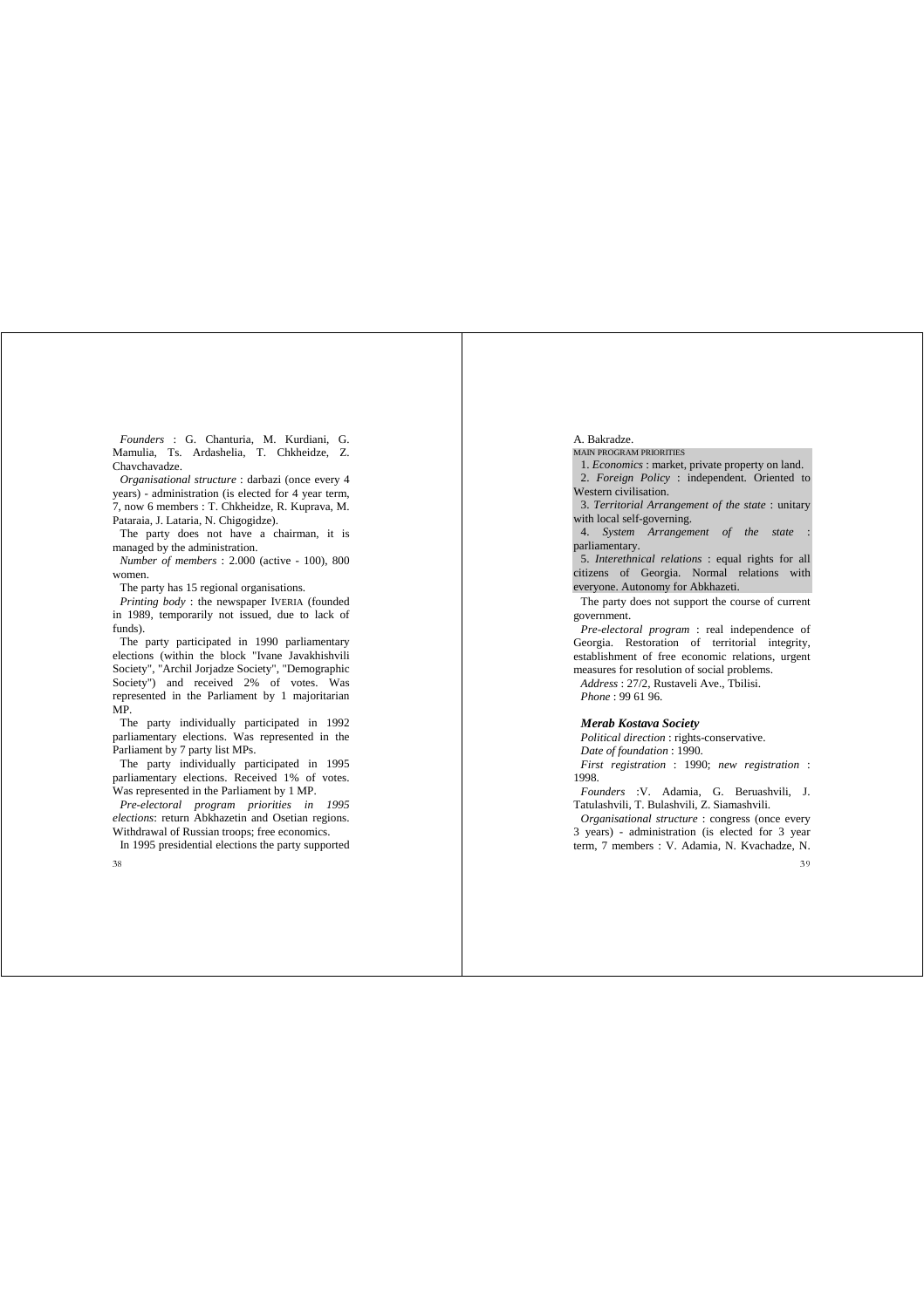*Founders* : G. Chanturia, M. Kurdiani, G. Mamulia, Ts. Ardashelia, T. Chkheidze, Z. Chavchavadze.

*Organisational structure* : darbazi (once every 4 years) - administration (is elected for 4 year term, 7, now 6 members : T. Chkheidze, R. Kuprava, M. Pataraia, J. Lataria, N. Chigogidze).

The party does not have a chairman, it is managed by the administration.

*Number of members* : 2.000 (active - 100), 800 women.

The party has 15 regional organisations.

*Printing body* : the newspaper IVERIA (founded in 1989, temporarily not issued, due to lack of funds).

The party participated in 1990 parliamentary elections (within the block "Ivane Javakhishvili Society", "Archil Jorjadze Society", "Demographic Society") and received 2% of votes. Was represented in the Parliament by 1 majoritarian MP.

The party individually participated in 1992 parliamentary elections. Was represented in the Parliament by 7 party list MPs.

The party individually participated in 1995 parliamentary elections. Received 1% of votes. Was represented in the Parliament by 1 MP.

*Pre-electoral program priorities in 1995 elections*: return Abkhazetin and Osetian regions. Withdrawal of Russian troops; free economics.

In 1995 presidential elections the party supported A. Bakradze.

MAIN PROGRAM PRIORITIES

1. *Economics* : market, private property on land.
2. *Foreign Policy* : independent. Oriented to Western civilisation.
3. *Territorial Arrangement of the state* : unitary with local self-governing.
4. *System Arrangement of the state* : parliamentary.
5. *Interethnical relations* : equal rights for all citizens of Georgia. Normal relations with everyone. Autonomy for Abkhazeti.

The party does not support the course of current government.

*Pre-electoral program* : real independence of Georgia. Restoration of territorial integrity, establishment of free economic relations, urgent measures for resolution of social problems.

*Address* : 27/2, Rustaveli Ave., Tbilisi.

*Phone* : 99 61 96.

### *Merab Kostava Society*

*Political direction* : rights-conservative.

*Date of foundation* : 1990.

*First registration* : 1990; *new registration* : 1998.

*Founders* :V. Adamia, G. Beruashvili, J. Tatulashvili, T. Bulashvili, Z. Siamashvili.

*Organisational structure* : congress (once every 3 years) - administration (is elected for 3 year term, 7 members : V. Adamia, N. Kvachadze, N.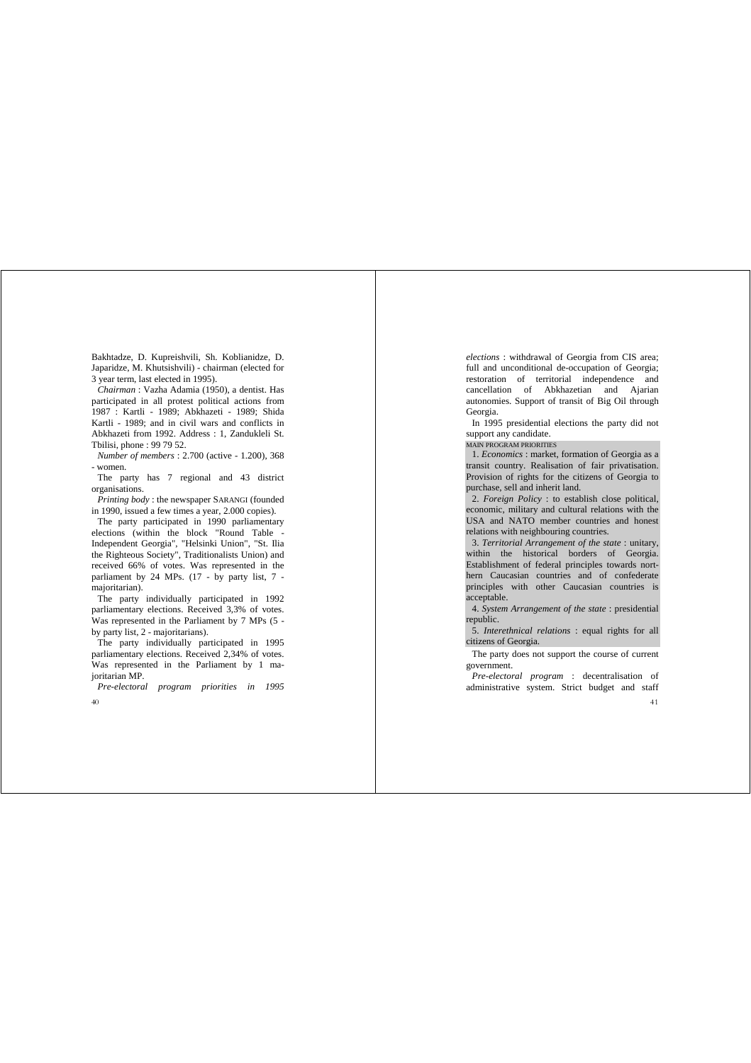Bakhtadze, D. Kupreishvili, Sh. Koblianidze, D. Japaridze, M. Khutsishvili) - chairman (elected for 3 year term, last elected in 1995).

*Chairman* : Vazha Adamia (1950), a dentist. Has participated in all protest political actions from 1987 : Kartli - 1989; Abkhazeti - 1989; Shida Kartli - 1989; and in civil wars and conflicts in Abkhazeti from 1992. Address : 1, Zandukleli St. Tbilisi, phone : 99 79 52.

*Number of members* : 2.700 (active - 1.200), 368 - women.

The party has 7 regional and 43 district organisations.

*Printing body* : the newspaper SARANGI (founded in 1990, issued a few times a year, 2.000 copies).

The party participated in 1990 parliamentary elections (within the block "Round Table - Independent Georgia", "Helsinki Union", "St. Ilia the Righteous Society", Traditionalists Union) and received 66% of votes. Was represented in the parliament by 24 MPs. (17 - by party list, 7 - majoritarian).

The party individually participated in 1992 parliamentary elections. Received 3,3% of votes. Was represented in the Parliament by 7 MPs (5 - by party list, 2 - majoritarians).

The party individually participated in 1995 parliamentary elections. Received 2,34% of votes. Was represented in the Parliament by 1 majoritarian MP.

*Pre-electoral program priorities in 1995 elections* : withdrawal of Georgia from CIS area; full and unconditional de-occupation of Georgia; restoration of territorial independence and cancellation of Abkhazetian and Ajarian autonomies. Support of transit of Big Oil through Georgia.

In 1995 presidential elections the party did not support any candidate.

MAIN PROGRAM PRIORITIES

1. *Economics* : market, formation of Georgia as a transit country. Realisation of fair privatisation. Provision of rights for the citizens of Georgia to purchase, sell and inherit land.

2. *Foreign Policy* : to establish close political, economic, military and cultural relations with the USA and NATO member countries and honest relations with neighbouring countries.

3. *Territorial Arrangement of the state* : unitary, within the historical borders of Georgia. Establishment of federal principles towards northern Caucasian countries and of confederate principles with other Caucasian countries is acceptable.

4. *System Arrangement of the state* : presidential republic.

5. *Interethnical relations* : equal rights for all citizens of Georgia.

The party does not support the course of current government.

*Pre-electoral program* : decentralisation of administrative system. Strict budget and staff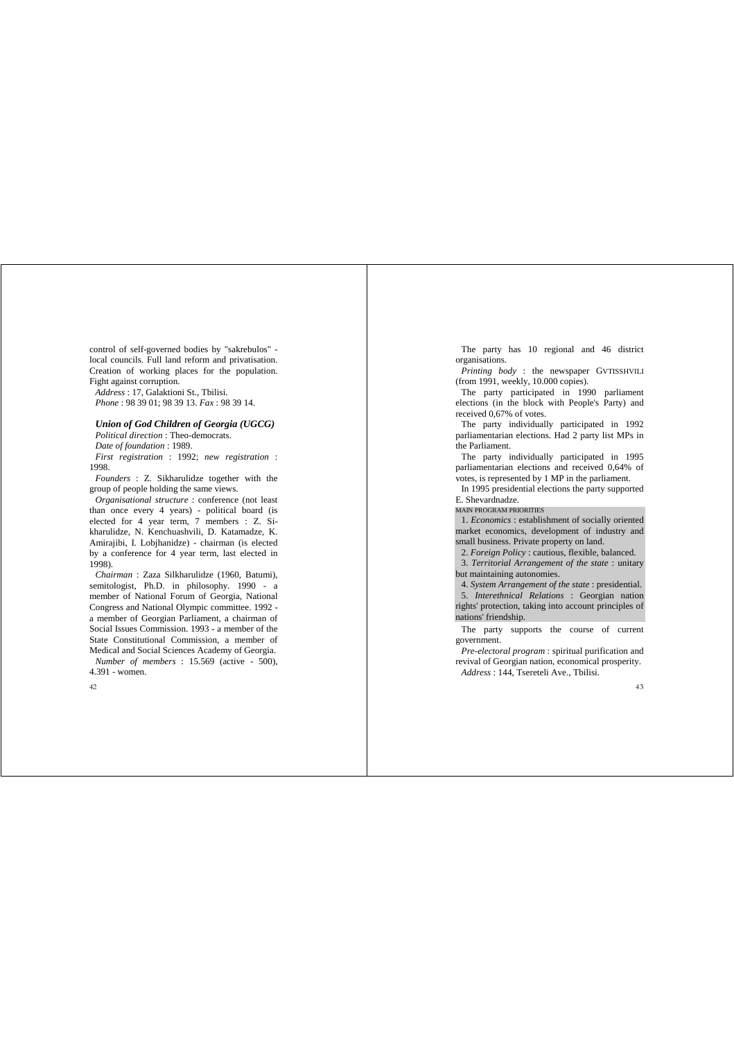control of self-governed bodies by "sakrebulos" - local councils. Full land reform and privatisation. Creation of working places for the population. Fight against corruption.

*Address* : 17, Galaktioni St., Tbilisi.

*Phone* : 98 39 01; 98 39 13. *Fax* : 98 39 14.

### *Union of God Children of Georgia (UGCG)*

*Political direction* : Theo-democrats.

*Date of foundation* : 1989.

*First registration* : 1992; *new registration* : 1998.

*Founders* : Z. Sikharulidze together with the group of people holding the same views.

*Organisational structure* : conference (not least than once every 4 years) - political board (is elected for 4 year term, 7 members : Z. Sikharulidze, N. Kenchuashvili, D. Katamadze, K. Amirajibi, I. Lobjhanidze) - chairman (is elected by a conference for 4 year term, last elected in 1998).

*Chairman* : Zaza Silkharulidze (1960, Batumi), semitologist, Ph.D. in philosophy. 1990 - a member of National Forum of Georgia, National Congress and National Olympic committee. 1992 - a member of Georgian Parliament, a chairman of Social Issues Commission. 1993 - a member of the State Constitutional Commission, a member of Medical and Social Sciences Academy of Georgia.

*Number of members* : 15.569 (active - 500), 4.391 - women.

The party has 10 regional and 46 district organisations.

*Printing body* : the newspaper GVTISSHVILI (from 1991, weekly, 10.000 copies).

The party participated in 1990 parliament elections (in the block with People's Party) and received 0,67% of votes.

The party individually participated in 1992 parliamentarian elections. Had 2 party list MPs in the Parliament.

The party individually participated in 1995 parliamentarian elections and received 0,64% of votes, is represented by 1 MP in the parliament.

In 1995 presidential elections the party supported E. Shevardnadze.

MAIN PROGRAM PRIORITIES

1. *Economics* : establishment of socially oriented market economics, development of industry and small business. Private property on land.
2. *Foreign Policy* : cautious, flexible, balanced.
3. *Territorial Arrangement of the state* : unitary but maintaining autonomies.
4. *System Arrangement of the state* : presidential.
5. *Interethnical Relations* : Georgian nation rights' protection, taking into account principles of nations' friendship.

The party supports the course of current government.

*Pre-electoral program* : spiritual purification and revival of Georgian nation, economical prosperity.

*Address* : 144, Tsereteli Ave., Tbilisi.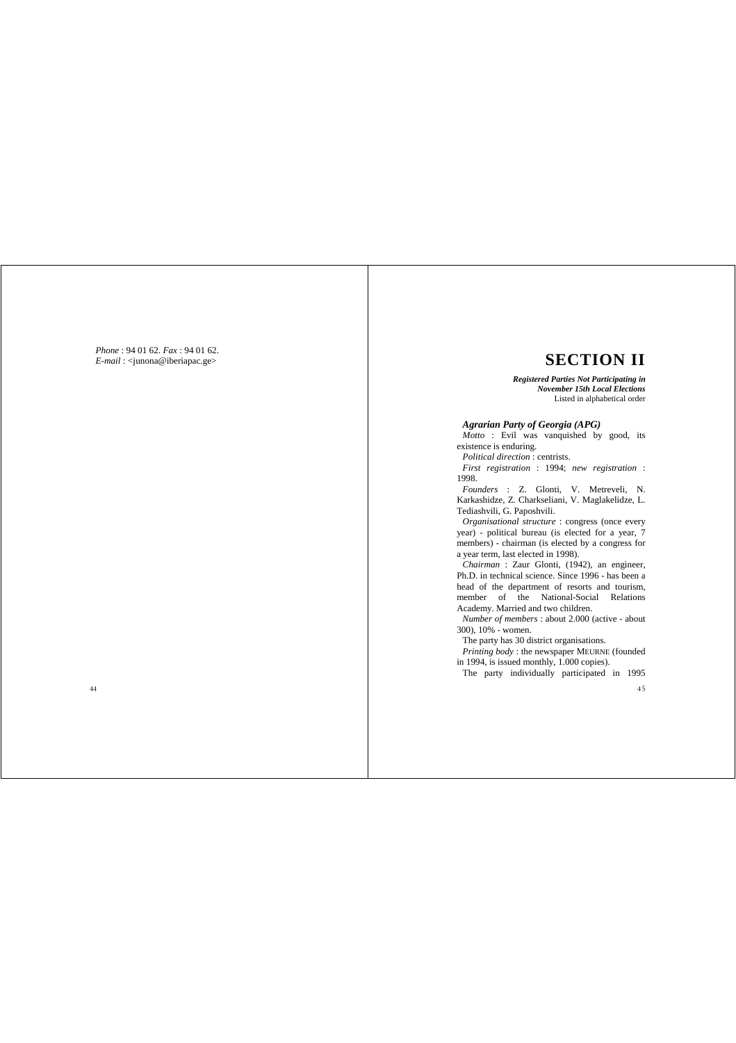*Phone* : 94 01 62. *Fax* : 94 01 62.
*E-mail* : <junona@iberiapac.ge>

# SECTION II

***Registered Parties Not Participating in November 15th Local Elections***
Listed in alphabetical order

### *Agrarian Party of Georgia (APG)*

*Motto* : Evil was vanquished by good, its existence is enduring.

*Political direction* : centrists.

*First registration* : 1994; *new registration* : 1998.

*Founders* : Z. Glonti, V. Metreveli, N. Karkashidze, Z. Charkseliani, V. Maglakelidze, L. Tediashvili, G. Paposhvili.

*Organisational structure* : congress (once every year) - political bureau (is elected for a year, 7 members) - chairman (is elected by a congress for a year term, last elected in 1998).

*Chairman* : Zaur Glonti, (1942), an engineer, Ph.D. in technical science. Since 1996 - has been a head of the department of resorts and tourism, member of the National-Social Relations Academy. Married and two children.

*Number of members* : about 2.000 (active - about 300), 10% - women.

The party has 30 district organisations.

*Printing body* : the newspaper MEURNE (founded in 1994, is issued monthly, 1.000 copies).

The party individually participated in 1995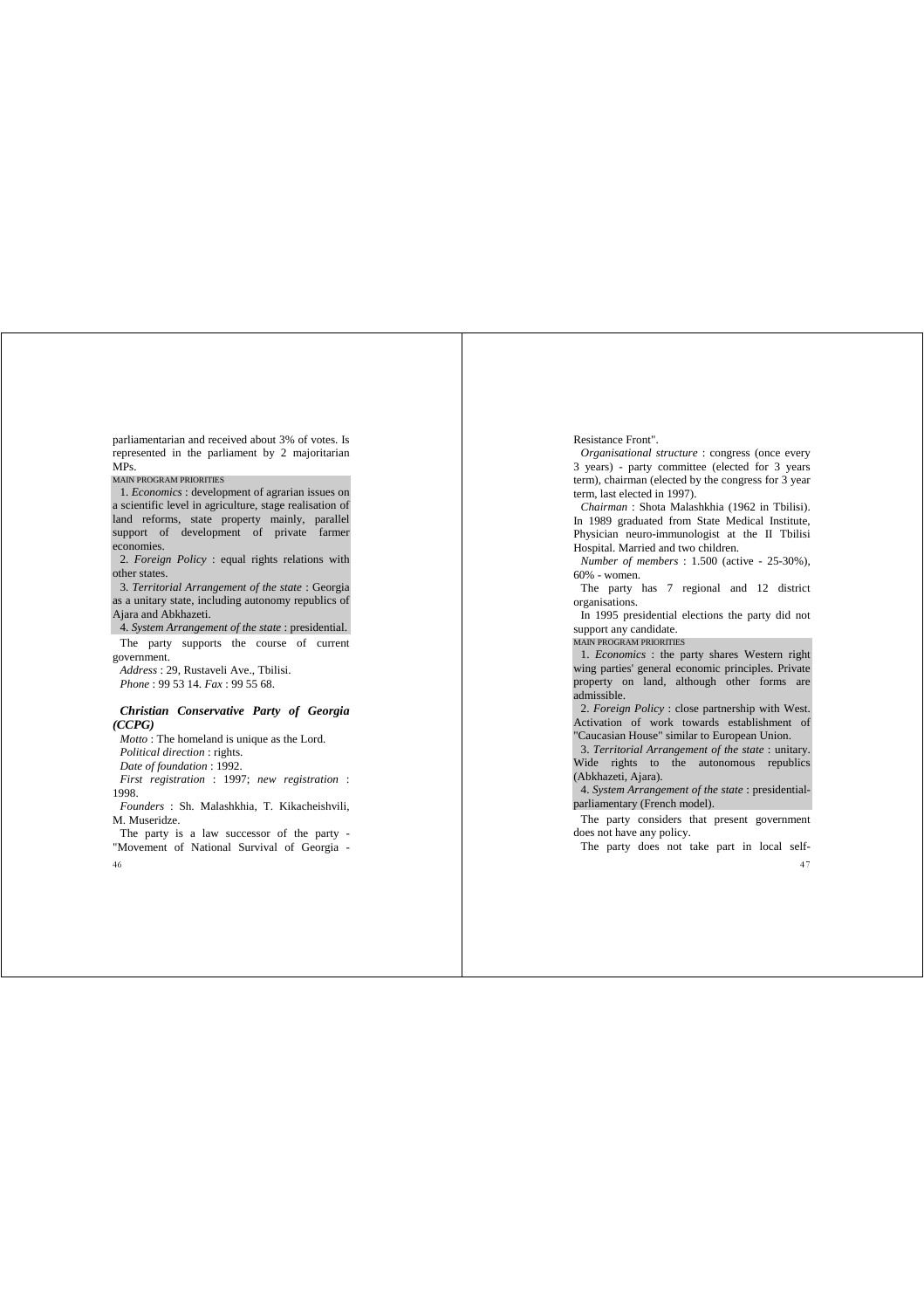parliamentarian and received about 3% of votes. Is represented in the parliament by 2 majoritarian MPs.

MAIN PROGRAM PRIORITIES

1. *Economics* : development of agrarian issues on a scientific level in agriculture, stage realisation of land reforms, state property mainly, parallel support of development of private farmer economies.

2. *Foreign Policy* : equal rights relations with other states.

3. *Territorial Arrangement of the state* : Georgia as a unitary state, including autonomy republics of Ajara and Abkhazeti.

4. *System Arrangement of the state* : presidential.

The party supports the course of current government.

*Address* : 29, Rustaveli Ave., Tbilisi.

*Phone* : 99 53 14. *Fax* : 99 55 68.

### *Christian Conservative Party of Georgia (CCPG)*

*Motto* : The homeland is unique as the Lord.

*Political direction* : rights.

*Date of foundation* : 1992.

*First registration* : 1997; *new registration* : 1998.

*Founders* : Sh. Malashkhia, T. Kikacheishvili, M. Museridze.

The party is a law successor of the party - "Movement of National Survival of Georgia - Resistance Front".

*Organisational structure* : congress (once every 3 years) - party committee (elected for 3 years term), chairman (elected by the congress for 3 year term, last elected in 1997).

*Chairman* : Shota Malashkhia (1962 in Tbilisi). In 1989 graduated from State Medical Institute, Physician neuro-immunologist at the II Tbilisi Hospital. Married and two children.

*Number of members* : 1.500 (active - 25-30%), 60% - women.

The party has 7 regional and 12 district organisations.

In 1995 presidential elections the party did not support any candidate.

MAIN PROGRAM PRIORITIES

1. *Economics* : the party shares Western right wing parties' general economic principles. Private property on land, although other forms are admissible.

2. *Foreign Policy* : close partnership with West. Activation of work towards establishment of "Caucasian House" similar to European Union.

3. *Territorial Arrangement of the state* : unitary. Wide rights to the autonomous republics (Abkhazeti, Ajara).

4. *System Arrangement of the state* : presidential-parliamentary (French model).

The party considers that present government does not have any policy.

The party does not take part in local self-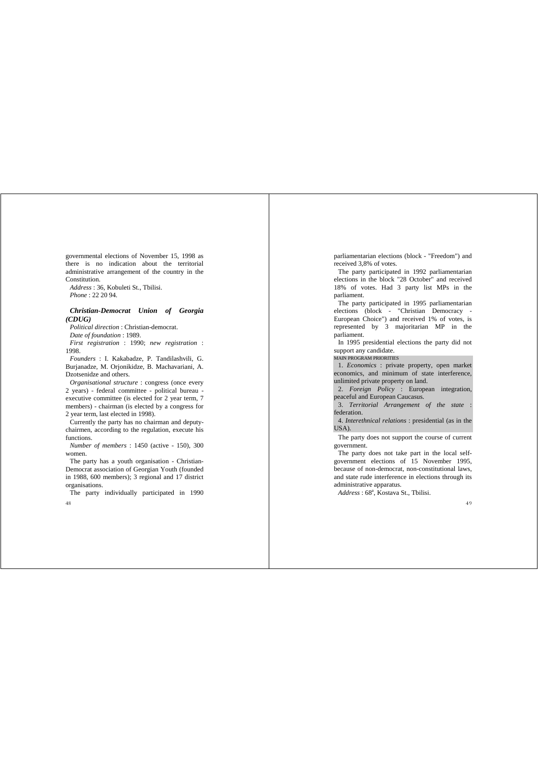governmental elections of November 15, 1998 as there is no indication about the territorial administrative arrangement of the country in the Constitution.

*Address* : 36, Kobuleti St., Tbilisi.

*Phone* : 22 20 94.

### *Christian-Democrat Union of Georgia (CDUG)*

*Political direction* : Christian-democrat.

*Date of foundation* : 1989.

*First registration* : 1990; *new registration* : 1998.

*Founders* : I. Kakabadze, P. Tandilashvili, G. Burjanadze, M. Orjonikidze, B. Machavariani, A. Dzotsenidze and others.

*Organisational structure* : congress (once every 2 years) - federal committee - political bureau - executive committee (is elected for 2 year term, 7 members) - chairman (is elected by a congress for 2 year term, last elected in 1998).

Currently the party has no chairman and deputy-chairmen, according to the regulation, execute his functions.

*Number of members* : 1450 (active - 150), 300 women.

The party has a youth organisation - Christian-Democrat association of Georgian Youth (founded in 1988, 600 members); 3 regional and 17 district organisations.

The party individually participated in 1990 parliamentarian elections (block - "Freedom") and received 3,8% of votes.

The party participated in 1992 parliamentarian elections in the block "28 October" and received 18% of votes. Had 3 party list MPs in the parliament.

The party participated in 1995 parliamentarian elections (block - "Christian Democracy - European Choice") and received 1% of votes, is represented by 3 majoritarian MP in the parliament.

In 1995 presidential elections the party did not support any candidate.

MAIN PROGRAM PRIORITIES

1. *Economics* : private property, open market economics, and minimum of state interference, unlimited private property on land.
2. *Foreign Policy* : European integration, peaceful and European Caucasus.
3. *Territorial Arrangement of the state* : federation.
4. *Interethnical relations* : presidential (as in the USA).

The party does not support the course of current government.

The party does not take part in the local self-government elections of 15 November 1995, because of non-democrat, non-constitutional laws, and state rude interference in elections through its administrative apparatus.

*Address* : 68[a], Kostava St., Tbilisi.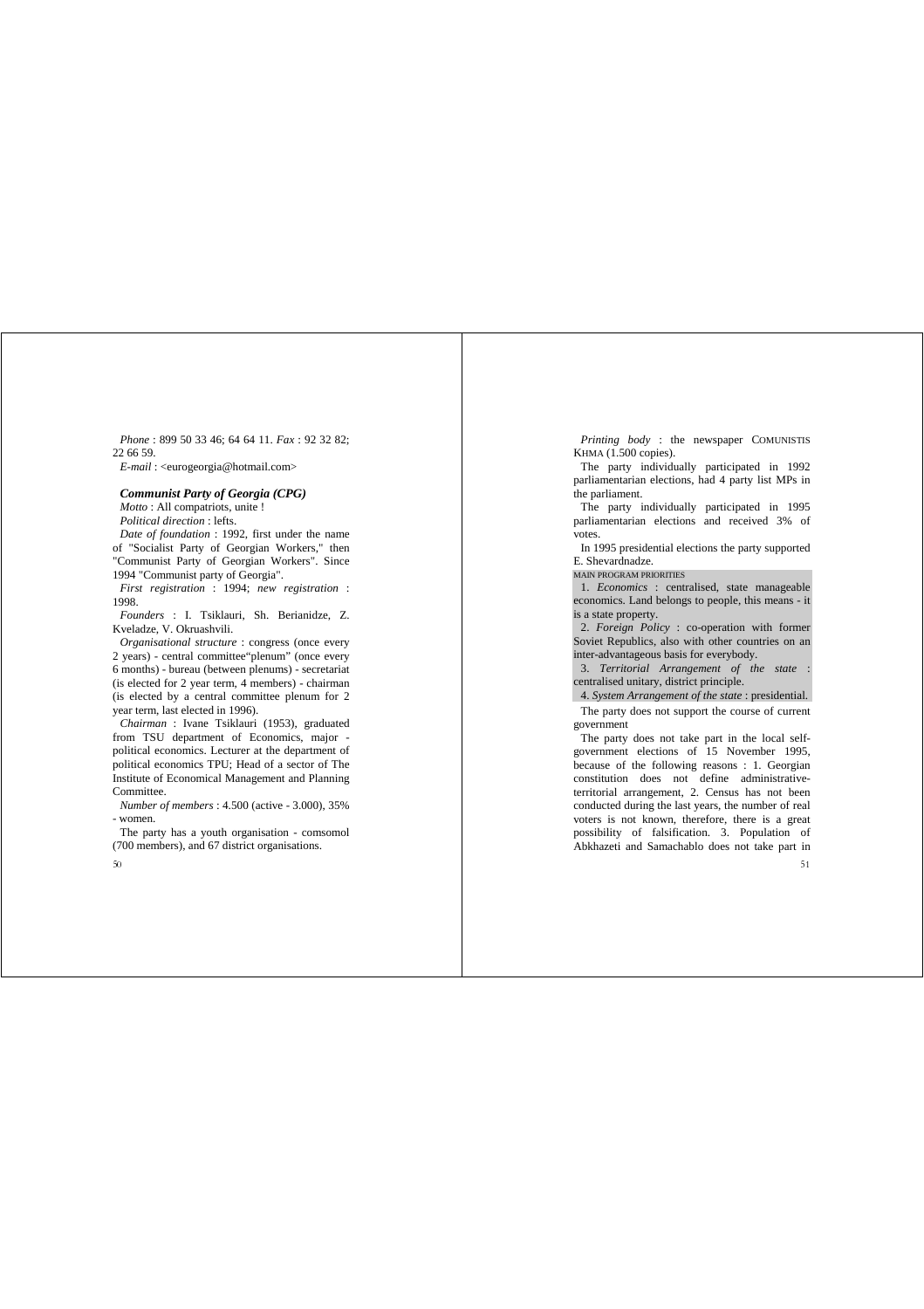*Phone* : 899 50 33 46; 64 64 11. *Fax* : 92 32 82; 22 66 59.

*E-mail* : <eurogeorgia@hotmail.com>

### *Communist Party of Georgia (CPG)*

*Motto* : All compatriots, unite !

*Political direction* : lefts.

*Date of foundation* : 1992, first under the name of "Socialist Party of Georgian Workers," then "Communist Party of Georgian Workers". Since 1994 "Communist party of Georgia".

*First registration* : 1994; *new registration* : 1998.

*Founders* : I. Tsiklauri, Sh. Berianidze, Z. Kveladze, V. Okruashvili.

*Organisational structure* : congress (once every 2 years) - central committee"plenum" (once every 6 months) - bureau (between plenums) - secretariat (is elected for 2 year term, 4 members) - chairman (is elected by a central committee plenum for 2 year term, last elected in 1996).

*Chairman* : Ivane Tsiklauri (1953), graduated from TSU department of Economics, major - political economics. Lecturer at the department of political economics TPU; Head of a sector of The Institute of Economical Management and Planning Committee.

*Number of members* : 4.500 (active - 3.000), 35% - women.

The party has a youth organisation - comsomol (700 members), and 67 district organisations.

*Printing body* : the newspaper COMUNISTIS KHMA (1.500 copies).

The party individually participated in 1992 parliamentarian elections, had 4 party list MPs in the parliament.

The party individually participated in 1995 parliamentarian elections and received 3% of votes.

In 1995 presidential elections the party supported E. Shevardnadze.

MAIN PROGRAM PRIORITIES

1. *Economics* : centralised, state manageable economics. Land belongs to people, this means - it is a state property.

2. *Foreign Policy* : co-operation with former Soviet Republics, also with other countries on an inter-advantageous basis for everybody.

3. *Territorial Arrangement of the state* : centralised unitary, district principle.

4. *System Arrangement of the state* : presidential.

The party does not support the course of current government

The party does not take part in the local self-government elections of 15 November 1995, because of the following reasons : 1. Georgian constitution does not define administrative-territorial arrangement, 2. Census has not been conducted during the last years, the number of real voters is not known, therefore, there is a great possibility of falsification. 3. Population of Abkhazeti and Samachablo does not take part in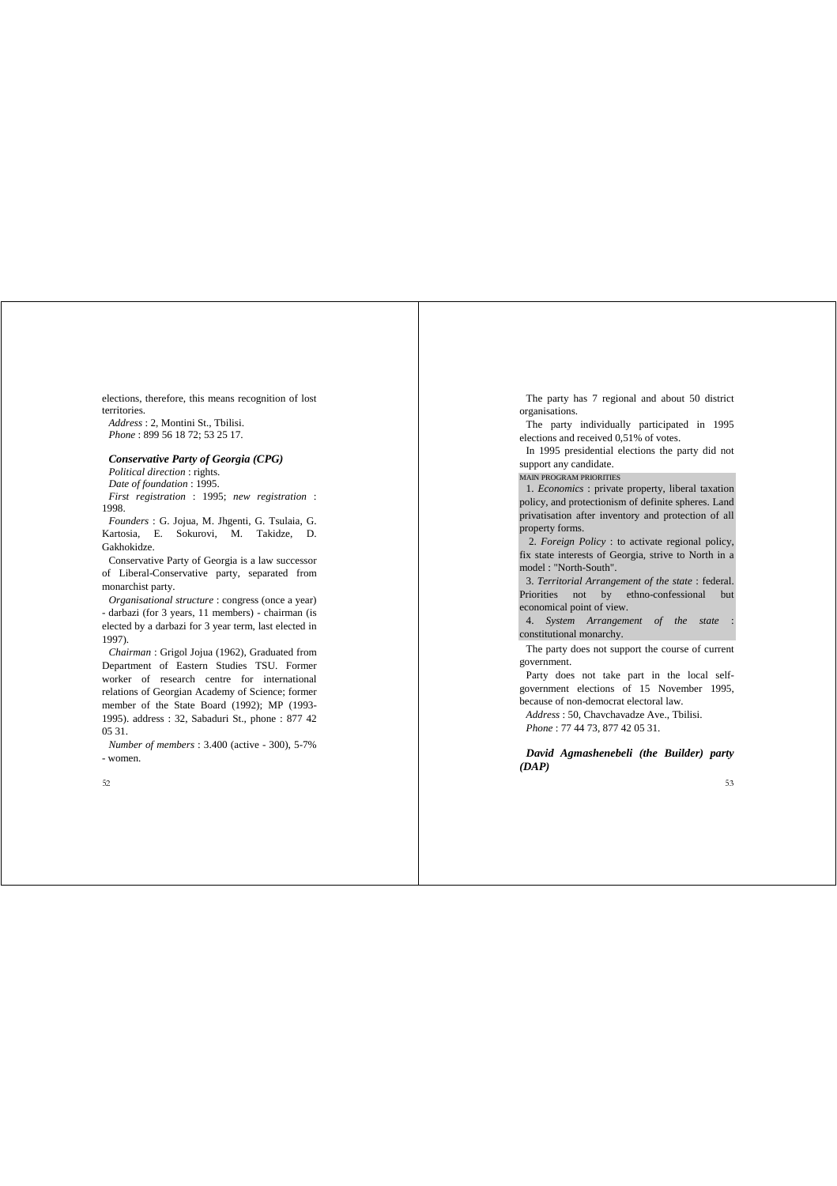elections, therefore, this means recognition of lost territories.

*Address* : 2, Montini St., Tbilisi.

*Phone* : 899 56 18 72; 53 25 17.

### *Conservative Party of Georgia (CPG)*

*Political direction* : rights.

*Date of foundation* : 1995.

*First registration* : 1995; *new registration* : 1998.

*Founders* : G. Jojua, M. Jhgenti, G. Tsulaia, G. Kartosia, E. Sokurovi, M. Takidze, D. Gakhokidze.

Conservative Party of Georgia is a law successor of Liberal-Conservative party, separated from monarchist party.

*Organisational structure* : congress (once a year) - darbazi (for 3 years, 11 members) - chairman (is elected by a darbazi for 3 year term, last elected in 1997).

*Chairman* : Grigol Jojua (1962), Graduated from Department of Eastern Studies TSU. Former worker of research centre for international relations of Georgian Academy of Science; former member of the State Board (1992); MP (1993-1995). address : 32, Sabaduri St., phone : 877 42 05 31.

*Number of members* : 3.400 (active - 300), 5-7% - women.

The party has 7 regional and about 50 district organisations.

The party individually participated in 1995 elections and received 0,51% of votes.

In 1995 presidential elections the party did not support any candidate.

MAIN PROGRAM PRIORITIES

1. *Economics* : private property, liberal taxation policy, and protectionism of definite spheres. Land privatisation after inventory and protection of all property forms.

2. *Foreign Policy* : to activate regional policy, fix state interests of Georgia, strive to North in a model : "North-South".

3. *Territorial Arrangement of the state* : federal. Priorities not by ethno-confessional but economical point of view.

4. *System Arrangement of the state* : constitutional monarchy.

The party does not support the course of current government.

Party does not take part in the local self-government elections of 15 November 1995, because of non-democrat electoral law.

*Address* : 50, Chavchavadze Ave., Tbilisi.

*Phone* : 77 44 73, 877 42 05 31.

### *David Agmashenebeli (the Builder) party (DAP)*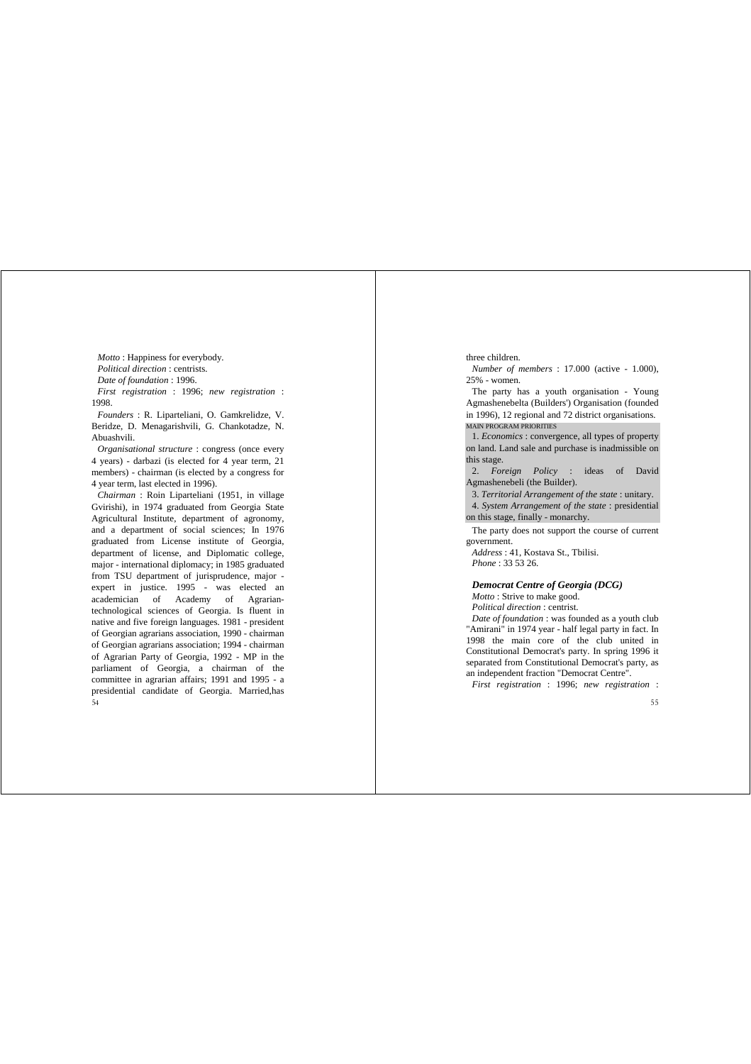*Motto* : Happiness for everybody.

*Political direction* : centrists.

*Date of foundation* : 1996.

*First registration* : 1996; *new registration* : 1998.

*Founders* : R. Liparteliani, O. Gamkrelidze, V. Beridze, D. Menagarishvili, G. Chankotadze, N. Abuashvili.

*Organisational structure* : congress (once every 4 years) - darbazi (is elected for 4 year term, 21 members) - chairman (is elected by a congress for 4 year term, last elected in 1996).

*Chairman* : Roin Liparteliani (1951, in village Gvirishi), in 1974 graduated from Georgia State Agricultural Institute, department of agronomy, and a department of social sciences; In 1976 graduated from License institute of Georgia, department of license, and Diplomatic college, major - international diplomacy; in 1985 graduated from TSU department of jurisprudence, major - expert in justice. 1995 - was elected an academician of Academy of Agrarian-technological sciences of Georgia. Is fluent in native and five foreign languages. 1981 - president of Georgian agrarians association, 1990 - chairman of Georgian agrarians association; 1994 - chairman of Agrarian Party of Georgia, 1992 - MP in the parliament of Georgia, a chairman of the committee in agrarian affairs; 1991 and 1995 - a presidential candidate of Georgia. Married,has three children.

*Number of members* : 17.000 (active - 1.000), 25% - women.

The party has a youth organisation - Young Agmashenebelta (Builders') Organisation (founded in 1996), 12 regional and 72 district organisations.

MAIN PROGRAM PRIORITIES

1. *Economics* : convergence, all types of property on land. Land sale and purchase is inadmissible on this stage.

2. *Foreign Policy* : ideas of David Agmashenebeli (the Builder).

3. *Territorial Arrangement of the state* : unitary.

4. *System Arrangement of the state* : presidential on this stage, finally - monarchy.

The party does not support the course of current government.

*Address* : 41, Kostava St., Tbilisi.

*Phone* : 33 53 26.

### *Democrat Centre of Georgia (DCG)*

*Motto* : Strive to make good.

*Political direction* : centrist.

*Date of foundation* : was founded as a youth club "Amirani" in 1974 year - half legal party in fact. In 1998 the main core of the club united in Constitutional Democrat's party. In spring 1996 it separated from Constitutional Democrat's party, as an independent fraction "Democrat Centre".

*First registration* : 1996; *new registration* :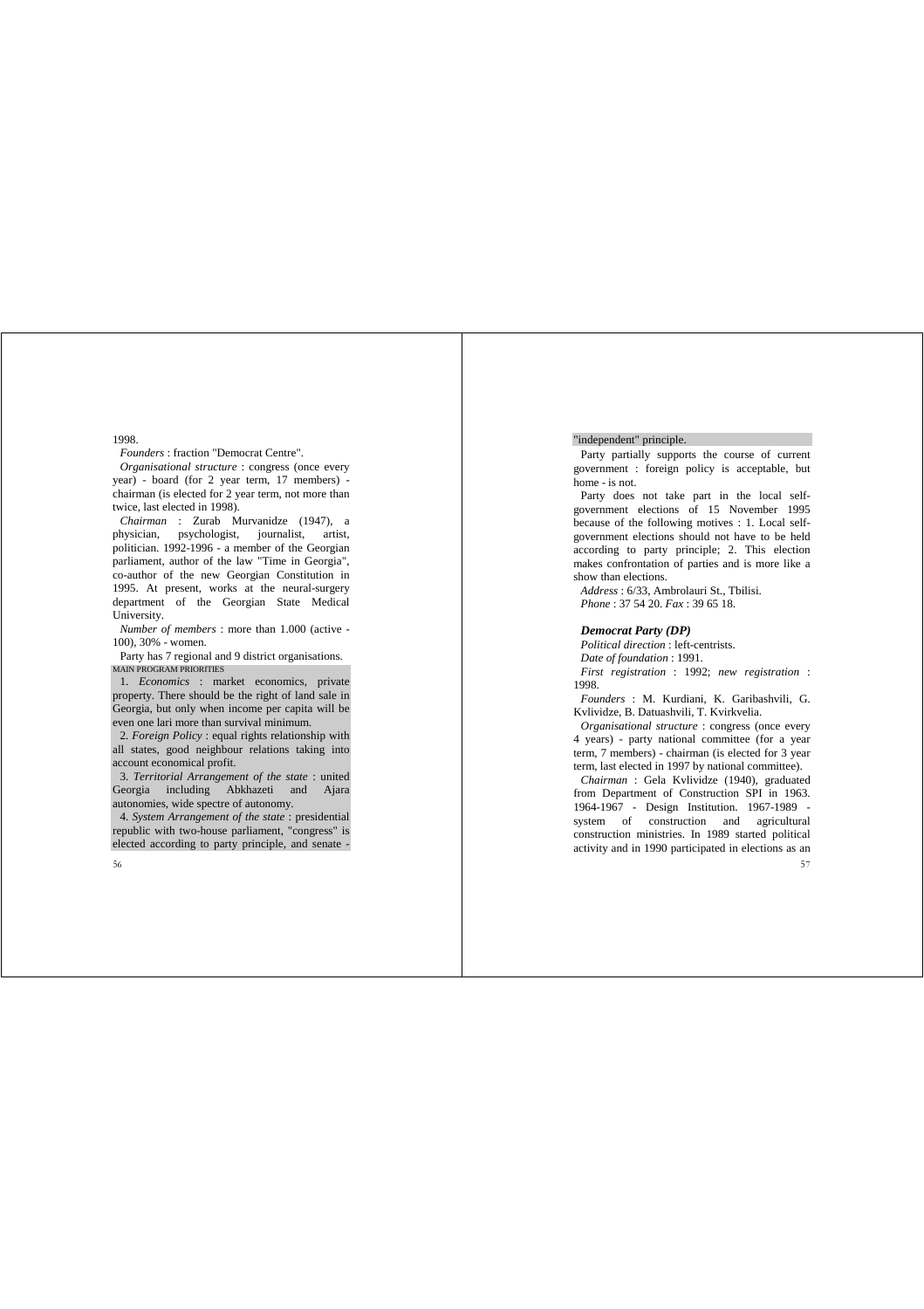1998.

*Founders* : fraction "Democrat Centre".

*Organisational structure* : congress (once every year) - board (for 2 year term, 17 members) - chairman (is elected for 2 year term, not more than twice, last elected in 1998).

*Chairman* : Zurab Murvanidze (1947), a physician, psychologist, journalist, artist, politician. 1992-1996 - a member of the Georgian parliament, author of the law "Time in Georgia", co-author of the new Georgian Constitution in 1995. At present, works at the neural-surgery department of the Georgian State Medical University.

*Number of members* : more than 1.000 (active - 100), 30% - women.

Party has 7 regional and 9 district organisations.

MAIN PROGRAM PRIORITIES

1. *Economics* : market economics, private property. There should be the right of land sale in Georgia, but only when income per capita will be even one lari more than survival minimum.

2. *Foreign Policy* : equal rights relationship with all states, good neighbour relations taking into account economical profit.

3. *Territorial Arrangement of the state* : united Georgia including Abkhazeti and Ajara autonomies, wide spectre of autonomy.

4. *System Arrangement of the state* : presidential republic with two-house parliament, "congress" is elected according to party principle, and senate - "independent" principle.

Party partially supports the course of current government : foreign policy is acceptable, but home - is not.

Party does not take part in the local self-government elections of 15 November 1995 because of the following motives : 1. Local self-government elections should not have to be held according to party principle; 2. This election makes confrontation of parties and is more like a show than elections.

*Address* : 6/33, Ambrolauri St., Tbilisi.

*Phone* : 37 54 20. *Fax* : 39 65 18.

### *Democrat Party (DP)*

*Political direction* : left-centrists.

*Date of foundation* : 1991.

*First registration* : 1992; *new registration* : 1998.

*Founders* : M. Kurdiani, K. Garibashvili, G. Kvlividze, B. Datuashvili, T. Kvirkvelia.

*Organisational structure* : congress (once every 4 years) - party national committee (for a year term, 7 members) - chairman (is elected for 3 year term, last elected in 1997 by national committee).

*Chairman* : Gela Kvlividze (1940), graduated from Department of Construction SPI in 1963. 1964-1967 - Design Institution. 1967-1989 - system of construction and agricultural construction ministries. In 1989 started political activity and in 1990 participated in elections as an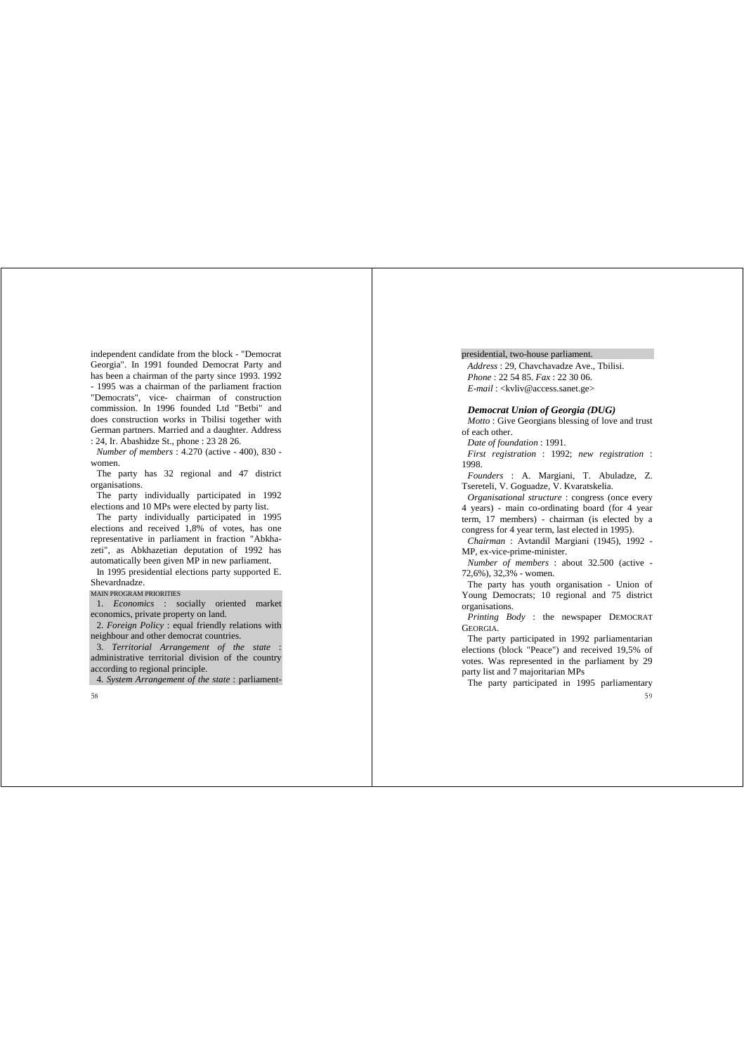independent candidate from the block - "Democrat Georgia". In 1991 founded Democrat Party and has been a chairman of the party since 1993. 1992 - 1995 was a chairman of the parliament fraction "Democrats", vice- chairman of construction commission. In 1996 founded Ltd "Betbi" and does construction works in Tbilisi together with German partners. Married and a daughter. Address : 24, Ir. Abashidze St., phone : 23 28 26.

*Number of members* : 4.270 (active - 400), 830 - women.

The party has 32 regional and 47 district organisations.

The party individually participated in 1992 elections and 10 MPs were elected by party list.

The party individually participated in 1995 elections and received 1,8% of votes, has one representative in parliament in fraction "Abkhazeti", as Abkhazetian deputation of 1992 has automatically been given MP in new parliament.

In 1995 presidential elections party supported E. Shevardnadze.

MAIN PROGRAM PRIORITIES

1. *Economics* : socially oriented market economics, private property on land.

2. *Foreign Policy* : equal friendly relations with neighbour and other democrat countries.

3. *Territorial Arrangement of the state* : administrative territorial division of the country according to regional principle.

4. *System Arrangement of the state* : parliament-presidential, two-house parliament.

*Address* : 29, Chavchavadze Ave., Tbilisi.

*Phone* : 22 54 85. *Fax* : 22 30 06.

*E-mail* : <kvliv@access.sanet.ge>

### *Democrat Union of Georgia (DUG)*

*Motto* : Give Georgians blessing of love and trust of each other.

*Date of foundation* : 1991.

*First registration* : 1992; *new registration* : 1998.

*Founders* : A. Margiani, T. Abuladze, Z. Tsereteli, V. Goguadze, V. Kvaratskelia.

*Organisational structure* : congress (once every 4 years) - main co-ordinating board (for 4 year term, 17 members) - chairman (is elected by a congress for 4 year term, last elected in 1995).

*Chairman* : Avtandil Margiani (1945), 1992 - MP, ex-vice-prime-minister.

*Number of members* : about 32.500 (active - 72,6%), 32,3% - women.

The party has youth organisation - Union of Young Democrats; 10 regional and 75 district organisations.

*Printing Body* : the newspaper DEMOCRAT GEORGIA.

The party participated in 1992 parliamentarian elections (block "Peace") and received 19,5% of votes. Was represented in the parliament by 29 party list and 7 majoritarian MPs

The party participated in 1995 parliamentary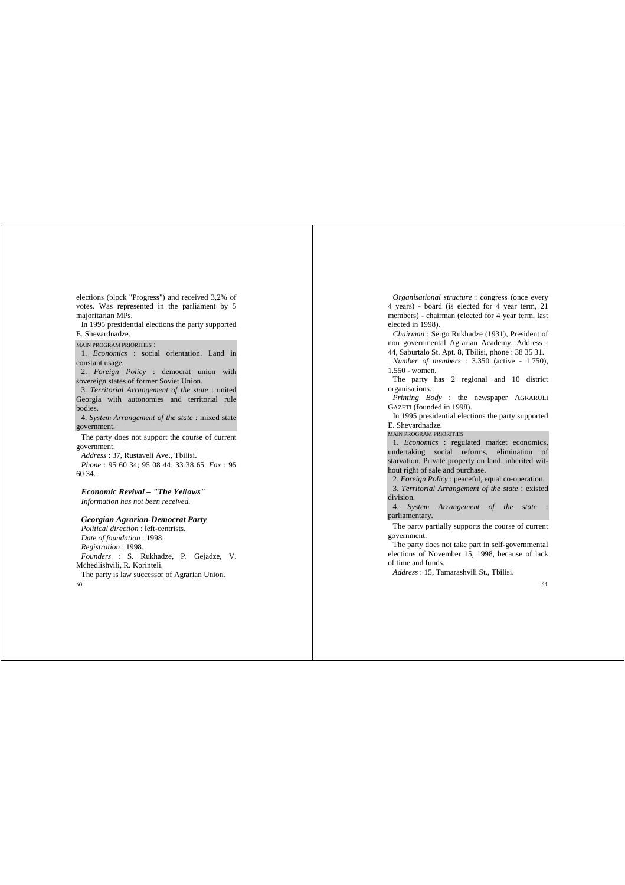elections (block "Progress") and received 3,2% of votes. Was represented in the parliament by 5 majoritarian MPs.

In 1995 presidential elections the party supported E. Shevardnadze.

MAIN PROGRAM PRIORITIES :

1. *Economics* : social orientation. Land in constant usage.

2. *Foreign Policy* : democrat union with sovereign states of former Soviet Union.

3. *Territorial Arrangement of the state* : united Georgia with autonomies and territorial rule bodies.

4. *System Arrangement of the state* : mixed state government.

The party does not support the course of current government.

*Address* : 37, Rustaveli Ave., Tbilisi.

*Phone* : 95 60 34; 95 08 44; 33 38 65. *Fax* : 95 60 34.

### *Economic Revival – "The Yellows"*

*Information has not been received.*

### *Georgian Agrarian-Democrat Party*

*Political direction* : left-centrists.

*Date of foundation* : 1998.

*Registration* : 1998.

*Founders* : S. Rukhadze, P. Gejadze, V. Mchedlishvili, R. Korinteli.

The party is law successor of Agrarian Union.

*Organisational structure* : congress (once every 4 years) - board (is elected for 4 year term, 21 members) - chairman (elected for 4 year term, last elected in 1998).

*Chairman* : Sergo Rukhadze (1931), President of non governmental Agrarian Academy. Address : 44, Saburtalo St. Apt. 8, Tbilisi, phone : 38 35 31.

*Number of members* : 3.350 (active - 1.750), 1.550 - women.

The party has 2 regional and 10 district organisations.

*Printing Body* : the newspaper AGRARULI GAZETI (founded in 1998).

In 1995 presidential elections the party supported E. Shevardnadze.

MAIN PROGRAM PRIORITIES

1. *Economics* : regulated market economics, undertaking social reforms, elimination of starvation. Private property on land, inherited without right of sale and purchase.

2. *Foreign Policy* : peaceful, equal co-operation.

3. *Territorial Arrangement of the state* : existed division.

4. *System Arrangement of the state* : parliamentary.

The party partially supports the course of current government.

The party does not take part in self-governmental elections of November 15, 1998, because of lack of time and funds.

*Address* : 15, Tamarashvili St., Tbilisi.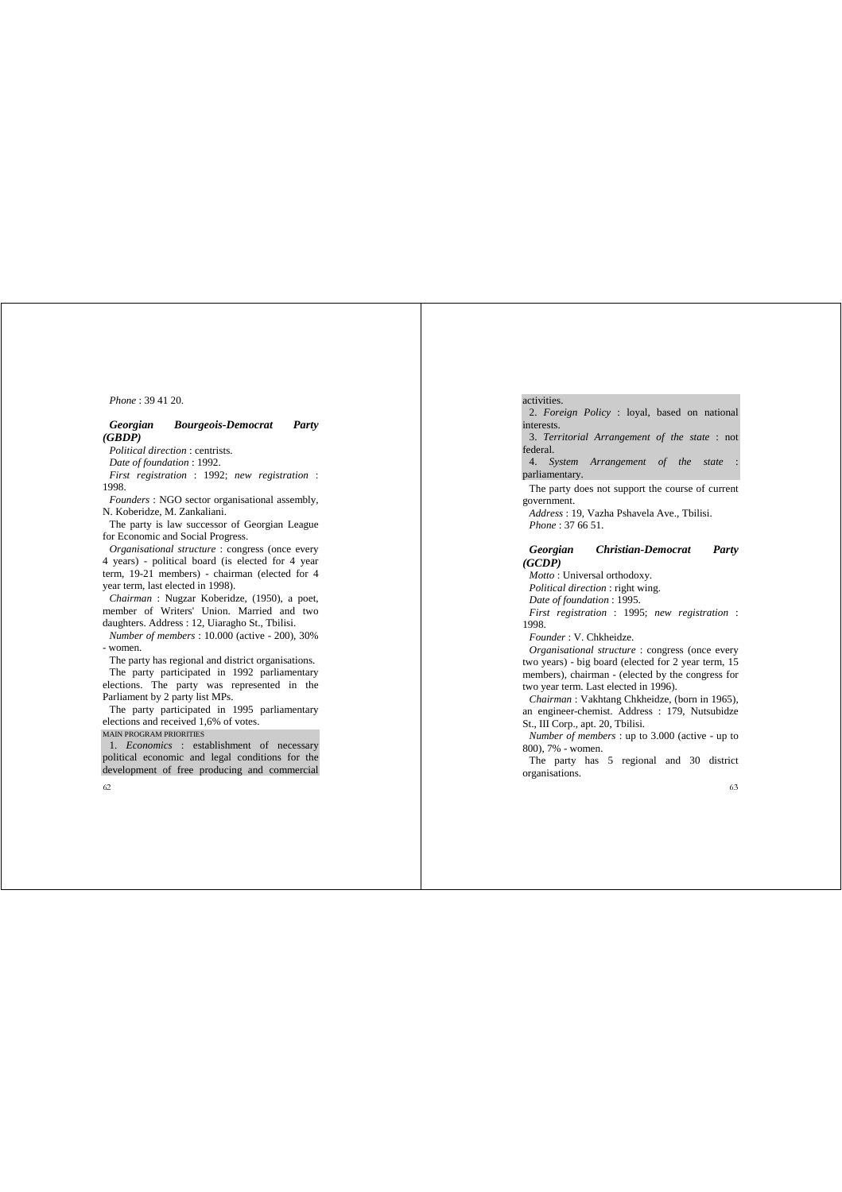*Phone* : 39 41 20.

### *Georgian Bourgeois-Democrat Party (GBDP)*

*Political direction* : centrists.

*Date of foundation* : 1992.

*First registration* : 1992; *new registration* : 1998.

*Founders* : NGO sector organisational assembly, N. Koberidze, M. Zankaliani.

The party is law successor of Georgian League for Economic and Social Progress.

*Organisational structure* : congress (once every 4 years) - political board (is elected for 4 year term, 19-21 members) - chairman (elected for 4 year term, last elected in 1998).

*Chairman* : Nugzar Koberidze, (1950), a poet, member of Writers' Union. Married and two daughters. Address : 12, Uiaragho St., Tbilisi.

*Number of members* : 10.000 (active - 200), 30% - women.

The party has regional and district organisations.

The party participated in 1992 parliamentary elections. The party was represented in the Parliament by 2 party list MPs.

The party participated in 1995 parliamentary elections and received 1,6% of votes.

MAIN PROGRAM PRIORITIES

1. *Economics* : establishment of necessary political economic and legal conditions for the development of free producing and commercial activities.

2. *Foreign Policy* : loyal, based on national interests.

3. *Territorial Arrangement of the state* : not federal.

4. *System Arrangement of the state* : parliamentary.

The party does not support the course of current government.

*Address* : 19, Vazha Pshavela Ave., Tbilisi.

*Phone* : 37 66 51.

### *Georgian Christian-Democrat Party (GCDP)*

*Motto* : Universal orthodoxy.

*Political direction* : right wing.

*Date of foundation* : 1995.

*First registration* : 1995; *new registration* : 1998.

*Founder* : V. Chkheidze.

*Organisational structure* : congress (once every two years) - big board (elected for 2 year term, 15 members), chairman - (elected by the congress for two year term. Last elected in 1996).

*Chairman* : Vakhtang Chkheidze, (born in 1965), an engineer-chemist. Address : 179, Nutsubidze St., III Corp., apt. 20, Tbilisi.

*Number of members* : up to 3.000 (active - up to 800), 7% - women.

The party has 5 regional and 30 district organisations.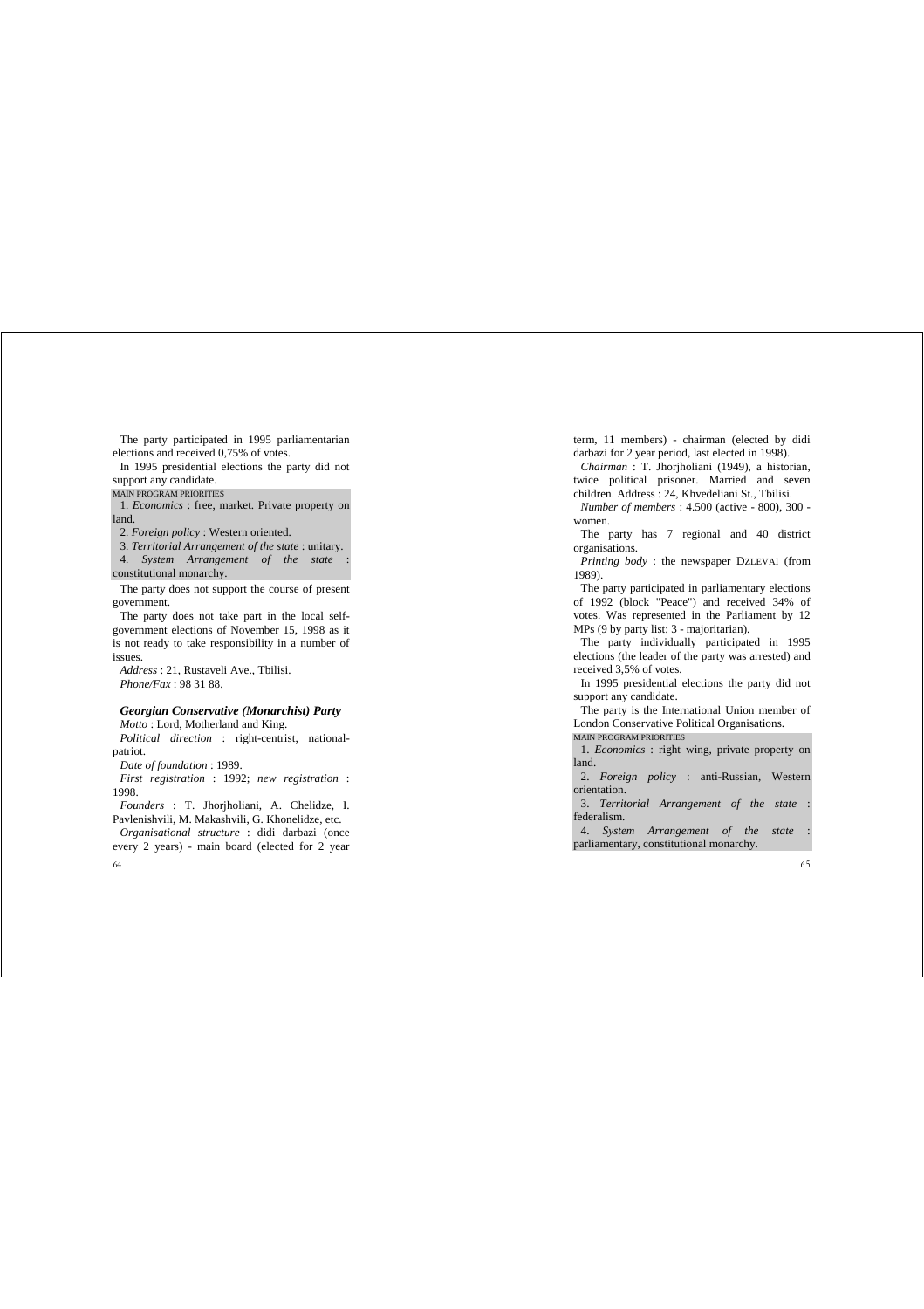The party participated in 1995 parliamentarian elections and received 0,75% of votes.

In 1995 presidential elections the party did not support any candidate.

MAIN PROGRAM PRIORITIES

1. *Economics* : free, market. Private property on land.
2. *Foreign policy* : Western oriented.
3. *Territorial Arrangement of the state* : unitary.
4. *System Arrangement of the state* : constitutional monarchy.

The party does not support the course of present government.

The party does not take part in the local self-government elections of November 15, 1998 as it is not ready to take responsibility in a number of issues.

*Address* : 21, Rustaveli Ave., Tbilisi.

*Phone/Fax* : 98 31 88.

### Georgian Conservative (Monarchist) Party

*Motto* : Lord, Motherland and King.

*Political direction* : right-centrist, national-patriot.

*Date of foundation* : 1989.

*First registration* : 1992; *new registration* : 1998.

*Founders* : T. Jhorjholiani, A. Chelidze, I. Pavlenishvili, M. Makashvili, G. Khonelidze, etc.

*Organisational structure* : didi darbazi (once every 2 years) - main board (elected for 2 year term, 11 members) - chairman (elected by didi darbazi for 2 year period, last elected in 1998).

*Chairman* : T. Jhorjholiani (1949), a historian, twice political prisoner. Married and seven children. Address : 24, Khvedeliani St., Tbilisi.

*Number of members* : 4.500 (active - 800), 300 - women.

The party has 7 regional and 40 district organisations.

*Printing body* : the newspaper DZLEVAI (from 1989).

The party participated in parliamentary elections of 1992 (block "Peace") and received 34% of votes. Was represented in the Parliament by 12 MPs (9 by party list; 3 - majoritarian).

The party individually participated in 1995 elections (the leader of the party was arrested) and received 3,5% of votes.

In 1995 presidential elections the party did not support any candidate.

The party is the International Union member of London Conservative Political Organisations.

MAIN PROGRAM PRIORITIES

1. *Economics* : right wing, private property on land.
2. *Foreign policy* : anti-Russian, Western orientation.
3. *Territorial Arrangement of the state* : federalism.
4. *System Arrangement of the state* : parliamentary, constitutional monarchy.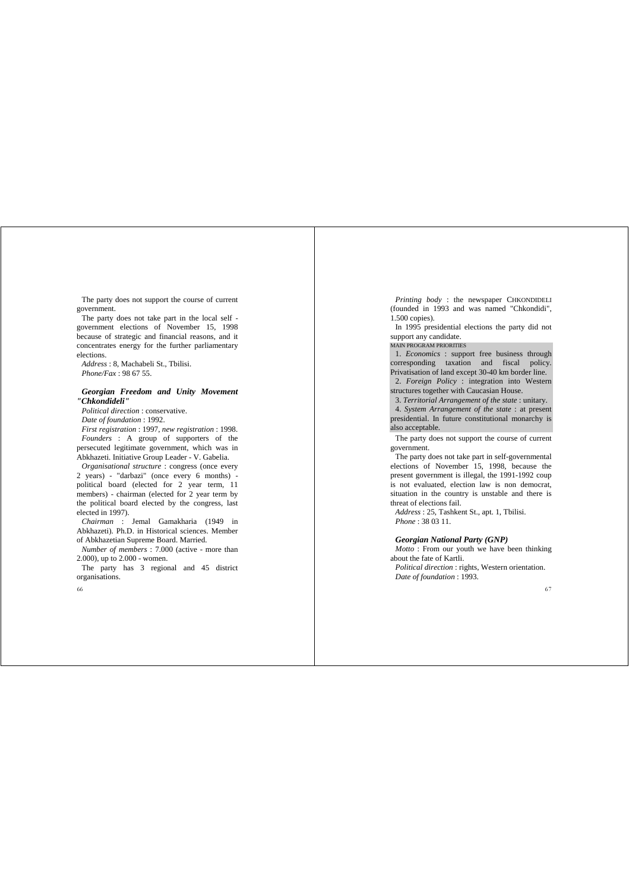The party does not support the course of current government.

The party does not take part in the local self - government elections of November 15, 1998 because of strategic and financial reasons, and it concentrates energy for the further parliamentary elections.

*Address* : 8, Machabeli St., Tbilisi.

*Phone/Fax* : 98 67 55.

### *Georgian Freedom and Unity Movement "Chkondideli"*

*Political direction* : conservative.

*Date of foundation* : 1992.

*First registration* : 1997, *new registration* : 1998.

*Founders* : A group of supporters of the persecuted legitimate government, which was in Abkhazeti. Initiative Group Leader - V. Gabelia.

*Organisational structure* : congress (once every 2 years) - "darbazi" (once every 6 months) - political board (elected for 2 year term, 11 members) - chairman (elected for 2 year term by the political board elected by the congress, last elected in 1997).

*Chairman* : Jemal Gamakharia (1949 in Abkhazeti). Ph.D. in Historical sciences. Member of Abkhazetian Supreme Board. Married.

*Number of members* : 7.000 (active - more than 2.000), up to 2.000 - women.

The party has 3 regional and 45 district organisations.

*Printing body* : the newspaper CHKONDIDELI (founded in 1993 and was named "Chkondidi", 1.500 copies).

In 1995 presidential elections the party did not support any candidate.

MAIN PROGRAM PRIORITIES

1. *Economics* : support free business through corresponding taxation and fiscal policy. Privatisation of land except 30-40 km border line.
2. *Foreign Policy* : integration into Western structures together with Caucasian House.
3. *Territorial Arrangement of the state* : unitary.
4. *System Arrangement of the state* : at present presidential. In future constitutional monarchy is also acceptable.

The party does not support the course of current government.

The party does not take part in self-governmental elections of November 15, 1998, because the present government is illegal, the 1991-1992 coup is not evaluated, election law is non democrat, situation in the country is unstable and there is threat of elections fail.

*Address* : 25, Tashkent St., apt. 1, Tbilisi.

*Phone* : 38 03 11.

### *Georgian National Party (GNP)*

*Motto* : From our youth we have been thinking about the fate of Kartli.

*Political direction* : rights, Western orientation.

*Date of foundation* : 1993.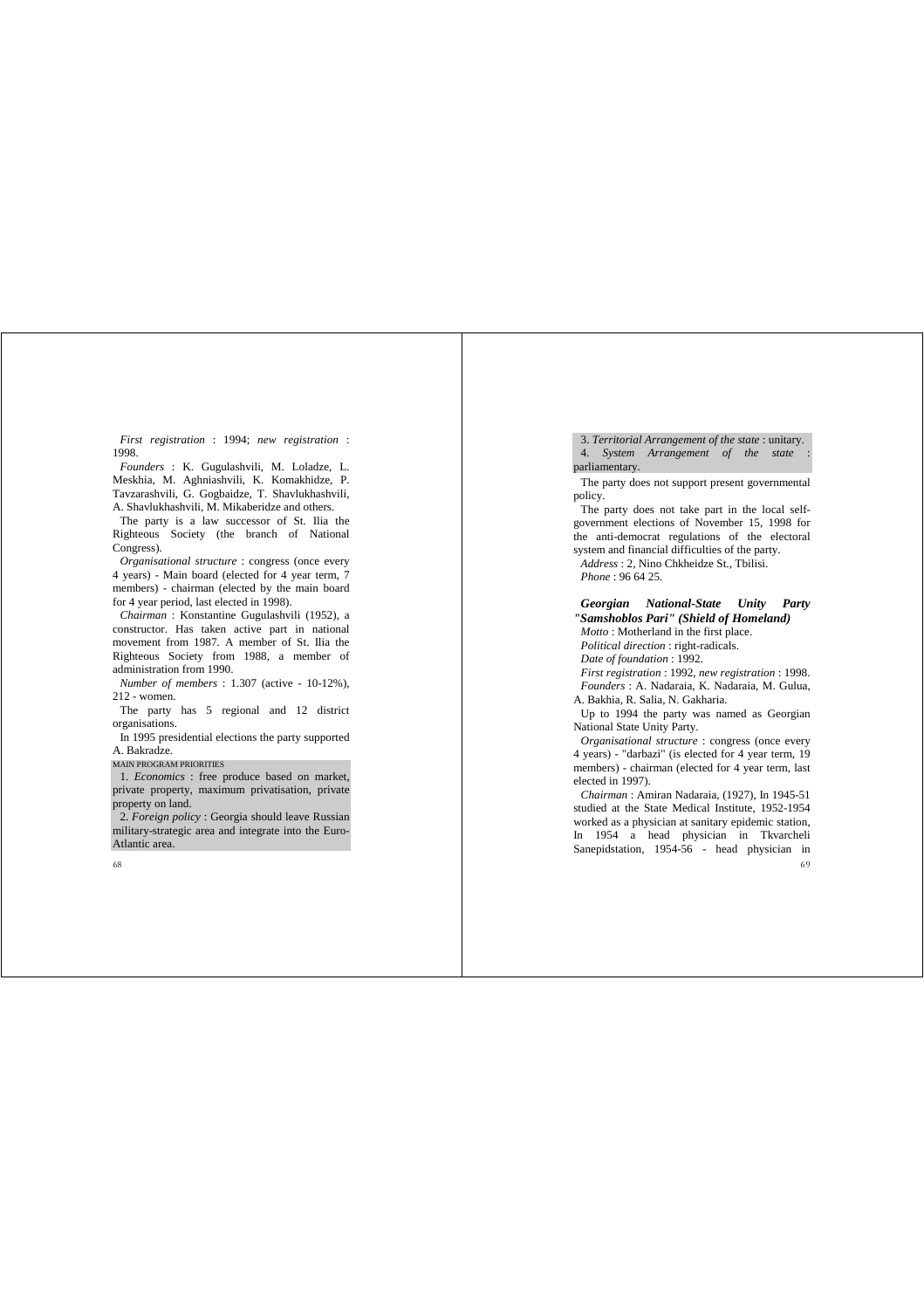*First registration* : 1994; *new registration* : 1998.

*Founders* : K. Gugulashvili, M. Loladze, L. Meskhia, M. Aghniashvili, K. Komakhidze, P. Tavzarashvili, G. Gogbaidze, T. Shavlukhashvili, A. Shavlukhashvili, M. Mikaberidze and others.

The party is a law successor of St. Ilia the Righteous Society (the branch of National Congress).

*Organisational structure* : congress (once every 4 years) - Main board (elected for 4 year term, 7 members) - chairman (elected by the main board for 4 year period, last elected in 1998).

*Chairman* : Konstantine Gugulashvili (1952), a constructor. Has taken active part in national movement from 1987. A member of St. Ilia the Righteous Society from 1988, a member of administration from 1990.

*Number of members* : 1.307 (active - 10-12%), 212 - women.

The party has 5 regional and 12 district organisations.

In 1995 presidential elections the party supported A. Bakradze.

MAIN PROGRAM PRIORITIES

1. *Economics* : free produce based on market, private property, maximum privatisation, private property on land.

2. *Foreign policy* : Georgia should leave Russian military-strategic area and integrate into the Euro-Atlantic area.

3. *Territorial Arrangement of the state* : unitary.

4. *System Arrangement of the state* : parliamentary.

The party does not support present governmental policy.

The party does not take part in the local self-government elections of November 15, 1998 for the anti-democrat regulations of the electoral system and financial difficulties of the party.

*Address* : 2, Nino Chkheidze St., Tbilisi.

*Phone* : 96 64 25.

### *Georgian National-State Unity Party "Samshoblos Pari" (Shield of Homeland)*

*Motto* : Motherland in the first place.

*Political direction* : right-radicals.

*Date of foundation* : 1992.

*First registration* : 1992, *new registration* : 1998.

*Founders* : A. Nadaraia, K. Nadaraia, M. Gulua, A. Bakhia, R. Salia, N. Gakharia.

Up to 1994 the party was named as Georgian National State Unity Party.

*Organisational structure* : congress (once every 4 years) - "darbazi" (is elected for 4 year term, 19 members) - chairman (elected for 4 year term, last elected in 1997).

*Chairman* : Amiran Nadaraia, (1927), In 1945-51 studied at the State Medical Institute, 1952-1954 worked as a physician at sanitary epidemic station, In 1954 a head physician in Tkvarcheli Sanepidstation, 1954-56 - head physician in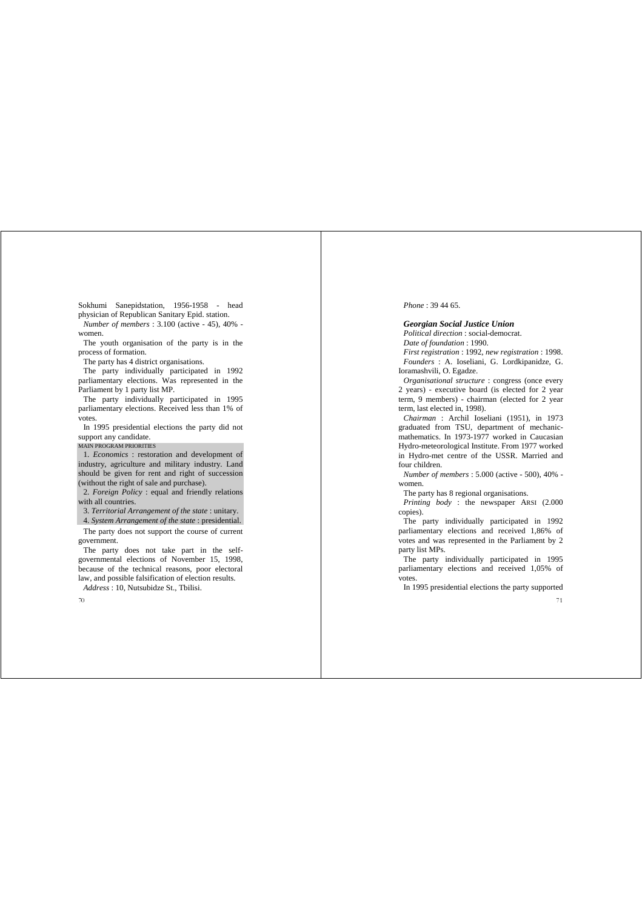Sokhumi Sanepidstation, 1956-1958 - head physician of Republican Sanitary Epid. station.

*Number of members* : 3.100 (active - 45), 40% - women.

The youth organisation of the party is in the process of formation.

The party has 4 district organisations.

The party individually participated in 1992 parliamentary elections. Was represented in the Parliament by 1 party list MP.

The party individually participated in 1995 parliamentary elections. Received less than 1% of votes.

In 1995 presidential elections the party did not support any candidate.

MAIN PROGRAM PRIORITIES

1. *Economics* : restoration and development of industry, agriculture and military industry. Land should be given for rent and right of succession (without the right of sale and purchase).

2. *Foreign Policy* : equal and friendly relations with all countries.

3. *Territorial Arrangement of the state* : unitary.

4. *System Arrangement of the state* : presidential.

The party does not support the course of current government.

The party does not take part in the self-governmental elections of November 15, 1998, because of the technical reasons, poor electoral law, and possible falsification of election results.

*Address* : 10, Nutsubidze St., Tbilisi.

*Phone* : 39 44 65.

### *Georgian Social Justice Union*

*Political direction* : social-democrat.

*Date of foundation* : 1990.

*First registration* : 1992, *new registration* : 1998.

*Founders* : A. Ioseliani, G. Lordkipanidze, G. Ioramashvili, O. Egadze.

*Organisational structure* : congress (once every 2 years) - executive board (is elected for 2 year term, 9 members) - chairman (elected for 2 year term, last elected in, 1998).

*Chairman* : Archil Ioseliani (1951), in 1973 graduated from TSU, department of mechanic-mathematics. In 1973-1977 worked in Caucasian Hydro-meteorological Institute. From 1977 worked in Hydro-met centre of the USSR. Married and four children.

*Number of members* : 5.000 (active - 500), 40% - women.

The party has 8 regional organisations.

*Printing body* : the newspaper ARSI (2.000 copies).

The party individually participated in 1992 parliamentary elections and received 1,86% of votes and was represented in the Parliament by 2 party list MPs.

The party individually participated in 1995 parliamentary elections and received 1,05% of votes.

In 1995 presidential elections the party supported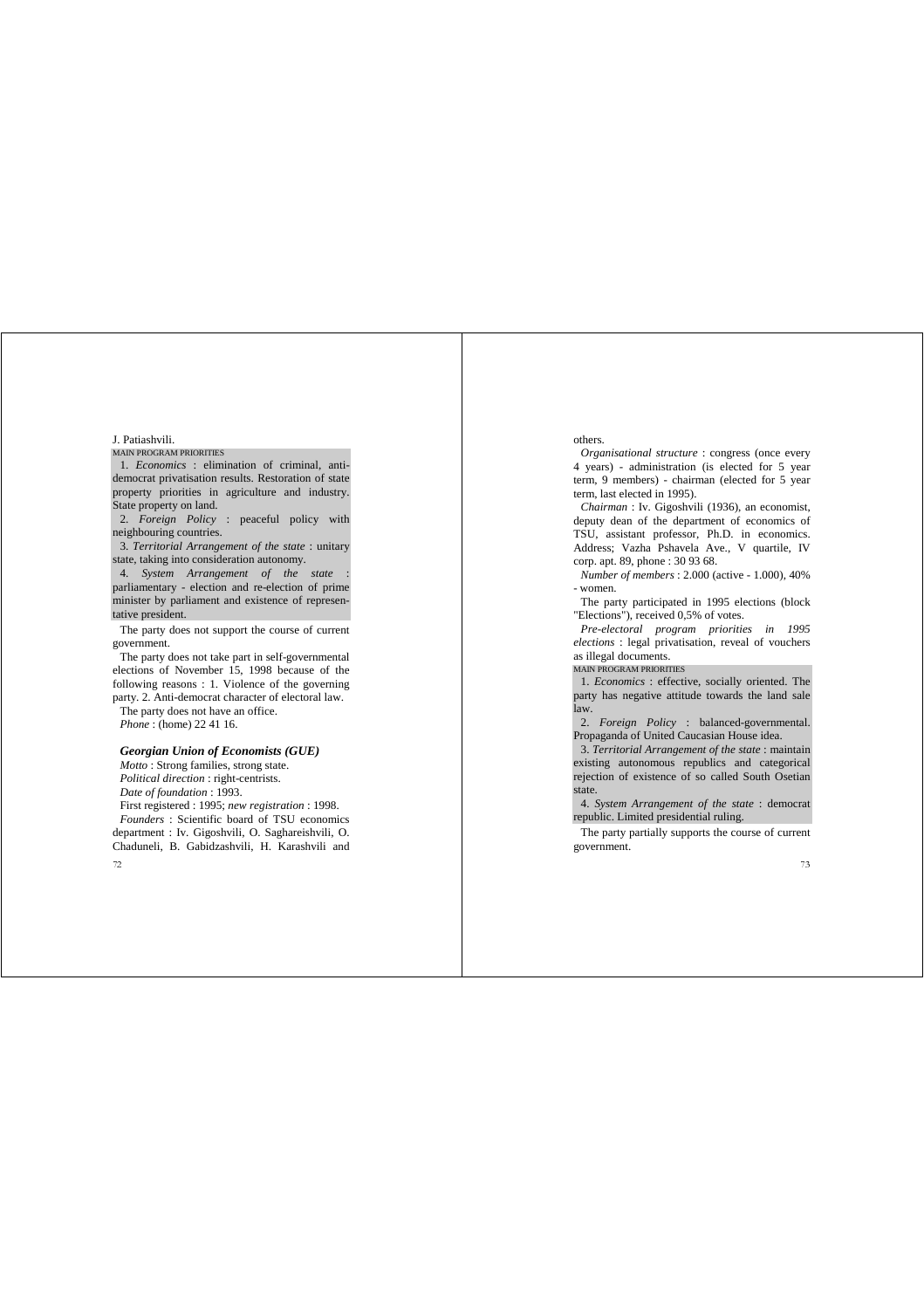J. Patiashvili.

MAIN PROGRAM PRIORITIES

1. *Economics* : elimination of criminal, anti-democrat privatisation results. Restoration of state property priorities in agriculture and industry. State property on land.

2. *Foreign Policy* : peaceful policy with neighbouring countries.

3. *Territorial Arrangement of the state* : unitary state, taking into consideration autonomy.

4. *System Arrangement of the state* : parliamentary - election and re-election of prime minister by parliament and existence of representative president.

The party does not support the course of current government.

The party does not take part in self-governmental elections of November 15, 1998 because of the following reasons : 1. Violence of the governing party. 2. Anti-democrat character of electoral law.

The party does not have an office.

*Phone* : (home) 22 41 16.

### *Georgian Union of Economists (GUE)*

*Motto* : Strong families, strong state.

*Political direction* : right-centrists.

*Date of foundation* : 1993.

First registered : 1995; *new registration* : 1998.

*Founders* : Scientific board of TSU economics department : Iv. Gigoshvili, O. Saghareishvili, O. Chaduneli, B. Gabidzashvili, H. Karashvili and others.

*Organisational structure* : congress (once every 4 years) - administration (is elected for 5 year term, 9 members) - chairman (elected for 5 year term, last elected in 1995).

*Chairman* : Iv. Gigoshvili (1936), an economist, deputy dean of the department of economics of TSU, assistant professor, Ph.D. in economics. Address; Vazha Pshavela Ave., V quartile, IV corp. apt. 89, phone : 30 93 68.

*Number of members* : 2.000 (active - 1.000), 40% - women.

The party participated in 1995 elections (block "Elections"), received 0,5% of votes.

*Pre-electoral program priorities in 1995 elections* : legal privatisation, reveal of vouchers as illegal documents.

MAIN PROGRAM PRIORITIES

1. *Economics* : effective, socially oriented. The party has negative attitude towards the land sale law.

2. *Foreign Policy* : balanced-governmental. Propaganda of United Caucasian House idea.

3. *Territorial Arrangement of the state* : maintain existing autonomous republics and categorical rejection of existence of so called South Osetian state.

4. *System Arrangement of the state* : democrat republic. Limited presidential ruling.

The party partially supports the course of current government.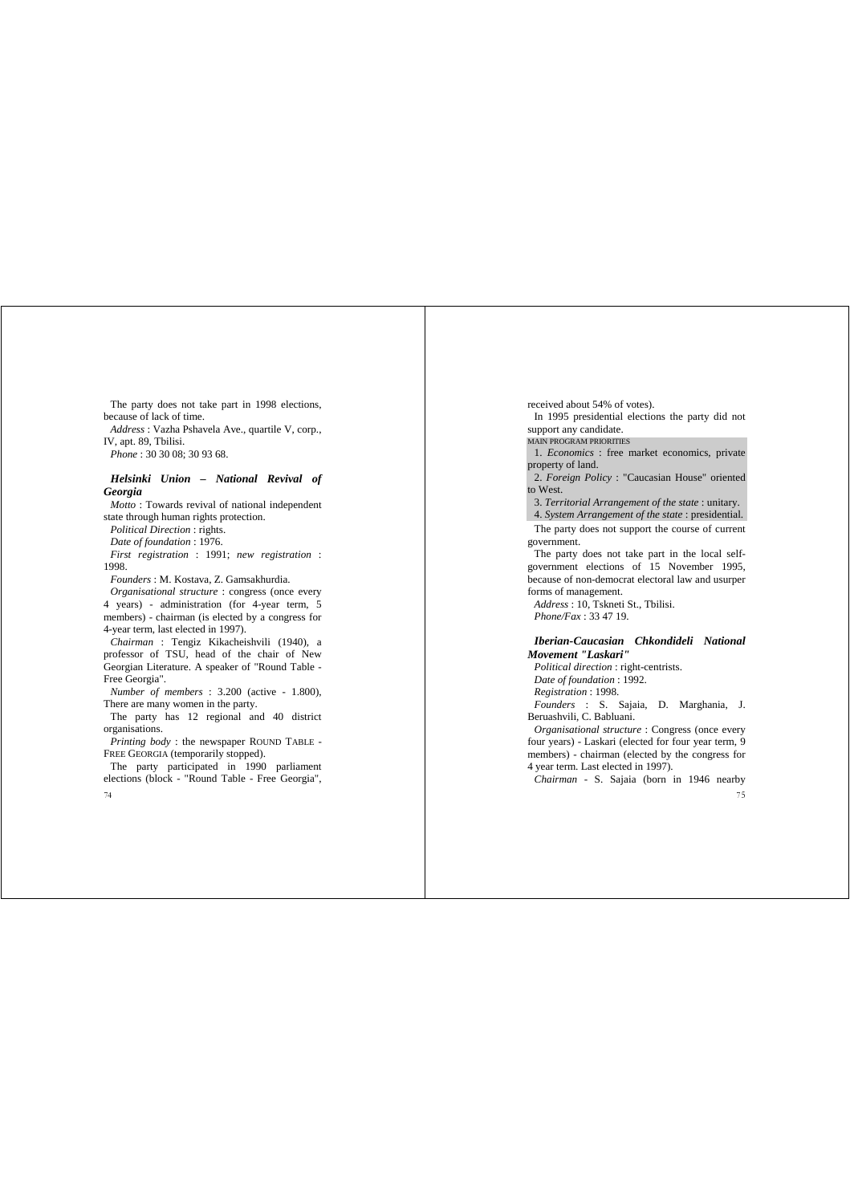The party does not take part in 1998 elections, because of lack of time.

*Address* : Vazha Pshavela Ave., quartile V, corp., IV, apt. 89, Tbilisi.

*Phone* : 30 30 08; 30 93 68.

### *Helsinki Union – National Revival of Georgia*

*Motto* : Towards revival of national independent state through human rights protection.

*Political Direction* : rights.

*Date of foundation* : 1976.

*First registration* : 1991; *new registration* : 1998.

*Founders* : M. Kostava, Z. Gamsakhurdia.

*Organisational structure* : congress (once every 4 years) - administration (for 4-year term, 5 members) - chairman (is elected by a congress for 4-year term, last elected in 1997).

*Chairman* : Tengiz Kikacheishvili (1940), a professor of TSU, head of the chair of New Georgian Literature. A speaker of "Round Table - Free Georgia".

*Number of members* : 3.200 (active - 1.800), There are many women in the party.

The party has 12 regional and 40 district organisations.

*Printing body* : the newspaper ROUND TABLE - FREE GEORGIA (temporarily stopped).

The party participated in 1990 parliament elections (block - "Round Table - Free Georgia", received about 54% of votes).

In 1995 presidential elections the party did not support any candidate.

MAIN PROGRAM PRIORITIES

1. *Economics* : free market economics, private property of land.
2. *Foreign Policy* : "Caucasian House" oriented to West.
3. *Territorial Arrangement of the state* : unitary.
4. *System Arrangement of the state* : presidential.

The party does not support the course of current government.

The party does not take part in the local self-government elections of 15 November 1995, because of non-democrat electoral law and usurper forms of management.

*Address* : 10, Tskneti St., Tbilisi.

*Phone/Fax* : 33 47 19.

### *Iberian-Caucasian Chkondideli National Movement "Laskari"*

*Political direction* : right-centrists.

*Date of foundation* : 1992.

*Registration* : 1998.

*Founders* : S. Sajaia, D. Marghania, J. Beruashvili, C. Babluani.

*Organisational structure* : Congress (once every four years) - Laskari (elected for four year term, 9 members) - chairman (elected by the congress for 4 year term. Last elected in 1997).

*Chairman* - S. Sajaia (born in 1946 nearby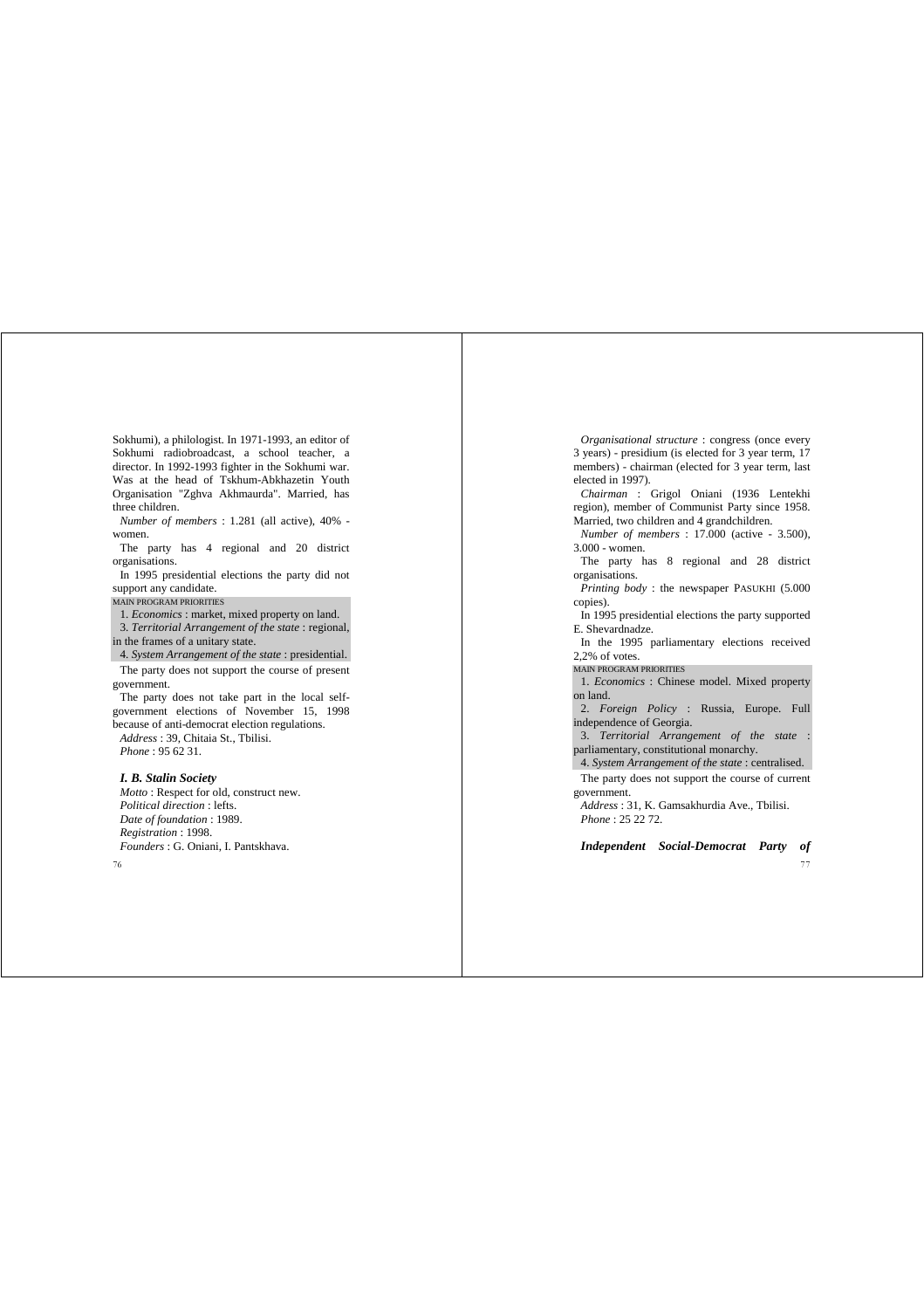Sokhumi), a philologist. In 1971-1993, an editor of Sokhumi radiobroadcast, a school teacher, a director. In 1992-1993 fighter in the Sokhumi war. Was at the head of Tskhum-Abkhazetin Youth Organisation "Zghva Akhmaurda". Married, has three children.

*Number of members* : 1.281 (all active), 40% - women.

The party has 4 regional and 20 district organisations.

In 1995 presidential elections the party did not support any candidate.

MAIN PROGRAM PRIORITIES

1. *Economics* : market, mixed property on land.

3. *Territorial Arrangement of the state* : regional, in the frames of a unitary state.

4. *System Arrangement of the state* : presidential.

The party does not support the course of present government.

The party does not take part in the local self-government elections of November 15, 1998 because of anti-democrat election regulations.

*Address* : 39, Chitaia St., Tbilisi.

*Phone* : 95 62 31.

### *I. B. Stalin Society*

*Motto* : Respect for old, construct new.

*Political direction* : lefts.

*Date of foundation* : 1989.

*Registration* : 1998.

*Founders* : G. Oniani, I. Pantskhava.

*Organisational structure* : congress (once every 3 years) - presidium (is elected for 3 year term, 17 members) - chairman (elected for 3 year term, last elected in 1997).

*Chairman* : Grigol Oniani (1936 Lentekhi region), member of Communist Party since 1958. Married, two children and 4 grandchildren.

*Number of members* : 17.000 (active - 3.500), 3.000 - women.

The party has 8 regional and 28 district organisations.

*Printing body* : the newspaper PASUKHI (5.000 copies).

In 1995 presidential elections the party supported E. Shevardnadze.

In the 1995 parliamentary elections received 2,2% of votes.

MAIN PROGRAM PRIORITIES

1. *Economics* : Chinese model. Mixed property on land.

2. *Foreign Policy* : Russia, Europe. Full independence of Georgia.

3. *Territorial Arrangement of the state* : parliamentary, constitutional monarchy.

4. *System Arrangement of the state* : centralised.

The party does not support the course of current government.

*Address* : 31, K. Gamsakhurdia Ave., Tbilisi.

*Phone* : 25 22 72.

### *Independent Social-Democrat Party of*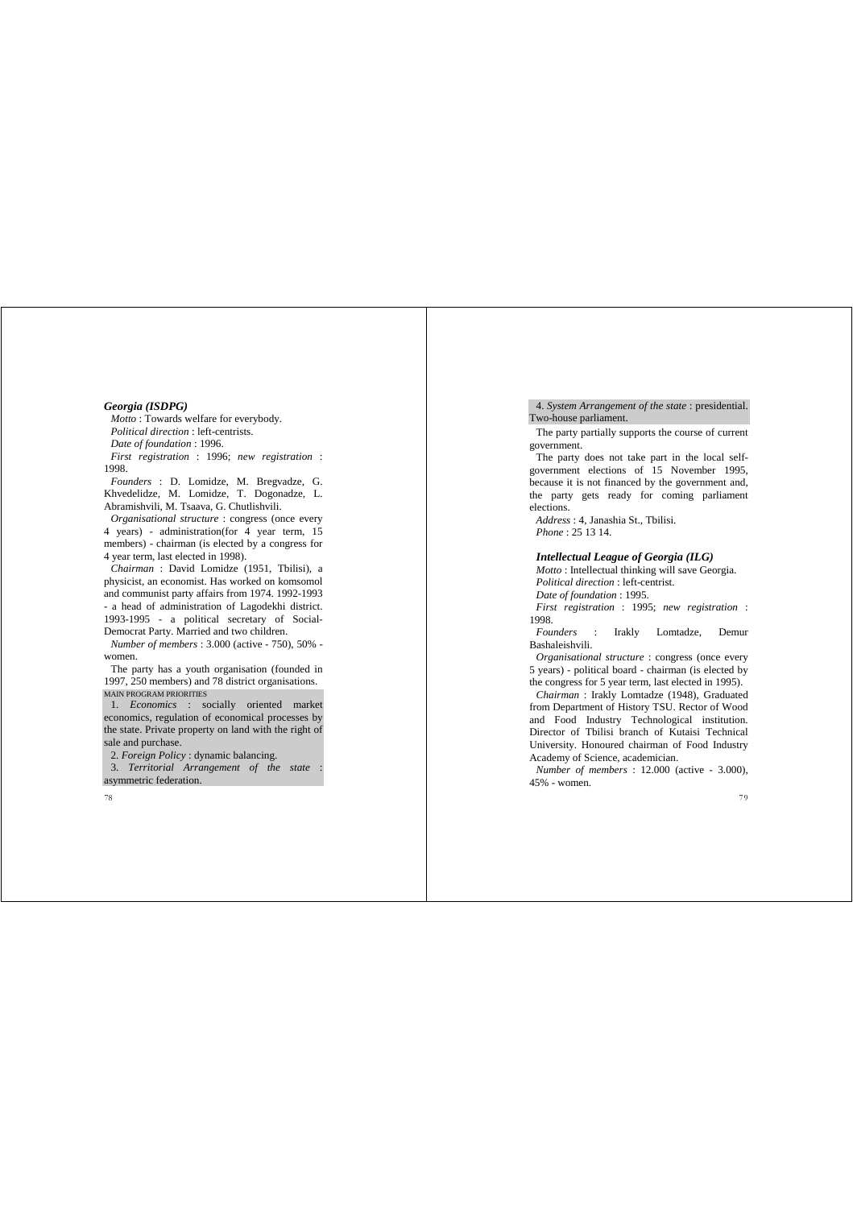### Georgia (ISDPG)

*Motto* : Towards welfare for everybody.

*Political direction* : left-centrists.

*Date of foundation* : 1996.

*First registration* : 1996; *new registration* : 1998.

*Founders* : D. Lomidze, M. Bregvadze, G. Khvedelidze, M. Lomidze, T. Dogonadze, L. Abramishvili, M. Tsaava, G. Chutlishvili.

*Organisational structure* : congress (once every 4 years) - administration(for 4 year term, 15 members) - chairman (is elected by a congress for 4 year term, last elected in 1998).

*Chairman* : David Lomidze (1951, Tbilisi), a physicist, an economist. Has worked on komsomol and communist party affairs from 1974. 1992-1993 - a head of administration of Lagodekhi district. 1993-1995 - a political secretary of Social-Democrat Party. Married and two children.

*Number of members* : 3.000 (active - 750), 50% - women.

The party has a youth organisation (founded in 1997, 250 members) and 78 district organisations.

MAIN PROGRAM PRIORITIES

1. *Economics* : socially oriented market economics, regulation of economical processes by the state. Private property on land with the right of sale and purchase.

2. *Foreign Policy* : dynamic balancing.

3. *Territorial Arrangement of the state* : asymmetric federation.

4. *System Arrangement of the state* : presidential. Two-house parliament.

The party partially supports the course of current government.

The party does not take part in the local self-government elections of 15 November 1995, because it is not financed by the government and, the party gets ready for coming parliament elections.

*Address* : 4, Janashia St., Tbilisi.

*Phone* : 25 13 14.

### Intellectual League of Georgia (ILG)

*Motto* : Intellectual thinking will save Georgia.

*Political direction* : left-centrist.

*Date of foundation* : 1995.

*First registration* : 1995; *new registration* : 1998.

*Founders* : Irakly Lomtadze, Demur Bashaleishvili.

*Organisational structure* : congress (once every 5 years) - political board - chairman (is elected by the congress for 5 year term, last elected in 1995).

*Chairman* : Irakly Lomtadze (1948), Graduated from Department of History TSU. Rector of Wood and Food Industry Technological institution. Director of Tbilisi branch of Kutaisi Technical University. Honoured chairman of Food Industry Academy of Science, academician.

*Number of members* : 12.000 (active - 3.000), 45% - women.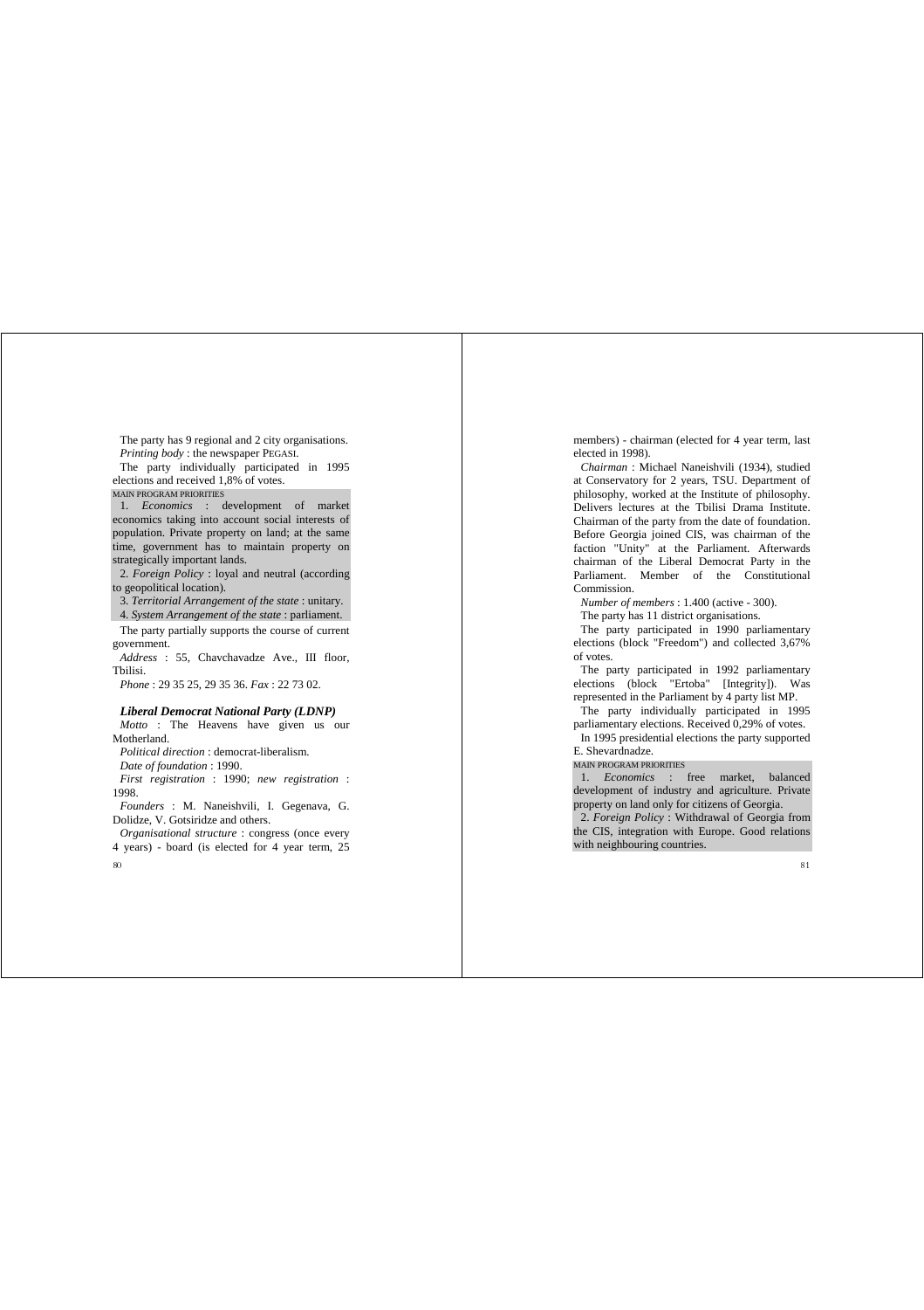The party has 9 regional and 2 city organisations.

*Printing body* : the newspaper PEGASI.

The party individually participated in 1995 elections and received 1,8% of votes.

MAIN PROGRAM PRIORITIES

1. *Economics* : development of market economics taking into account social interests of population. Private property on land; at the same time, government has to maintain property on strategically important lands.

2. *Foreign Policy* : loyal and neutral (according to geopolitical location).

3. *Territorial Arrangement of the state* : unitary.

4. *System Arrangement of the state* : parliament.

The party partially supports the course of current government.

*Address* : 55, Chavchavadze Ave., III floor, Tbilisi.

*Phone* : 29 35 25, 29 35 36. *Fax* : 22 73 02.

### Liberal Democrat National Party (LDNP)

*Motto* : The Heavens have given us our Motherland.

*Political direction* : democrat-liberalism.

*Date of foundation* : 1990.

*First registration* : 1990; *new registration* : 1998.

*Founders* : M. Naneishvili, I. Gegenava, G. Dolidze, V. Gotsiridze and others.

*Organisational structure* : congress (once every 4 years) - board (is elected for 4 year term, 25 members) - chairman (elected for 4 year term, last elected in 1998).

*Chairman* : Michael Naneishvili (1934), studied at Conservatory for 2 years, TSU. Department of philosophy, worked at the Institute of philosophy. Delivers lectures at the Tbilisi Drama Institute. Chairman of the party from the date of foundation. Before Georgia joined CIS, was chairman of the faction "Unity" at the Parliament. Afterwards chairman of the Liberal Democrat Party in the Parliament. Member of the Constitutional Commission.

*Number of members* : 1.400 (active - 300).

The party has 11 district organisations.

The party participated in 1990 parliamentary elections (block "Freedom") and collected 3,67% of votes.

The party participated in 1992 parliamentary elections (block "Ertoba" [Integrity]). Was represented in the Parliament by 4 party list MP.

The party individually participated in 1995 parliamentary elections. Received 0,29% of votes.

In 1995 presidential elections the party supported E. Shevardnadze.

MAIN PROGRAM PRIORITIES

1. *Economics* : free market, balanced development of industry and agriculture. Private property on land only for citizens of Georgia.

2. *Foreign Policy* : Withdrawal of Georgia from the CIS, integration with Europe. Good relations with neighbouring countries.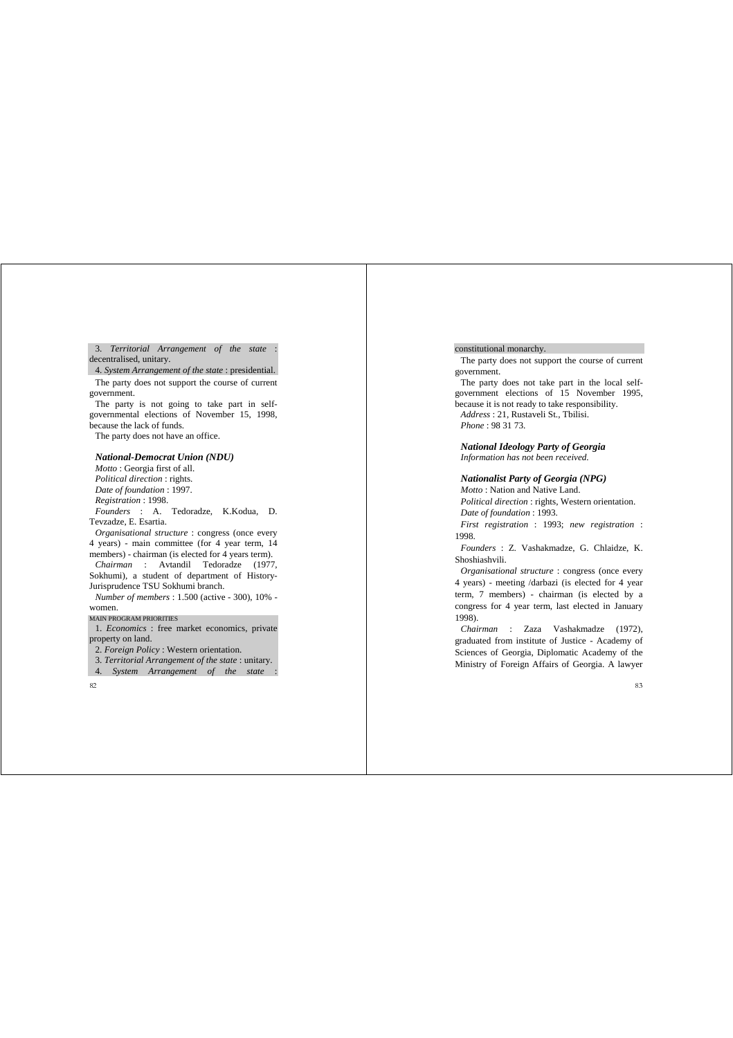3. *Territorial Arrangement of the state* : decentralised, unitary.

4. *System Arrangement of the state* : presidential.

The party does not support the course of current government.

The party is not going to take part in self-governmental elections of November 15, 1998, because the lack of funds.

The party does not have an office.

### *National-Democrat Union (NDU)*

*Motto* : Georgia first of all.

*Political direction* : rights.

*Date of foundation* : 1997.

*Registration* : 1998.

*Founders* : A. Tedoradze, K.Kodua, D. Tevzadze, E. Esartia.

*Organisational structure* : congress (once every 4 years) - main committee (for 4 year term, 14 members) - chairman (is elected for 4 years term).

*Chairman* : Avtandil Tedoradze (1977, Sokhumi), a student of department of History-Jurisprudence TSU Sokhumi branch.

*Number of members* : 1.500 (active - 300), 10% - women.

MAIN PROGRAM PRIORITIES

1. *Economics* : free market economics, private property on land.

2. *Foreign Policy* : Western orientation.

3. *Territorial Arrangement of the state* : unitary.

4. *System Arrangement of the state* : constitutional monarchy.

The party does not support the course of current government.

The party does not take part in the local self-government elections of 15 November 1995, because it is not ready to take responsibility.

*Address* : 21, Rustaveli St., Tbilisi.

*Phone* : 98 31 73.

### *National Ideology Party of Georgia*

*Information has not been received.*

### *Nationalist Party of Georgia (NPG)*

*Motto* : Nation and Native Land.

*Political direction* : rights, Western orientation.

*Date of foundation* : 1993.

*First registration* : 1993; *new registration* : 1998.

*Founders* : Z. Vashakmadze, G. Chlaidze, K. Shoshiashvili.

*Organisational structure* : congress (once every 4 years) - meeting /darbazi (is elected for 4 year term, 7 members) - chairman (is elected by a congress for 4 year term, last elected in January 1998).

*Chairman* : Zaza Vashakmadze (1972), graduated from institute of Justice - Academy of Sciences of Georgia, Diplomatic Academy of the Ministry of Foreign Affairs of Georgia. A lawyer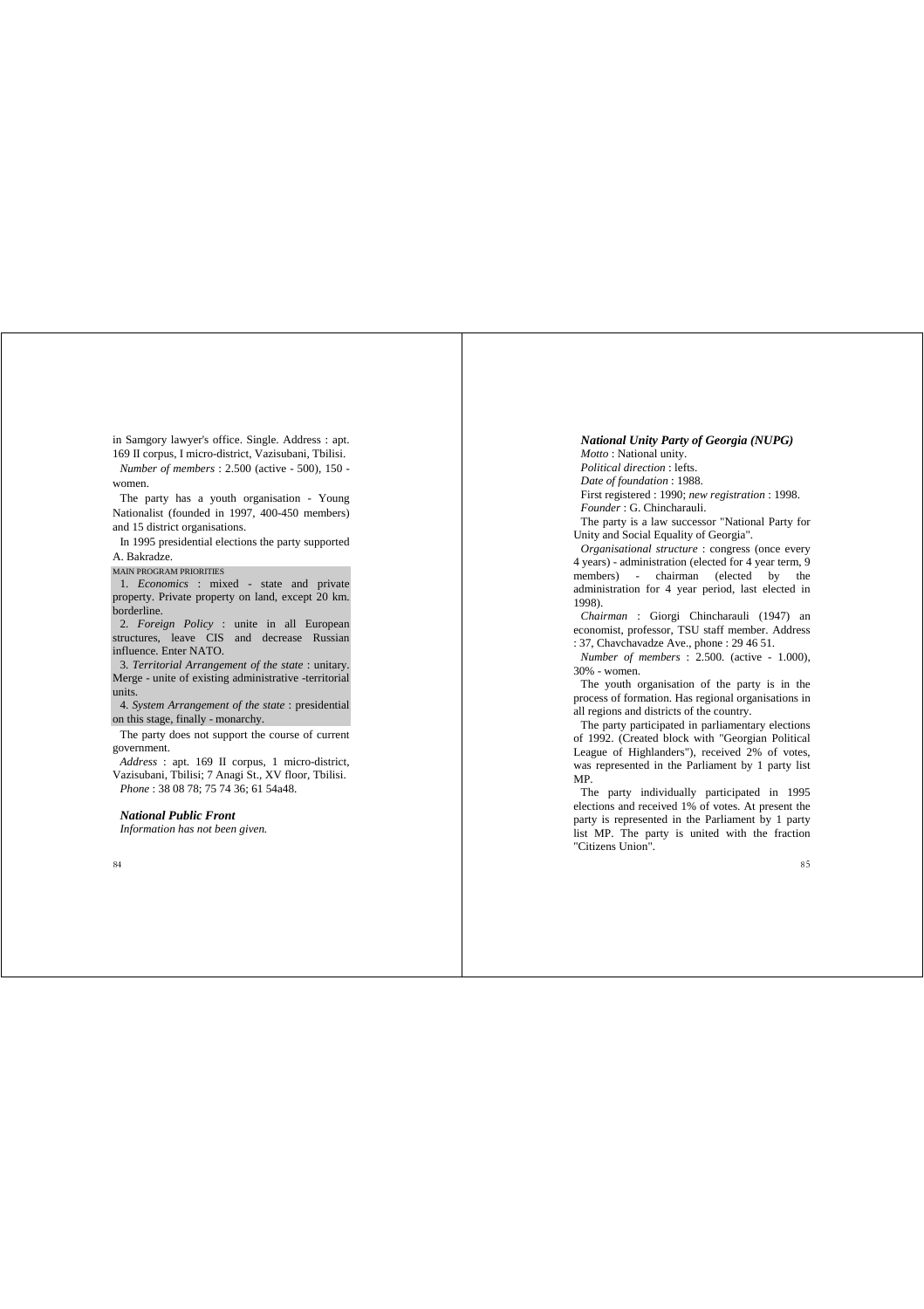in Samgory lawyer's office. Single. Address : apt. 169 II corpus, I micro-district, Vazisubani, Tbilisi.

*Number of members* : 2.500 (active - 500), 150 - women.

The party has a youth organisation - Young Nationalist (founded in 1997, 400-450 members) and 15 district organisations.

In 1995 presidential elections the party supported A. Bakradze.

MAIN PROGRAM PRIORITIES

1. *Economics* : mixed - state and private property. Private property on land, except 20 km. borderline.

2. *Foreign Policy* : unite in all European structures, leave CIS and decrease Russian influence. Enter NATO.

3. *Territorial Arrangement of the state* : unitary. Merge - unite of existing administrative -territorial units.

4. *System Arrangement of the state* : presidential on this stage, finally - monarchy.

The party does not support the course of current government.

*Address* : apt. 169 II corpus, 1 micro-district, Vazisubani, Tbilisi; 7 Anagi St., XV floor, Tbilisi.

*Phone* : 38 08 78; 75 74 36; 61 54a48.

### *National Public Front*

*Information has not been given.*

### *National Unity Party of Georgia (NUPG)*

*Motto* : National unity.

*Political direction* : lefts.

*Date of foundation* : 1988.

First registered : 1990; *new registration* : 1998.

*Founder* : G. Chincharauli.

The party is a law successor "National Party for Unity and Social Equality of Georgia".

*Organisational structure* : congress (once every 4 years) - administration (elected for 4 year term, 9 members) - chairman (elected by the administration for 4 year period, last elected in 1998).

*Chairman* : Giorgi Chincharauli (1947) an economist, professor, TSU staff member. Address : 37, Chavchavadze Ave., phone : 29 46 51.

*Number of members* : 2.500. (active - 1.000), 30% - women.

The youth organisation of the party is in the process of formation. Has regional organisations in all regions and districts of the country.

The party participated in parliamentary elections of 1992. (Created block with "Georgian Political League of Highlanders"), received 2% of votes, was represented in the Parliament by 1 party list MP.

The party individually participated in 1995 elections and received 1% of votes. At present the party is represented in the Parliament by 1 party list MP. The party is united with the fraction "Citizens Union".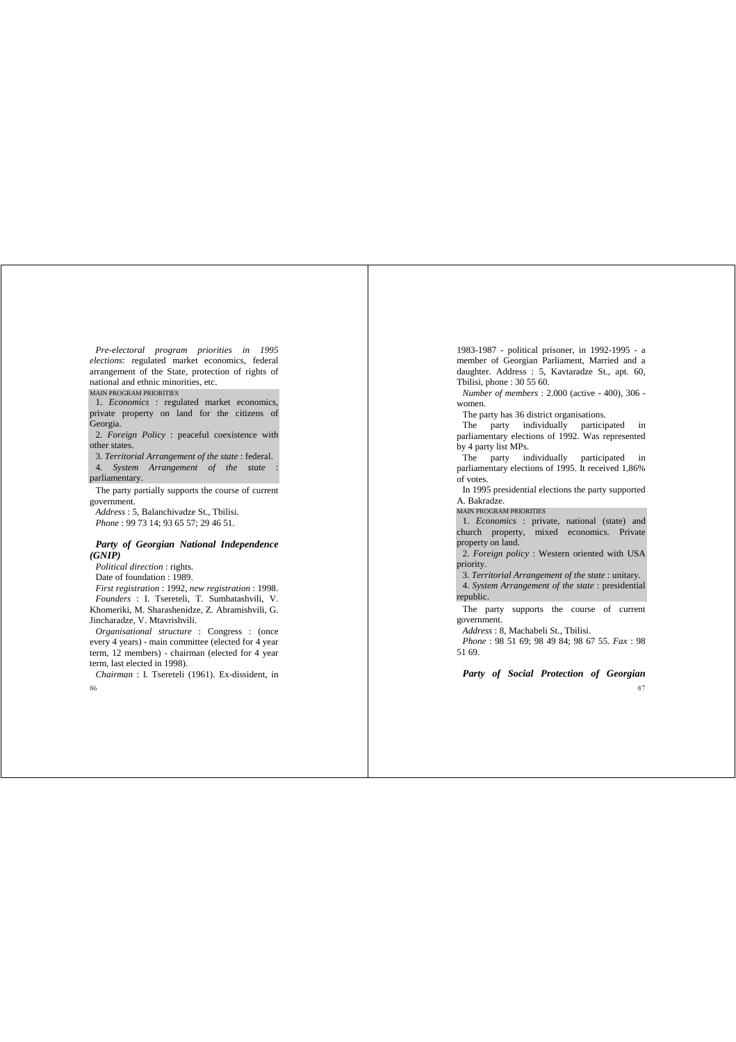*Pre-electoral program priorities in 1995 elections*: regulated market economics, federal arrangement of the State, protection of rights of national and ethnic minorities, etc.

MAIN PROGRAM PRIORITIES

1. *Economics* : regulated market economics, private property on land for the citizens of Georgia.
2. *Foreign Policy* : peaceful coexistence with other states.
3. *Territorial Arrangement of the state* : federal.
4. *System Arrangement of the state* : parliamentary.

The party partially supports the course of current government.

*Address* : 5, Balanchivadze St., Tbilisi.

*Phone* : 99 73 14; 93 65 57; 29 46 51.

### *Party of Georgian National Independence (GNIP)*

*Political direction* : rights.

Date of foundation : 1989.

*First registration* : 1992, *new registration* : 1998.

*Founders* : I. Tsereteli, T. Sumbatashvili, V. Khomeriki, M. Sharashenidze, Z. Abramishvili, G. Jincharadze, V. Mtavrishvili.

*Organisational structure* : Congress : (once every 4 years) - main committee (elected for 4 year term, 12 members) - chairman (elected for 4 year term, last elected in 1998).

*Chairman* : I. Tsereteli (1961). Ex-dissident, in 1983-1987 - political prisoner, in 1992-1995 - a member of Georgian Parliament, Married and a daughter. Address : 5, Kavtaradze St., apt. 60, Tbilisi, phone : 30 55 60.

*Number of members* : 2.000 (active - 400), 306 - women.

The party has 36 district organisations.

The party individually participated in parliamentary elections of 1992. Was represented by 4 party list MPs.

The party individually participated in parliamentary elections of 1995. It received 1,86% of votes.

In 1995 presidential elections the party supported A. Bakradze.

MAIN PROGRAM PRIORITIES

1. *Economics* : private, national (state) and church property, mixed economics. Private property on land.
2. *Foreign policy* : Western oriented with USA priority.
3. *Territorial Arrangement of the state* : unitary.
4. *System Arrangement of the state* : presidential republic.

The party supports the course of current government.

*Address* : 8, Machabeli St., Tbilisi.

*Phone* : 98 51 69; 98 49 84; 98 67 55. *Fax* : 98 51 69.

### *Party of Social Protection of Georgian*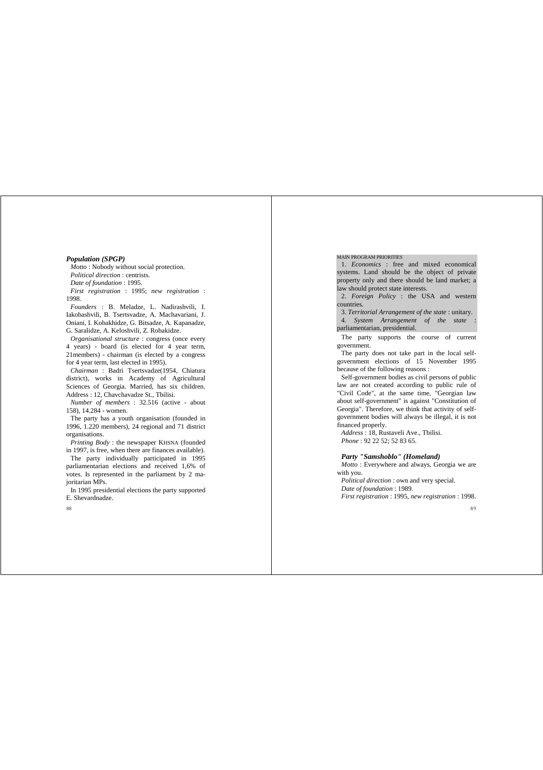### *Population (SPGP)*

*Motto* : Nobody without social protection.

*Political direction* : centrists.

*Date of foundation* : 1995.

*First registration* : 1995; *new registration* : 1998.

*Founders* : B. Meladze, L. Nadirashvili, I. Iakobashvili, B. Tsertsvadze, A. Machavariani, J. Oniani, I. Kobakhidze, G. Bitsadze, A. Kapanadze, G. Saralidze, A. Keloshvili, Z. Robakidze.

*Organisational structure* : congress (once every 4 years) - board (is elected for 4 year term, 21members) - chairman (is elected by a congress for 4 year term, last elected in 1995).

*Chairman* : Badri Tsertsvadze(1954, Chiatura district), works in Academy of Agricultural Sciences of Georgia. Married, has six children. Address : 12, Chavchavadze St., Tbilisi.

*Number of members* : 32.516 (active - about 158), 14.284 - women.

The party has a youth organisation (founded in 1996, 1.220 members), 24 regional and 71 district organisations.

*Printing Body* : the newspaper KHSNA (founded in 1997, is free, when there are finances available).

The party individually participated in 1995 parliamentarian elections and received 1,6% of votes. Is represented in the parliament by 2 majoritarian MPs.

In 1995 presidential elections the party supported E. Shevardnadze.

MAIN PROGRAM PRIORITIES

1. *Economics* : free and mixed economical systems. Land should be the object of private property only and there should be land market; a law should protect state interests.

2. *Foreign Policy* : the USA and western countries.

3. *Territorial Arrangement of the state* : unitary.

4. *System Arrangement of the state* : parliamentarian, presidential.

The party supports the course of current government.

The party does not take part in the local self-government elections of 15 November 1995 because of the following reasons :

Self-government bodies as civil persons of public law are not created according to public rule of "Civil Code", at the same time, "Georgian law about self-government" is against "Constitution of Georgia". Therefore, we think that activity of self-government bodies will always be illegal, it is not financed properly.

*Address* : 18, Rustaveli Ave., Tbilisi.

*Phone* : 92 22 52; 52 83 65.

### *Party "Samshoblo" (Homeland)*

*Motto* : Everywhere and always, Georgia we are with you.

*Political direction* : own and very special.

*Date of foundation* : 1989.

*First registration* : 1995, *new registration* : 1998.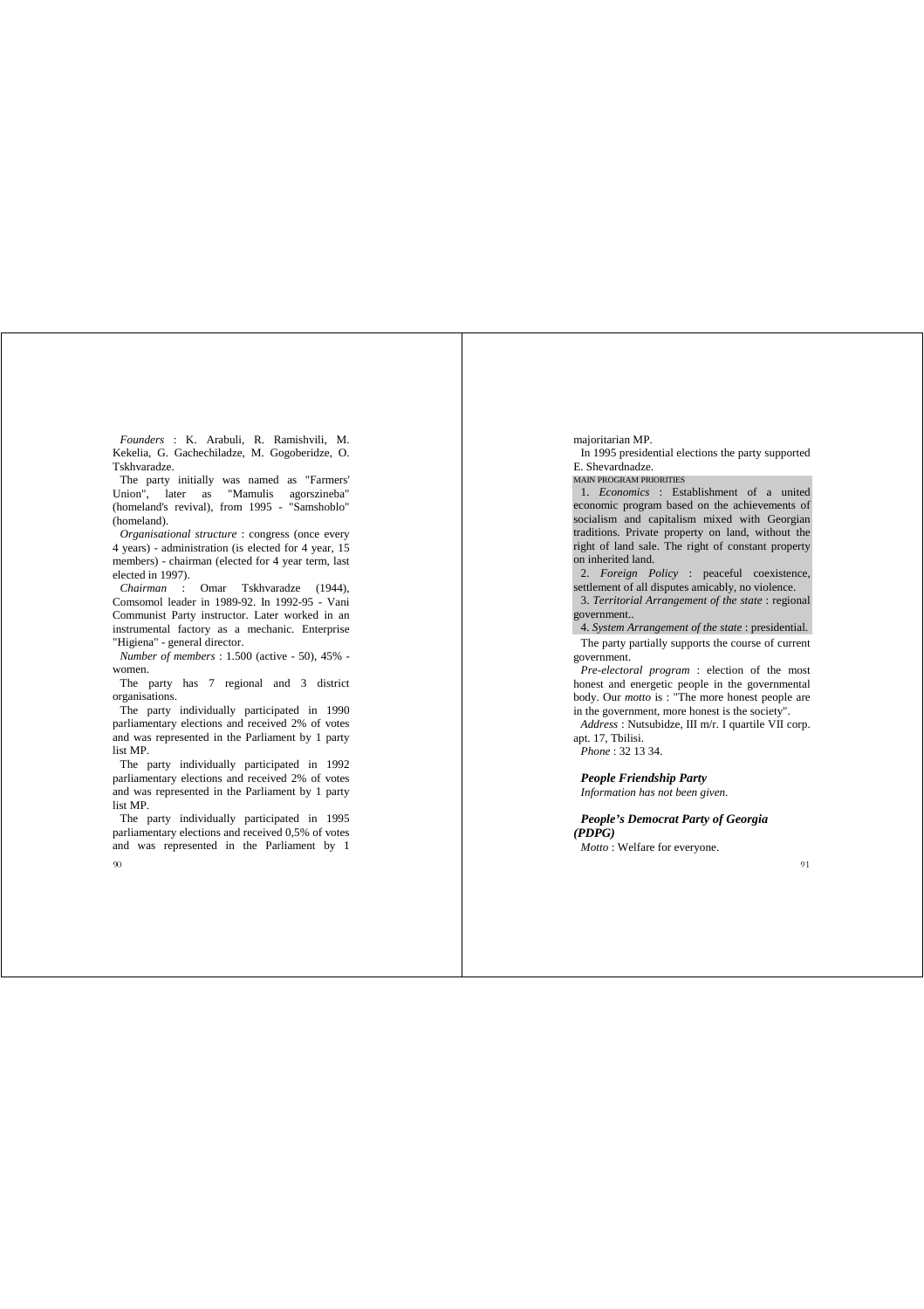*Founders* : K. Arabuli, R. Ramishvili, M. Kekelia, G. Gachechiladze, M. Gogoberidze, O. Tskhvaradze.

The party initially was named as "Farmers' Union", later as "Mamulis agorszineba" (homeland's revival), from 1995 - "Samshoblo" (homeland).

*Organisational structure* : congress (once every 4 years) - administration (is elected for 4 year, 15 members) - chairman (elected for 4 year term, last elected in 1997).

*Chairman* : Omar Tskhvaradze (1944), Comsomol leader in 1989-92. In 1992-95 - Vani Communist Party instructor. Later worked in an instrumental factory as a mechanic. Enterprise "Higiena" - general director.

*Number of members* : 1.500 (active - 50), 45% - women.

The party has 7 regional and 3 district organisations.

The party individually participated in 1990 parliamentary elections and received 2% of votes and was represented in the Parliament by 1 party list MP.

The party individually participated in 1992 parliamentary elections and received 2% of votes and was represented in the Parliament by 1 party list MP.

The party individually participated in 1995 parliamentary elections and received 0,5% of votes and was represented in the Parliament by 1 majoritarian MP.

In 1995 presidential elections the party supported E. Shevardnadze.

MAIN PROGRAM PRIORITIES

1. *Economics* : Establishment of a united economic program based on the achievements of socialism and capitalism mixed with Georgian traditions. Private property on land, without the right of land sale. The right of constant property on inherited land.

2. *Foreign Policy* : peaceful coexistence, settlement of all disputes amicably, no violence.

3. *Territorial Arrangement of the state* : regional government..

4. *System Arrangement of the state* : presidential.

The party partially supports the course of current government.

*Pre-electoral program* : election of the most honest and energetic people in the governmental body. Our *motto* is : "The more honest people are in the government, more honest is the society".

*Address* : Nutsubidze, III m/r. I quartile VII corp. apt. 17, Tbilisi.

*Phone* : 32 13 34.

### *People Friendship Party*

*Information has not been given.*

### *People's Democrat Party of Georgia (PDPG)*

*Motto* : Welfare for everyone.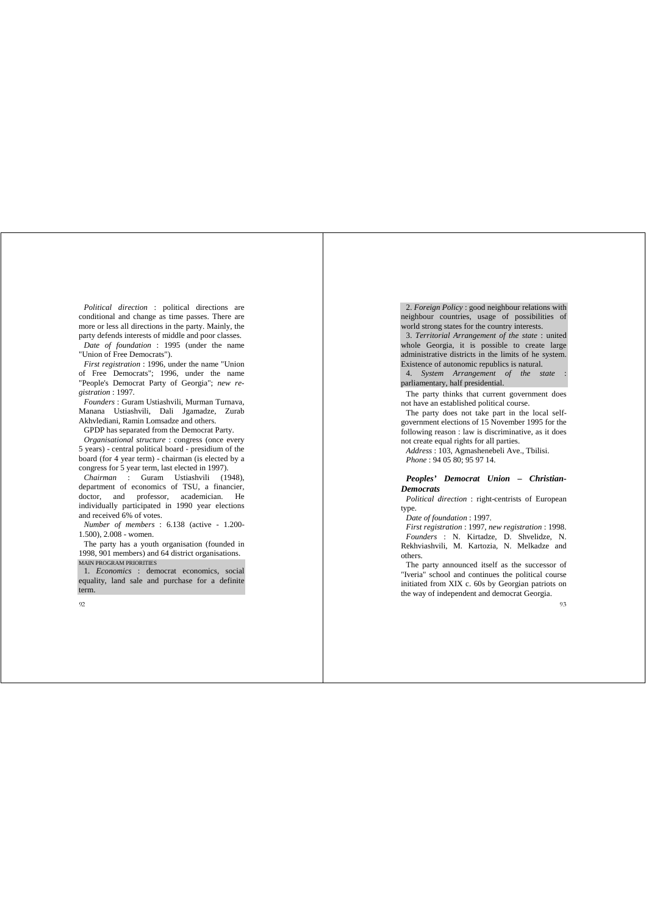*Political direction* : political directions are conditional and change as time passes. There are more or less all directions in the party. Mainly, the party defends interests of middle and poor classes.

*Date of foundation* : 1995 (under the name "Union of Free Democrats").

*First registration* : 1996, under the name "Union of Free Democrats"; 1996, under the name "People's Democrat Party of Georgia"; *new registration* : 1997.

*Founders* : Guram Ustiashvili, Murman Turnava, Manana Ustiashvili, Dali Jgamadze, Zurab Akhvlediani, Ramin Lomsadze and others.

GPDP has separated from the Democrat Party.

*Organisational structure* : congress (once every 5 years) - central political board - presidium of the board (for 4 year term) - chairman (is elected by a congress for 5 year term, last elected in 1997).

*Chairman* : Guram Ustiashvili (1948), department of economics of TSU, a financier, doctor, and professor, academician. He individually participated in 1990 year elections and received 6% of votes.

*Number of members* : 6.138 (active - 1.200-1.500), 2.008 - women.

The party has a youth organisation (founded in 1998, 901 members) and 64 district organisations.

MAIN PROGRAM PRIORITIES

1. *Economics* : democrat economics, social equality, land sale and purchase for a definite term.

2. *Foreign Policy* : good neighbour relations with neighbour countries, usage of possibilities of world strong states for the country interests.

3. *Territorial Arrangement of the state* : united whole Georgia, it is possible to create large administrative districts in the limits of he system. Existence of autonomic republics is natural.

4. *System Arrangement of the state* : parliamentary, half presidential.

The party thinks that current government does not have an established political course.

The party does not take part in the local self-government elections of 15 November 1995 for the following reason : law is discriminative, as it does not create equal rights for all parties.

*Address* : 103, Agmashenebeli Ave., Tbilisi.

*Phone* : 94 05 80; 95 97 14.

### *Peoples' Democrat Union – Christian-Democrats*

*Political direction* : right-centrists of European type.

*Date of foundation* : 1997.

*First registration* : 1997, *new registration* : 1998.

*Founders* : N. Kirtadze, D. Shvelidze, N. Rekhviashvili, M. Kartozia, N. Melkadze and others.

The party announced itself as the successor of "Iveria" school and continues the political course initiated from XIX c. 60s by Georgian patriots on the way of independent and democrat Georgia.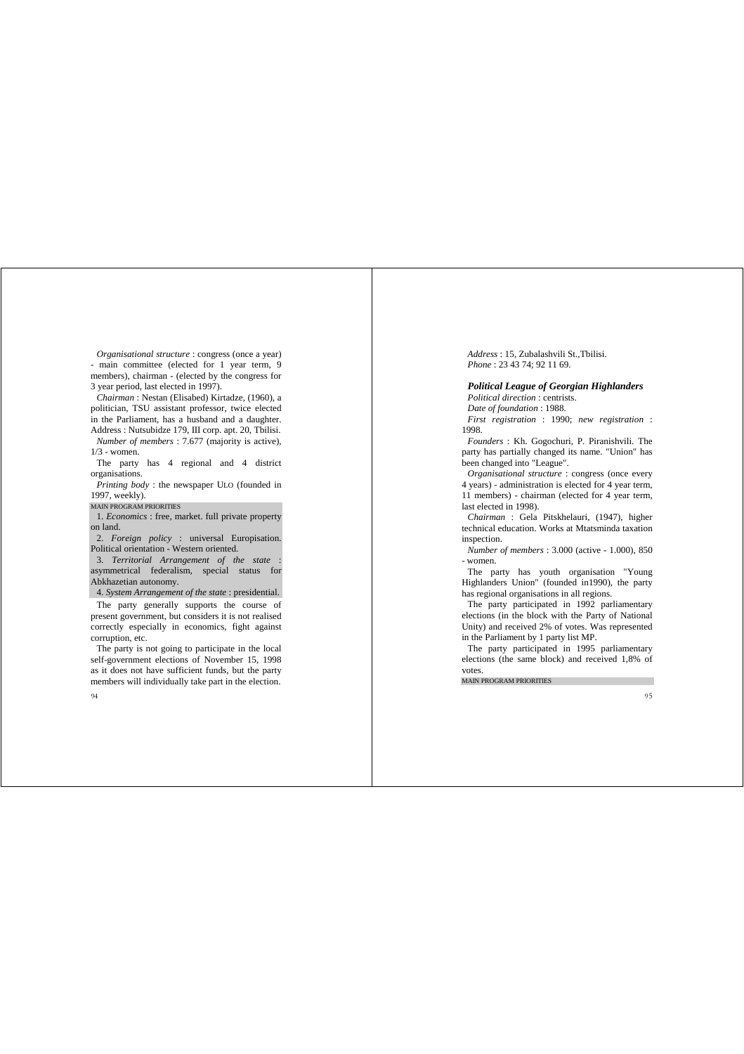*Organisational structure* : congress (once a year) - main committee (elected for 1 year term, 9 members), chairman - (elected by the congress for 3 year period, last elected in 1997).

*Chairman* : Nestan (Elisabed) Kirtadze, (1960), a politician, TSU assistant professor, twice elected in the Parliament, has a husband and a daughter. Address : Nutsubidze 179, III corp. apt. 20, Tbilisi.

*Number of members* : 7.677 (majority is active), 1/3 - women.

The party has 4 regional and 4 district organisations.

*Printing body* : the newspaper ULO (founded in 1997, weekly).

MAIN PROGRAM PRIORITIES

1. *Economics* : free, market. full private property on land.
2. *Foreign policy* : universal Europisation. Political orientation - Western oriented.
3. *Territorial Arrangement of the state* : asymmetrical federalism, special status for Abkhazetian autonomy.
4. *System Arrangement of the state* : presidential.

The party generally supports the course of present government, but considers it is not realised correctly especially in economics, fight against corruption, etc.

The party is not going to participate in the local self-government elections of November 15, 1998 as it does not have sufficient funds, but the party members will individually take part in the election.

*Address* : 15, Zubalashvili St.,Tbilisi.
*Phone* : 23 43 74; 92 11 69.

### *Political League of Georgian Highlanders*

*Political direction* : centrists.

*Date of foundation* : 1988.

*First registration* : 1990; *new registration* : 1998.

*Founders* : Kh. Gogochuri, P. Piranishvili. The party has partially changed its name. "Union" has been changed into "League".

*Organisational structure* : congress (once every 4 years) - administration is elected for 4 year term, 11 members) - chairman (elected for 4 year term, last elected in 1998).

*Chairman* : Gela Pitskhelauri, (1947), higher technical education. Works at Mtatsminda taxation inspection.

*Number of members* : 3.000 (active - 1.000), 850 - women.

The party has youth organisation "Young Highlanders Union" (founded in1990), the party has regional organisations in all regions.

The party participated in 1992 parliamentary elections (in the block with the Party of National Unity) and received 2% of votes. Was represented in the Parliament by 1 party list MP.

The party participated in 1995 parliamentary elections (the same block) and received 1,8% of votes.

MAIN PROGRAM PRIORITIES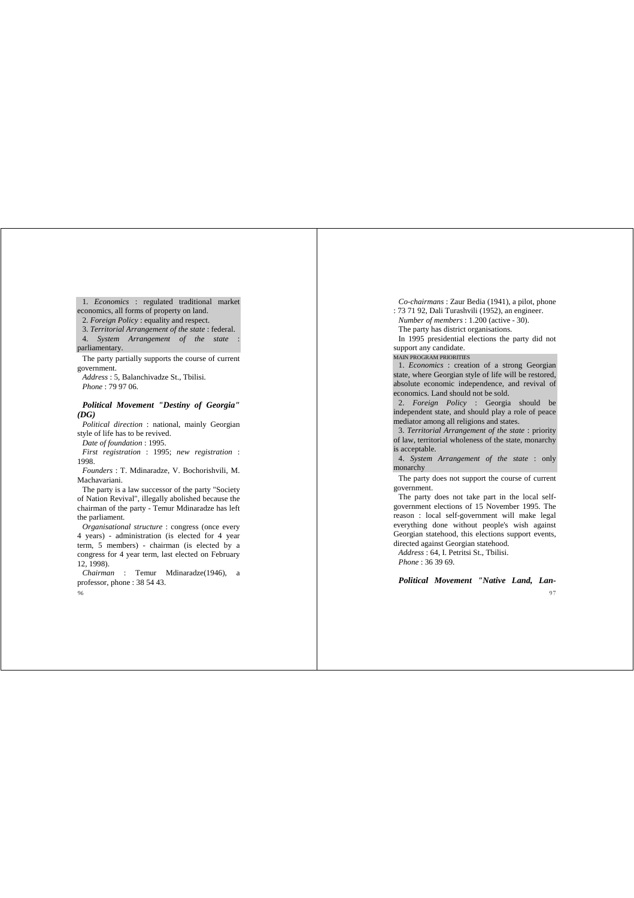1. *Economics* : regulated traditional market economics, all forms of property on land.

2. *Foreign Policy* : equality and respect.

3. *Territorial Arrangement of the state* : federal.

4. *System Arrangement of the state* : parliamentary.

The party partially supports the course of current government.

*Address* : 5, Balanchivadze St., Tbilisi.

*Phone* : 79 97 06.

### Political Movement "Destiny of Georgia" (DG)

*Political direction* : national, mainly Georgian style of life has to be revived.

*Date of foundation* : 1995.

*First registration* : 1995; *new registration* : 1998.

*Founders* : T. Mdinaradze, V. Bochorishvili, M. Machavariani.

The party is a law successor of the party "Society of Nation Revival", illegally abolished because the chairman of the party - Temur Mdinaradze has left the parliament.

*Organisational structure* : congress (once every 4 years) - administration (is elected for 4 year term, 5 members) - chairman (is elected by a congress for 4 year term, last elected on February 12, 1998).

*Chairman* : Temur Mdinaradze(1946), a professor, phone : 38 54 43.

*Co-chairmans* : Zaur Bedia (1941), a pilot, phone : 73 71 92, Dali Turashvili (1952), an engineer.

*Number of members* : 1.200 (active - 30).

The party has district organisations.

In 1995 presidential elections the party did not support any candidate.

MAIN PROGRAM PRIORITIES

1. *Economics* : creation of a strong Georgian state, where Georgian style of life will be restored, absolute economic independence, and revival of economics. Land should not be sold.

2. *Foreign Policy* : Georgia should be independent state, and should play a role of peace mediator among all religions and states.

3. *Territorial Arrangement of the state* : priority of law, territorial wholeness of the state, monarchy is acceptable.

4. *System Arrangement of the state* : only monarchy

The party does not support the course of current government.

The party does not take part in the local self-government elections of 15 November 1995. The reason : local self-government will make legal everything done without people's wish against Georgian statehood, this elections support events, directed against Georgian statehood.

*Address* : 64, I. Petritsi St., Tbilisi.

*Phone* : 36 39 69.

### Political Movement "Native Land, Lan-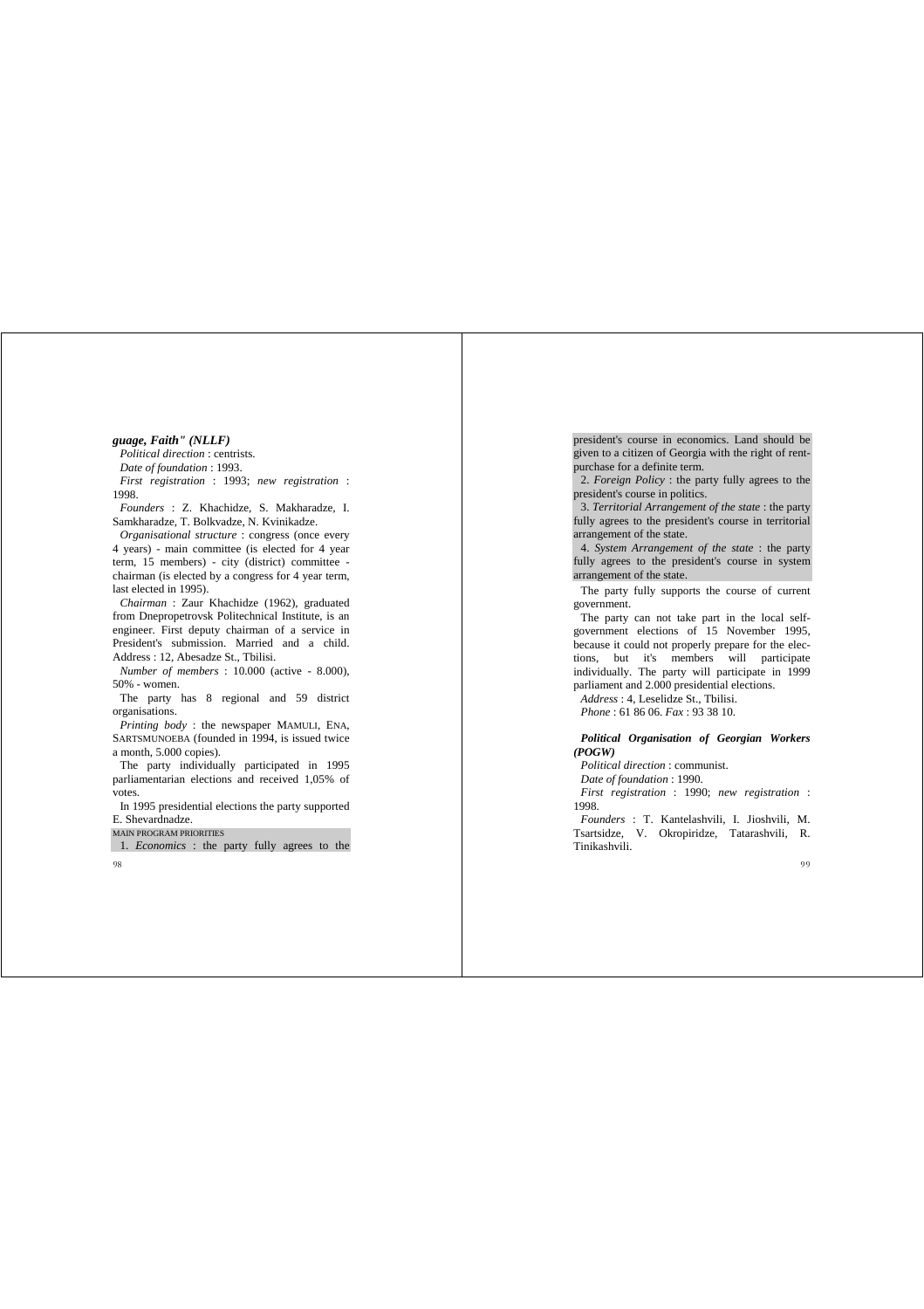***guage, Faith" (NLLF)***

*Political direction* : centrists.

*Date of foundation* : 1993.

*First registration* : 1993; *new registration* : 1998.

*Founders* : Z. Khachidze, S. Makharadze, I. Samkharadze, T. Bolkvadze, N. Kvinikadze.

*Organisational structure* : congress (once every 4 years) - main committee (is elected for 4 year term, 15 members) - city (district) committee - chairman (is elected by a congress for 4 year term, last elected in 1995).

*Chairman* : Zaur Khachidze (1962), graduated from Dnepropetrovsk Politechnical Institute, is an engineer. First deputy chairman of a service in President's submission. Married and a child. Address : 12, Abesadze St., Tbilisi.

*Number of members* : 10.000 (active - 8.000), 50% - women.

The party has 8 regional and 59 district organisations.

*Printing body* : the newspaper MAMULI, ENA, SARTSMUNOEBA (founded in 1994, is issued twice a month, 5.000 copies).

The party individually participated in 1995 parliamentarian elections and received 1,05% of votes.

In 1995 presidential elections the party supported E. Shevardnadze.

MAIN PROGRAM PRIORITIES

1. *Economics* : the party fully agrees to the president's course in economics. Land should be given to a citizen of Georgia with the right of rent-purchase for a definite term.

2. *Foreign Policy* : the party fully agrees to the president's course in politics.

3. *Territorial Arrangement of the state* : the party fully agrees to the president's course in territorial arrangement of the state.

4. *System Arrangement of the state* : the party fully agrees to the president's course in system arrangement of the state.

The party fully supports the course of current government.

The party can not take part in the local self-government elections of 15 November 1995, because it could not properly prepare for the elections, but it's members will participate individually. The party will participate in 1999 parliament and 2.000 presidential elections.

*Address* : 4, Leselidze St., Tbilisi.

*Phone* : 61 86 06. *Fax* : 93 38 10.

***Political Organisation of Georgian Workers (POGW)***

*Political direction* : communist.

*Date of foundation* : 1990.

*First registration* : 1990; *new registration* : 1998.

*Founders* : T. Kantelashvili, I. Jioshvili, M. Tsartsidze, V. Okropiridze, Tatarashvili, R. Tinikashvili.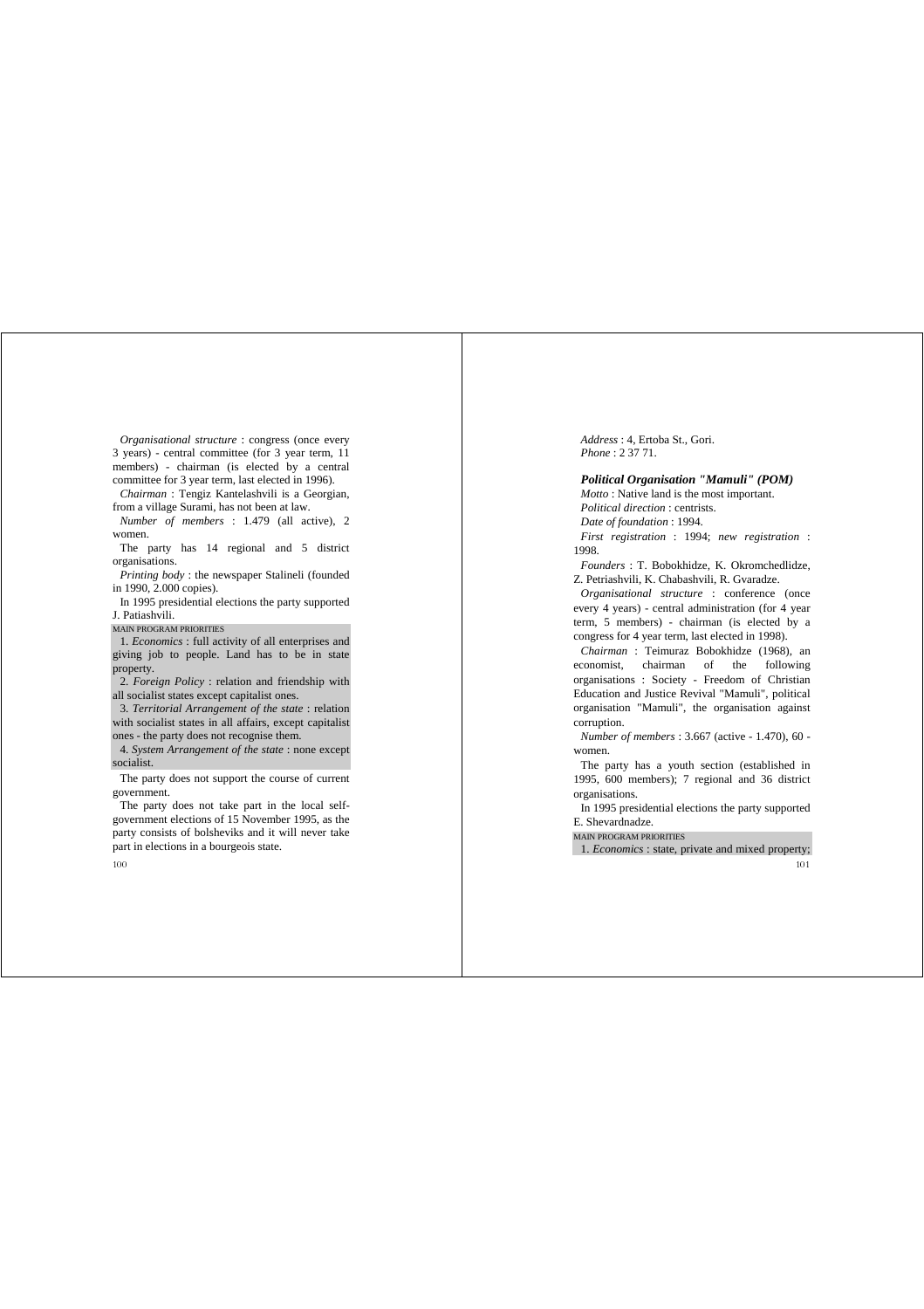*Organisational structure* : congress (once every 3 years) - central committee (for 3 year term, 11 members) - chairman (is elected by a central committee for 3 year term, last elected in 1996).

*Chairman* : Tengiz Kantelashvili is a Georgian, from a village Surami, has not been at law.

*Number of members* : 1.479 (all active), 2 women.

The party has 14 regional and 5 district organisations.

*Printing body* : the newspaper Stalineli (founded in 1990, 2.000 copies).

In 1995 presidential elections the party supported J. Patiashvili.

MAIN PROGRAM PRIORITIES

1. *Economics* : full activity of all enterprises and giving job to people. Land has to be in state property.

2. *Foreign Policy* : relation and friendship with all socialist states except capitalist ones.

3. *Territorial Arrangement of the state* : relation with socialist states in all affairs, except capitalist ones - the party does not recognise them.

4. *System Arrangement of the state* : none except socialist.

The party does not support the course of current government.

The party does not take part in the local self-government elections of 15 November 1995, as the party consists of bolsheviks and it will never take part in elections in a bourgeois state.

*Address* : 4, Ertoba St., Gori.

*Phone* : 2 37 71.

### Political Organisation "Mamuli" (POM)

*Motto* : Native land is the most important.

*Political direction* : centrists.

*Date of foundation* : 1994.

*First registration* : 1994; *new registration* : 1998.

*Founders* : T. Bobokhidze, K. Okromchedlidze, Z. Petriashvili, K. Chabashvili, R. Gvaradze.

*Organisational structure* : conference (once every 4 years) - central administration (for 4 year term, 5 members) - chairman (is elected by a congress for 4 year term, last elected in 1998).

*Chairman* : Teimuraz Bobokhidze (1968), an economist, chairman of the following organisations : Society - Freedom of Christian Education and Justice Revival "Mamuli", political organisation "Mamuli", the organisation against corruption.

*Number of members* : 3.667 (active - 1.470), 60 - women.

The party has a youth section (established in 1995, 600 members); 7 regional and 36 district organisations.

In 1995 presidential elections the party supported E. Shevardnadze.

MAIN PROGRAM PRIORITIES

1. *Economics* : state, private and mixed property;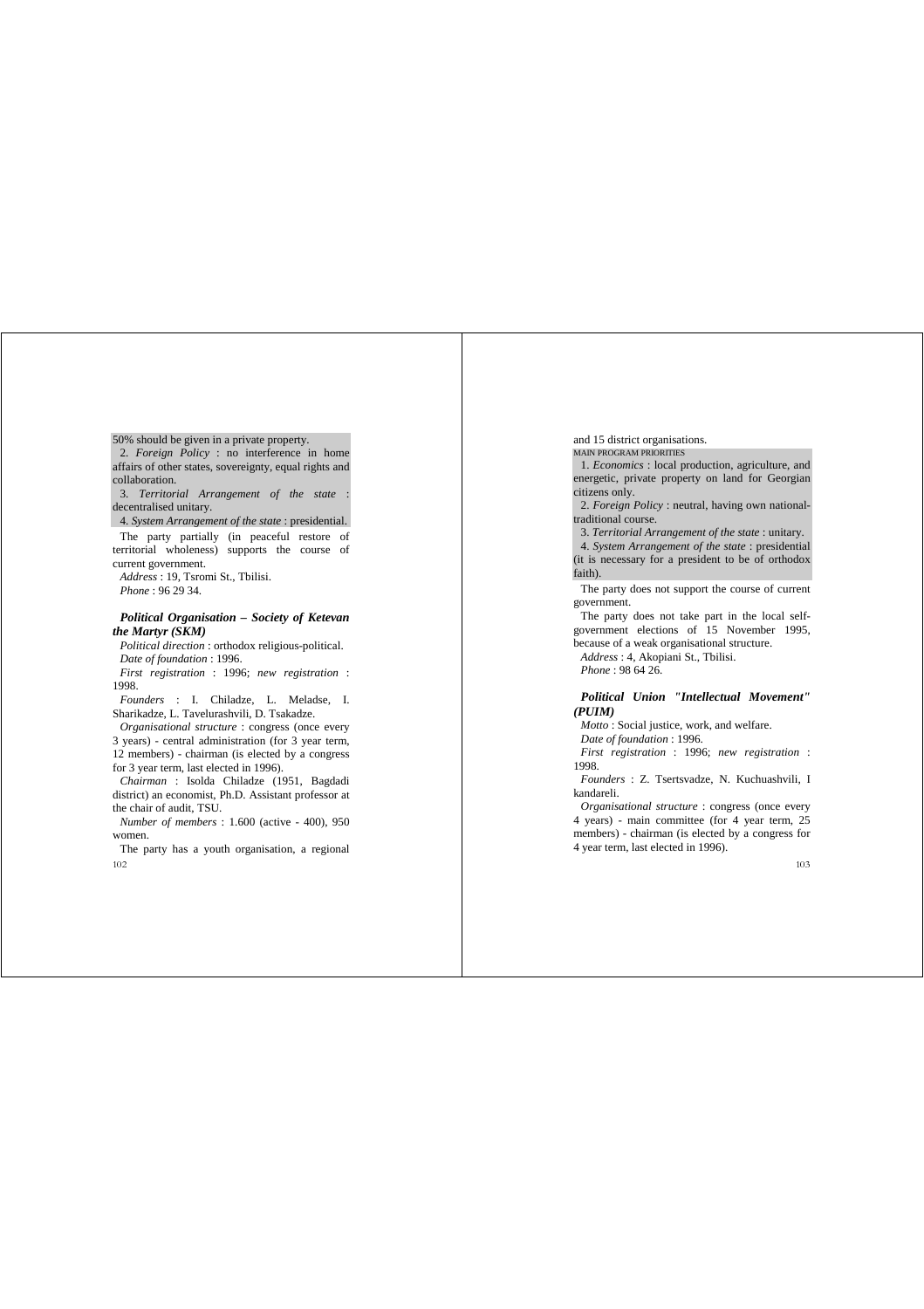50% should be given in a private property.

2. *Foreign Policy* : no interference in home affairs of other states, sovereignty, equal rights and collaboration.

3. *Territorial Arrangement of the state* : decentralised unitary.

4. *System Arrangement of the state* : presidential.

The party partially (in peaceful restore of territorial wholeness) supports the course of current government.

*Address* : 19, Tsromi St., Tbilisi.

*Phone* : 96 29 34.

### *Political Organisation – Society of Ketevan the Martyr (SKM)*

*Political direction* : orthodox religious-political.

*Date of foundation* : 1996.

*First registration* : 1996; *new registration* : 1998.

*Founders* : I. Chiladze, L. Meladse, I. Sharikadze, L. Tavelurashvili, D. Tsakadze.

*Organisational structure* : congress (once every 3 years) - central administration (for 3 year term, 12 members) - chairman (is elected by a congress for 3 year term, last elected in 1996).

*Chairman* : Isolda Chiladze (1951, Bagdadi district) an economist, Ph.D. Assistant professor at the chair of audit, TSU.

*Number of members* : 1.600 (active - 400), 950 women.

The party has a youth organisation, a regional and 15 district organisations.

MAIN PROGRAM PRIORITIES

1. *Economics* : local production, agriculture, and energetic, private property on land for Georgian citizens only.

2. *Foreign Policy* : neutral, having own national-traditional course.

3. *Territorial Arrangement of the state* : unitary.

4. *System Arrangement of the state* : presidential (it is necessary for a president to be of orthodox faith).

The party does not support the course of current government.

The party does not take part in the local self-government elections of 15 November 1995, because of a weak organisational structure.

*Address* : 4, Akopiani St., Tbilisi.

*Phone* : 98 64 26.

### *Political Union "Intellectual Movement" (PUIM)*

*Motto* : Social justice, work, and welfare.

*Date of foundation* : 1996.

*First registration* : 1996; *new registration* : 1998.

*Founders* : Z. Tsertsvadze, N. Kuchuashvili, I kandareli.

*Organisational structure* : congress (once every 4 years) - main committee (for 4 year term, 25 members) - chairman (is elected by a congress for 4 year term, last elected in 1996).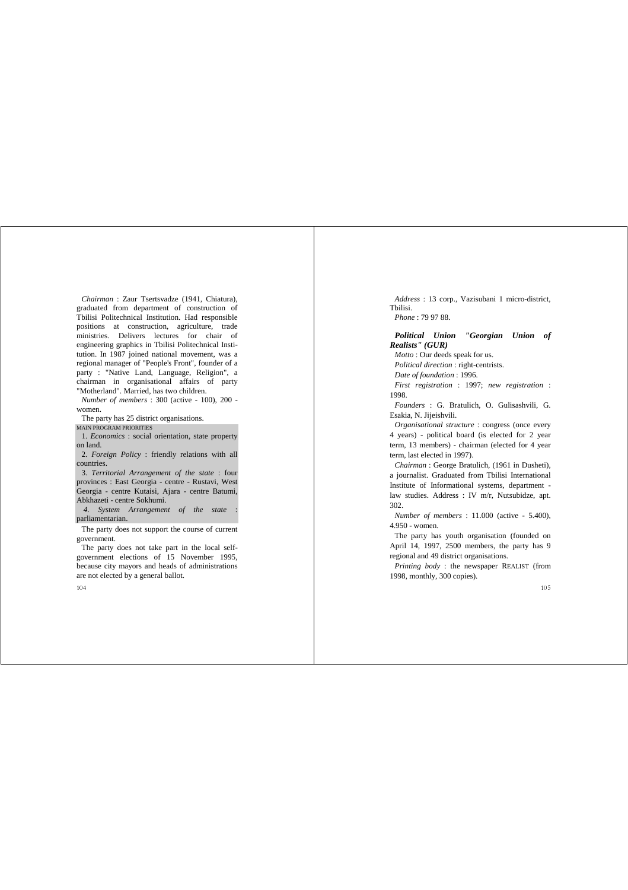*Chairman* : Zaur Tsertsvadze (1941, Chiatura), graduated from department of construction of Tbilisi Politechnical Institution. Had responsible positions at construction, agriculture, trade ministries. Delivers lectures for chair of engineering graphics in Tbilisi Politechnical Institution. In 1987 joined national movement, was a regional manager of "People's Front", founder of a party : "Native Land, Language, Religion", a chairman in organisational affairs of party "Motherland". Married, has two children.

*Number of members* : 300 (active - 100), 200 - women.

The party has 25 district organisations.

MAIN PROGRAM PRIORITIES

1. *Economics* : social orientation, state property on land.

2. *Foreign Policy* : friendly relations with all countries.

3. *Territorial Arrangement of the state* : four provinces : East Georgia - centre - Rustavi, West Georgia - centre Kutaisi, Ajara - centre Batumi, Abkhazeti - centre Sokhumi.

4. *System Arrangement of the state* : parliamentarian.

The party does not support the course of current government.

The party does not take part in the local self-government elections of 15 November 1995, because city mayors and heads of administrations are not elected by a general ballot.

*Address* : 13 corp., Vazisubani 1 micro-district, Tbilisi.

*Phone* : 79 97 88.

### *Political Union "Georgian Union of Realists" (GUR)*

*Motto* : Our deeds speak for us.

*Political direction* : right-centrists.

*Date of foundation* : 1996.

*First registration* : 1997; *new registration* : 1998.

*Founders* : G. Bratulich, O. Gulisashvili, G. Esakia, N. Jijeishvili.

*Organisational structure* : congress (once every 4 years) - political board (is elected for 2 year term, 13 members) - chairman (elected for 4 year term, last elected in 1997).

*Chairman* : George Bratulich, (1961 in Dusheti), a journalist. Graduated from Tbilisi International Institute of Informational systems, department - law studies. Address : IV m/r, Nutsubidze, apt. 302.

*Number of members* : 11.000 (active - 5.400), 4.950 - women.

The party has youth organisation (founded on April 14, 1997, 2500 members, the party has 9 regional and 49 district organisations.

*Printing body* : the newspaper REALIST (from 1998, monthly, 300 copies).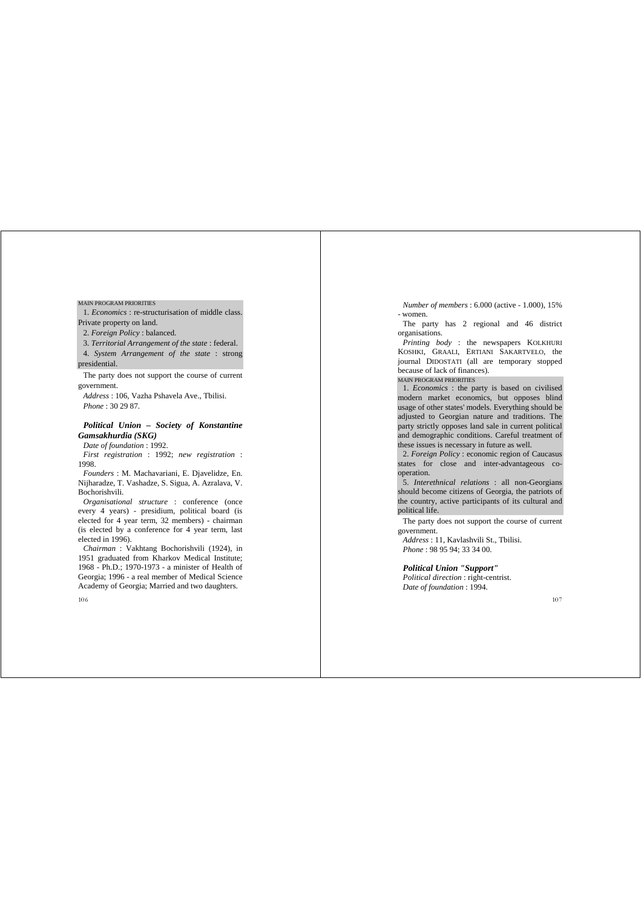MAIN PROGRAM PRIORITIES

1. *Economics* : re-structurisation of middle class. Private property on land.
2. *Foreign Policy* : balanced.
3. *Territorial Arrangement of the state* : federal.
4. *System Arrangement of the state* : strong presidential.

The party does not support the course of current government.

*Address* : 106, Vazha Pshavela Ave., Tbilisi.

*Phone* : 30 29 87.

### *Political Union – Society of Konstantine Gamsakhurdia (SKG)*

*Date of foundation* : 1992.

*First registration* : 1992; *new registration* : 1998.

*Founders* : M. Machavariani, E. Djavelidze, En. Nijharadze, T. Vashadze, S. Sigua, A. Azralava, V. Bochorishvili.

*Organisational structure* : conference (once every 4 years) - presidium, political board (is elected for 4 year term, 32 members) - chairman (is elected by a conference for 4 year term, last elected in 1996).

*Chairman* : Vakhtang Bochorishvili (1924), in 1951 graduated from Kharkov Medical Institute; 1968 - Ph.D.; 1970-1973 - a minister of Health of Georgia; 1996 - a real member of Medical Science Academy of Georgia; Married and two daughters.

*Number of members* : 6.000 (active - 1.000), 15% - women.

The party has 2 regional and 46 district organisations.

*Printing body* : the newspapers KOLKHURI KOSHKI, GRAALI, ERTIANI SAKARTVELO, the journal DIDOSTATI (all are temporary stopped because of lack of finances).

MAIN PROGRAM PRIORITIES

1. *Economics* : the party is based on civilised modern market economics, but opposes blind usage of other states' models. Everything should be adjusted to Georgian nature and traditions. The party strictly opposes land sale in current political and demographic conditions. Careful treatment of these issues is necessary in future as well.
2. *Foreign Policy* : economic region of Caucasus states for close and inter-advantageous co-operation.
5. *Interethnical relations* : all non-Georgians should become citizens of Georgia, the patriots of the country, active participants of its cultural and political life.

The party does not support the course of current government.

*Address* : 11, Kavlashvili St., Tbilisi.

*Phone* : 98 95 94; 33 34 00.

### *Political Union "Support"*

*Political direction* : right-centrist.

*Date of foundation* : 1994.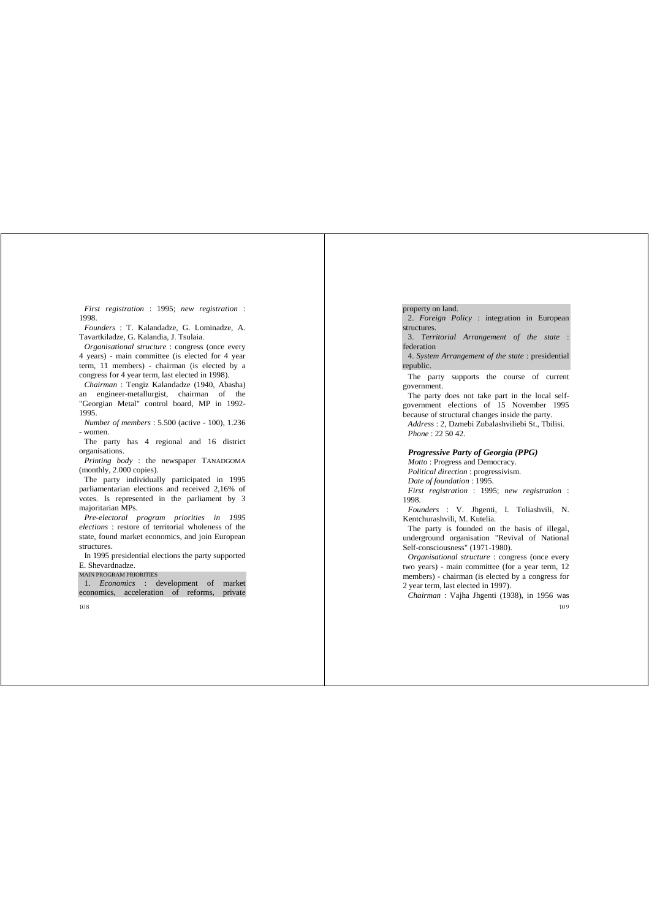*First registration* : 1995; *new registration* : 1998.

*Founders* : T. Kalandadze, G. Lominadze, A. Tavartkiladze, G. Kalandia, J. Tsulaia.

*Organisational structure* : congress (once every 4 years) - main committee (is elected for 4 year term, 11 members) - chairman (is elected by a congress for 4 year term, last elected in 1998).

*Chairman* : Tengiz Kalandadze (1940, Abasha) an engineer-metallurgist, chairman of the "Georgian Metal" control board, MP in 1992-1995.

*Number of members* : 5.500 (active - 100), 1.236 - women.

The party has 4 regional and 16 district organisations.

*Printing body* : the newspaper TANADGOMA (monthly, 2.000 copies).

The party individually participated in 1995 parliamentarian elections and received 2,16% of votes. Is represented in the parliament by 3 majoritarian MPs.

*Pre-electoral program priorities in 1995 elections* : restore of territorial wholeness of the state, found market economics, and join European structures.

In 1995 presidential elections the party supported E. Shevardnadze.

MAIN PROGRAM PRIORITIES

1. *Economics* : development of market economics, acceleration of reforms, private property on land.

2. *Foreign Policy* : integration in European structures.

3. *Territorial Arrangement of the state* : federation

4. *System Arrangement of the state* : presidential republic.

The party supports the course of current government.

The party does not take part in the local self-government elections of 15 November 1995 because of structural changes inside the party.

*Address* : 2, Dzmebi Zubalashviliebi St., Tbilisi.

*Phone* : 22 50 42.

### *Progressive Party of Georgia (PPG)*

*Motto* : Progress and Democracy.

*Political direction* : progressivism.

*Date of foundation* : 1995.

*First registration* : 1995; *new registration* : 1998.

*Founders* : V. Jhgenti, I. Toliashvili, N. Kentchurashvili, M. Kutelia.

The party is founded on the basis of illegal, underground organisation "Revival of National Self-consciousness" (1971-1980).

*Organisational structure* : congress (once every two years) - main committee (for a year term, 12 members) - chairman (is elected by a congress for 2 year term, last elected in 1997).

*Chairman* : Vajha Jhgenti (1938), in 1956 was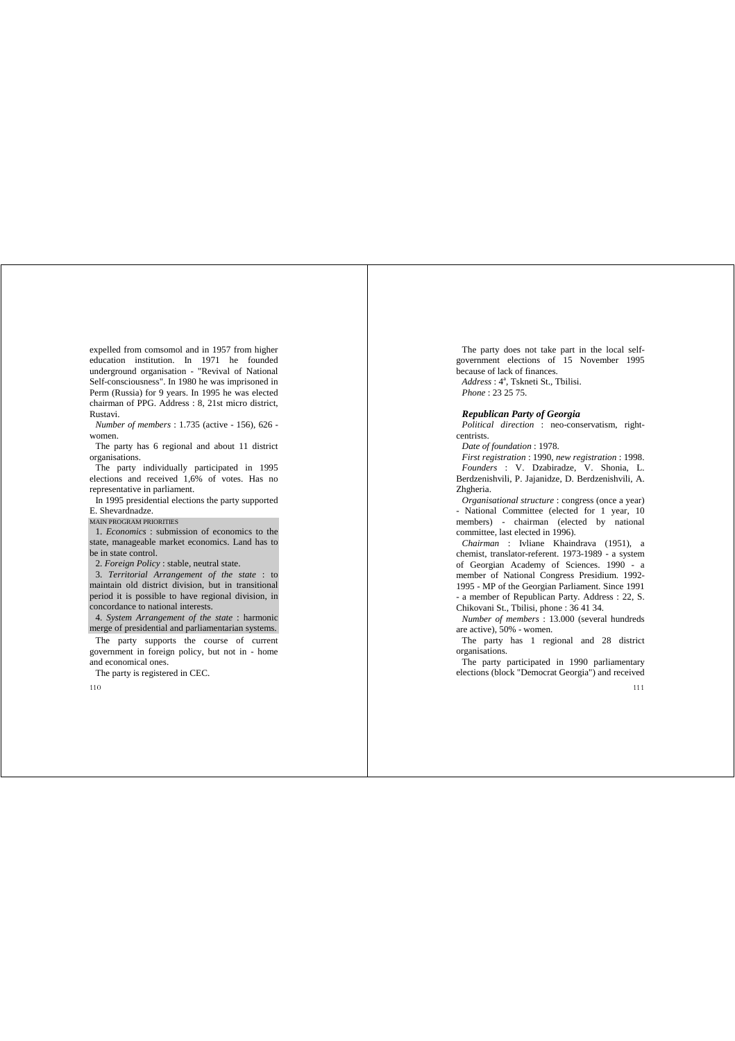expelled from comsomol and in 1957 from higher education institution. In 1971 he founded underground organisation - "Revival of National Self-consciousness". In 1980 he was imprisoned in Perm (Russia) for 9 years. In 1995 he was elected chairman of PPG. Address : 8, 21st micro district, Rustavi.

*Number of members* : 1.735 (active - 156), 626 - women.

The party has 6 regional and about 11 district organisations.

The party individually participated in 1995 elections and received 1,6% of votes. Has no representative in parliament.

In 1995 presidential elections the party supported E. Shevardnadze.

MAIN PROGRAM PRIORITIES

1. *Economics* : submission of economics to the state, manageable market economics. Land has to be in state control.

2. *Foreign Policy* : stable, neutral state.

3. *Territorial Arrangement of the state* : to maintain old district division, but in transitional period it is possible to have regional division, in concordance to national interests.

4. *System Arrangement of the state* : harmonic merge of presidential and parliamentarian systems.

The party supports the course of current government in foreign policy, but not in - home and economical ones.

The party is registered in CEC.

The party does not take part in the local self-government elections of 15 November 1995 because of lack of finances.

*Address* : 4ª, Tskneti St., Tbilisi.

*Phone* : 23 25 75.

### Republican Party of Georgia

*Political direction* : neo-conservatism, right-centrists.

*Date of foundation* : 1978.

*First registration* : 1990, *new registration* : 1998.

*Founders* : V. Dzabiradze, V. Shonia, L. Berdzenishvili, P. Jajanidze, D. Berdzenishvili, A. Zhgheria.

*Organisational structure* : congress (once a year) - National Committee (elected for 1 year, 10 members) - chairman (elected by national committee, last elected in 1996).

*Chairman* : Ivliane Khaindrava (1951), a chemist, translator-referent. 1973-1989 - a system of Georgian Academy of Sciences. 1990 - a member of National Congress Presidium. 1992-1995 - MP of the Georgian Parliament. Since 1991 - a member of Republican Party. Address : 22, S. Chikovani St., Tbilisi, phone : 36 41 34.

*Number of members* : 13.000 (several hundreds are active), 50% - women.

The party has 1 regional and 28 district organisations.

The party participated in 1990 parliamentary elections (block "Democrat Georgia") and received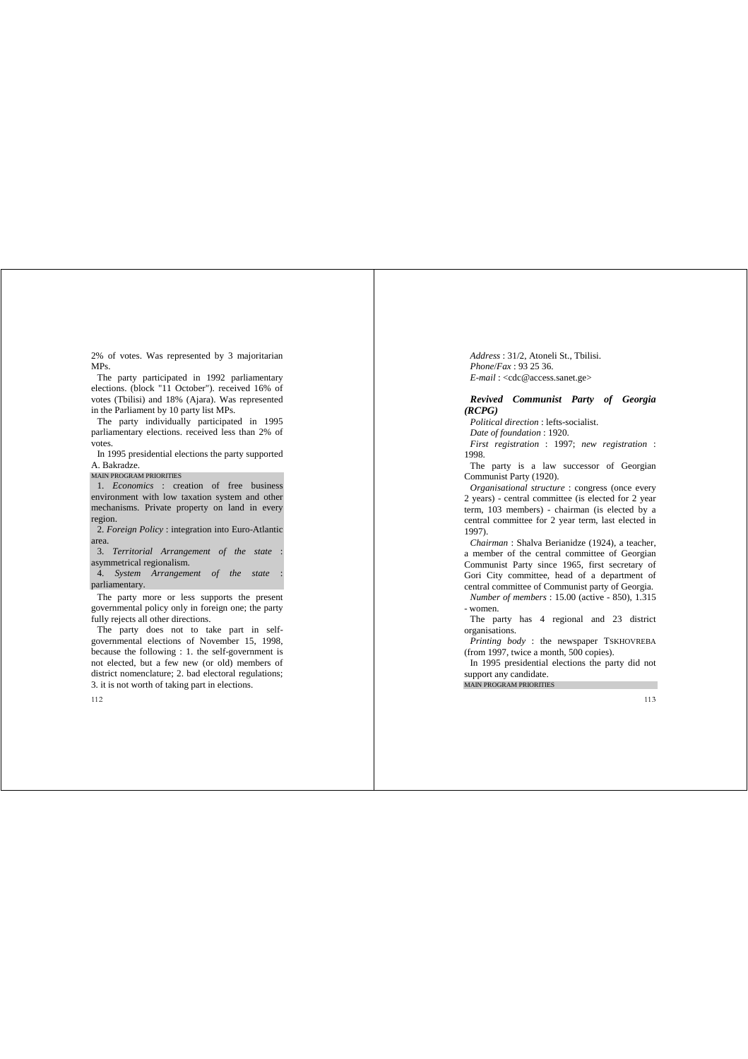2% of votes. Was represented by 3 majoritarian MPs.

The party participated in 1992 parliamentary elections. (block "11 October"). received 16% of votes (Tbilisi) and 18% (Ajara). Was represented in the Parliament by 10 party list MPs.

The party individually participated in 1995 parliamentary elections. received less than 2% of votes.

In 1995 presidential elections the party supported A. Bakradze.

MAIN PROGRAM PRIORITIES

1. *Economics* : creation of free business environment with low taxation system and other mechanisms. Private property on land in every region.

2. *Foreign Policy* : integration into Euro-Atlantic area.

3. *Territorial Arrangement of the state* : asymmetrical regionalism.

4. *System Arrangement of the state* : parliamentary.

The party more or less supports the present governmental policy only in foreign one; the party fully rejects all other directions.

The party does not to take part in self-governmental elections of November 15, 1998, because the following : 1. the self-government is not elected, but a few new (or old) members of district nomenclature; 2. bad electoral regulations; 3. it is not worth of taking part in elections.

*Address* : 31/2, Atoneli St., Tbilisi.
*Phone/Fax* : 93 25 36.
*E-mail* : <cdc@access.sanet.ge>

### *Revived Communist Party of Georgia (RCPG)*

*Political direction* : lefts-socialist.

*Date of foundation* : 1920.

*First registration* : 1997; *new registration* : 1998.

The party is a law successor of Georgian Communist Party (1920).

*Organisational structure* : congress (once every 2 years) - central committee (is elected for 2 year term, 103 members) - chairman (is elected by a central committee for 2 year term, last elected in 1997).

*Chairman* : Shalva Berianidze (1924), a teacher, a member of the central committee of Georgian Communist Party since 1965, first secretary of Gori City committee, head of a department of central committee of Communist party of Georgia.

*Number of members* : 15.00 (active - 850), 1.315 - women.

The party has 4 regional and 23 district organisations.

*Printing body* : the newspaper TSKHOVREBA (from 1997, twice a month, 500 copies).

In 1995 presidential elections the party did not support any candidate.

MAIN PROGRAM PRIORITIES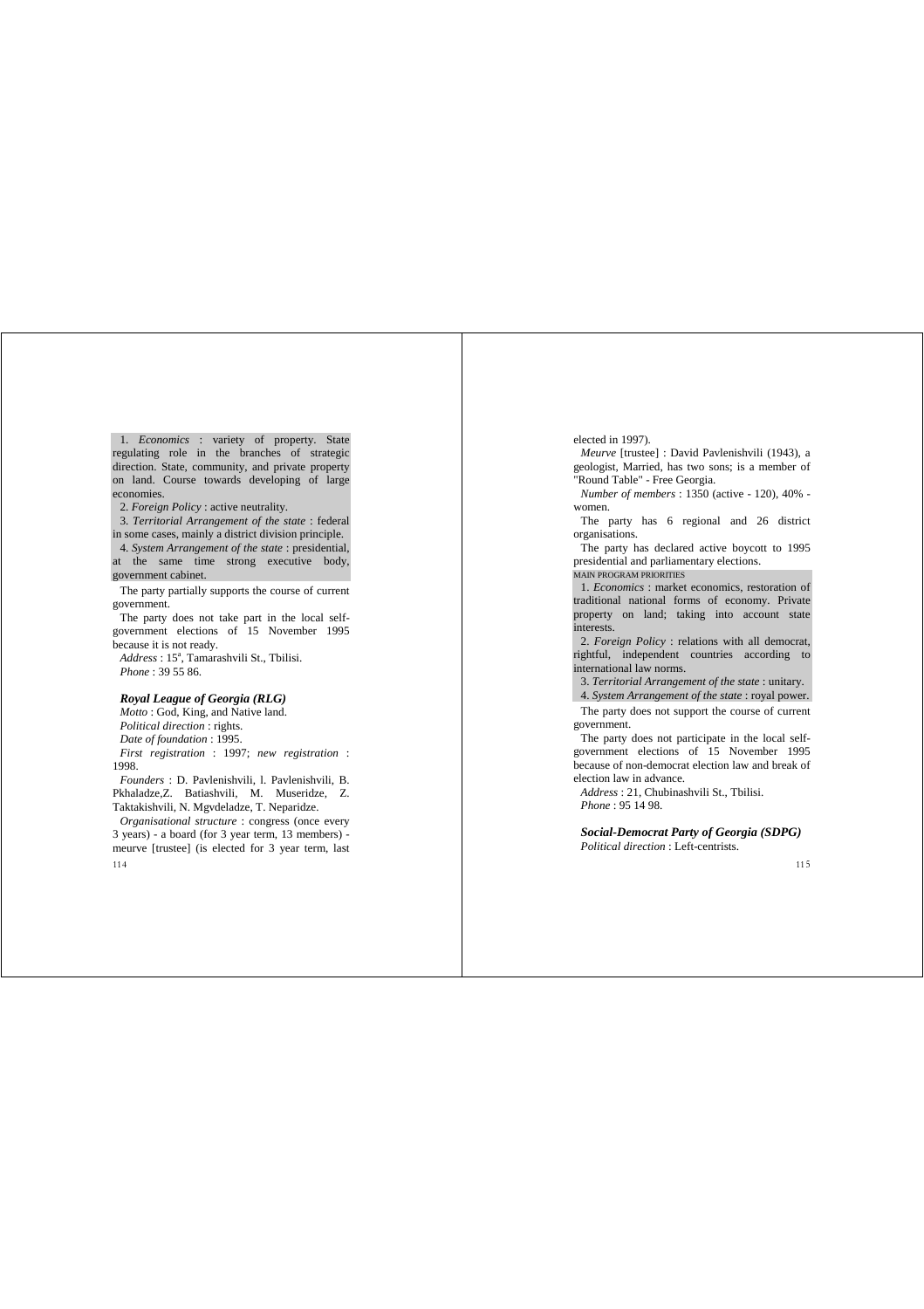1. *Economics* : variety of property. State regulating role in the branches of strategic direction. State, community, and private property on land. Course towards developing of large economies.

2. *Foreign Policy* : active neutrality.

3. *Territorial Arrangement of the state* : federal in some cases, mainly a district division principle.

4. *System Arrangement of the state* : presidential, at the same time strong executive body, government cabinet.

The party partially supports the course of current government.

The party does not take part in the local self-government elections of 15 November 1995 because it is not ready.

*Address* : 15[a], Tamarashvili St., Tbilisi.

*Phone* : 39 55 86.

### *Royal League of Georgia (RLG)*

*Motto* : God, King, and Native land.

*Political direction* : rights.

*Date of foundation* : 1995.

*First registration* : 1997; *new registration* : 1998.

*Founders* : D. Pavlenishvili, l. Pavlenishvili, B. Pkhaladze,Z. Batiashvili, M. Museridze, Z. Taktakishvili, N. Mgvdeladze, T. Neparidze.

*Organisational structure* : congress (once every 3 years) - a board (for 3 year term, 13 members) - meurve [trustee] (is elected for 3 year term, last elected in 1997).

*Meurve* [trustee] : David Pavlenishvili (1943), a geologist, Married, has two sons; is a member of "Round Table" - Free Georgia.

*Number of members* : 1350 (active - 120), 40% - women.

The party has 6 regional and 26 district organisations.

The party has declared active boycott to 1995 presidential and parliamentary elections.

MAIN PROGRAM PRIORITIES

1. *Economics* : market economics, restoration of traditional national forms of economy. Private property on land; taking into account state interests.

2. *Foreign Policy* : relations with all democrat, rightful, independent countries according to international law norms.

3. *Territorial Arrangement of the state* : unitary.

4. *System Arrangement of the state* : royal power.

The party does not support the course of current government.

The party does not participate in the local self-government elections of 15 November 1995 because of non-democrat election law and break of election law in advance.

*Address* : 21, Chubinashvili St., Tbilisi.

*Phone* : 95 14 98.

### *Social-Democrat Party of Georgia (SDPG)*

*Political direction* : Left-centrists.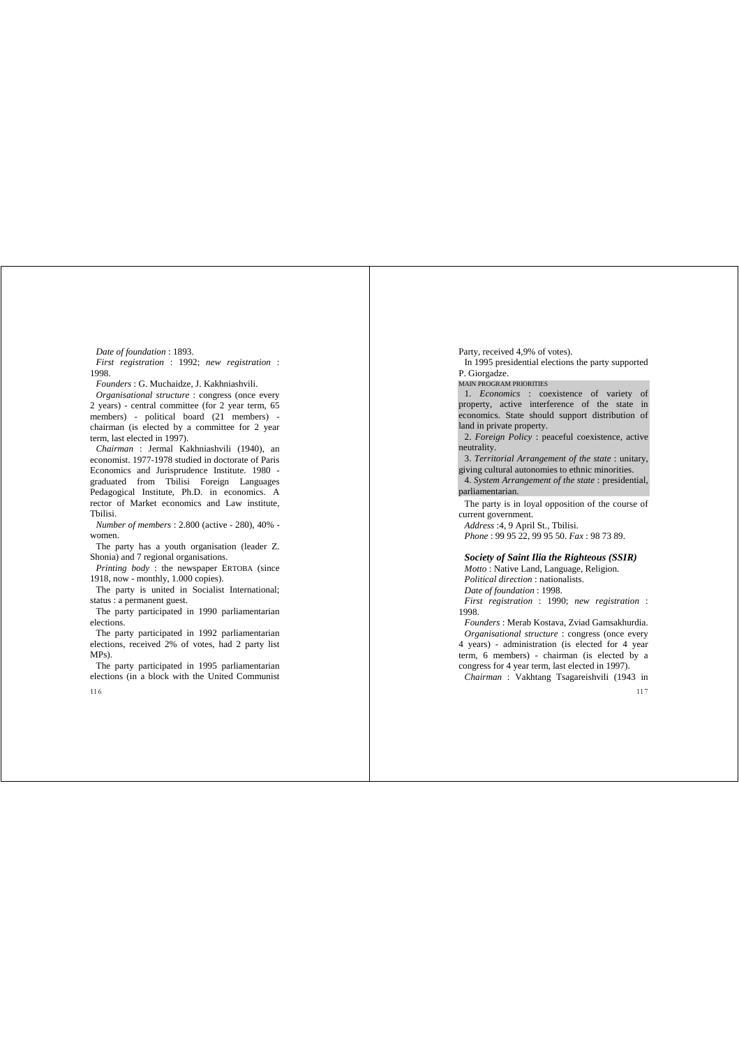*Date of foundation* : 1893.

*First registration* : 1992; *new registration* : 1998.

*Founders* : G. Muchaidze, J. Kakhniashvili.

*Organisational structure* : congress (once every 2 years) - central committee (for 2 year term, 65 members) - political board (21 members) - chairman (is elected by a committee for 2 year term, last elected in 1997).

*Chairman* : Jermal Kakhniashvili (1940), an economist. 1977-1978 studied in doctorate of Paris Economics and Jurisprudence Institute. 1980 - graduated from Tbilisi Foreign Languages Pedagogical Institute, Ph.D. in economics. A rector of Market economics and Law institute, Tbilisi.

*Number of members* : 2.800 (active - 280), 40% - women.

The party has a youth organisation (leader Z. Shonia) and 7 regional organisations.

*Printing body* : the newspaper ERTOBA (since 1918, now - monthly, 1.000 copies).

The party is united in Socialist International; status : a permanent guest.

The party participated in 1990 parliamentarian elections.

The party participated in 1992 parliamentarian elections, received 2% of votes, had 2 party list MPs).

The party participated in 1995 parliamentarian elections (in a block with the United Communist Party, received 4,9% of votes).

In 1995 presidential elections the party supported P. Giorgadze.

MAIN PROGRAM PRIORITIES

1. *Economics* : coexistence of variety of property, active interference of the state in economics. State should support distribution of land in private property.

2. *Foreign Policy* : peaceful coexistence, active neutrality.

3. *Territorial Arrangement of the state* : unitary, giving cultural autonomies to ethnic minorities.

4. *System Arrangement of the state* : presidential, parliamentarian.

The party is in loyal opposition of the course of current government.

*Address* :4, 9 April St., Tbilisi.

*Phone* : 99 95 22, 99 95 50. *Fax* : 98 73 89.

### *Society of Saint Ilia the Righteous (SSIR)*

*Motto* : Native Land, Language, Religion.

*Political direction* : nationalists.

*Date of foundation* : 1998.

*First registration* : 1990; *new registration* : 1998.

*Founders* : Merab Kostava, Zviad Gamsakhurdia.

*Organisational structure* : congress (once every 4 years) - administration (is elected for 4 year term, 6 members) - chairman (is elected by a congress for 4 year term, last elected in 1997).

*Chairman* : Vakhtang Tsagareishvili (1943 in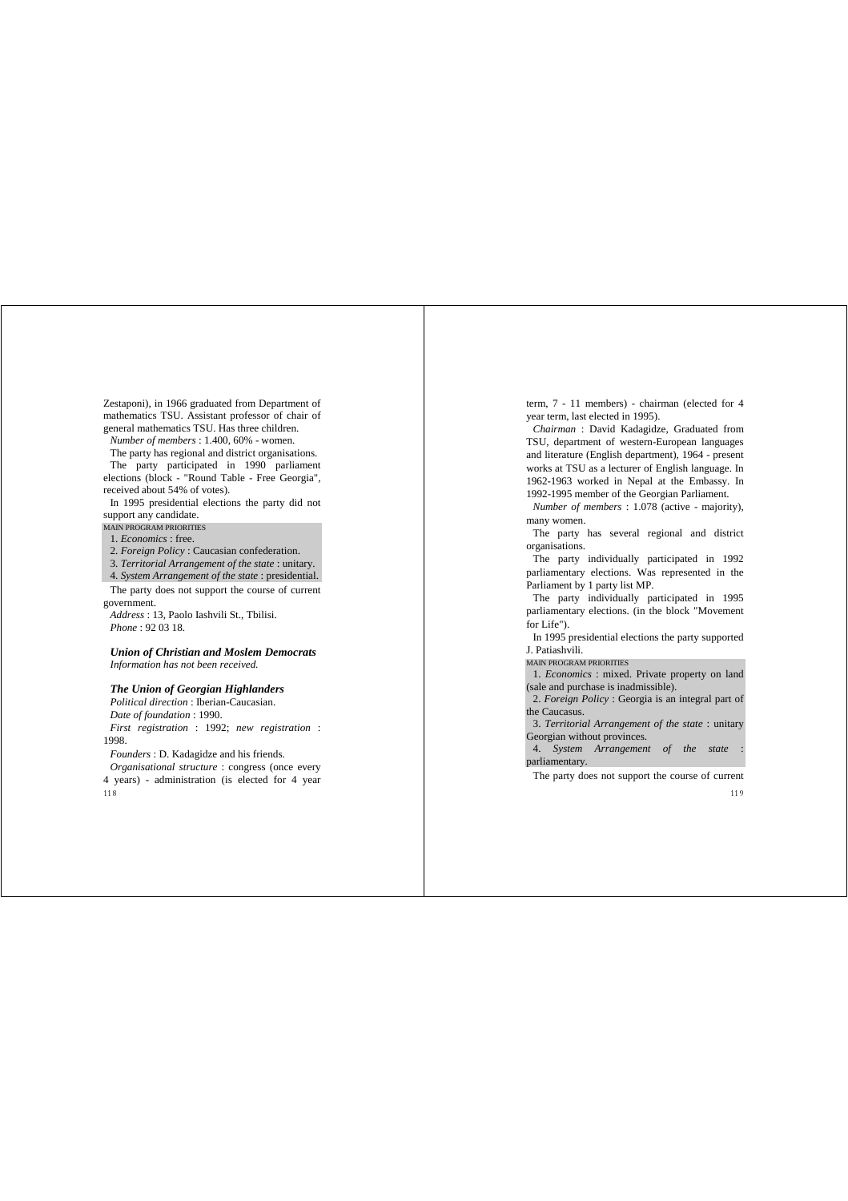Zestaponi), in 1966 graduated from Department of mathematics TSU. Assistant professor of chair of general mathematics TSU. Has three children.

*Number of members* : 1.400, 60% - women.

The party has regional and district organisations.

The party participated in 1990 parliament elections (block - "Round Table - Free Georgia", received about 54% of votes).

In 1995 presidential elections the party did not support any candidate.

MAIN PROGRAM PRIORITIES

1. *Economics* : free.
2. *Foreign Policy* : Caucasian confederation.
3. *Territorial Arrangement of the state* : unitary.
4. *System Arrangement of the state* : presidential.

The party does not support the course of current government.

*Address* : 13, Paolo Iashvili St., Tbilisi.

*Phone* : 92 03 18.

### *Union of Christian and Moslem Democrats*

*Information has not been received.*

### *The Union of Georgian Highlanders*

*Political direction* : Iberian-Caucasian.

*Date of foundation* : 1990.

*First registration* : 1992; *new registration* : 1998.

*Founders* : D. Kadagidze and his friends.

*Organisational structure* : congress (once every 4 years) - administration (is elected for 4 year term, 7 - 11 members) - chairman (elected for 4 year term, last elected in 1995).

*Chairman* : David Kadagidze, Graduated from TSU, department of western-European languages and literature (English department), 1964 - present works at TSU as a lecturer of English language. In 1962-1963 worked in Nepal at the Embassy. In 1992-1995 member of the Georgian Parliament.

*Number of members* : 1.078 (active - majority), many women.

The party has several regional and district organisations.

The party individually participated in 1992 parliamentary elections. Was represented in the Parliament by 1 party list MP.

The party individually participated in 1995 parliamentary elections. (in the block "Movement for Life").

In 1995 presidential elections the party supported J. Patiashvili.

MAIN PROGRAM PRIORITIES

1. *Economics* : mixed. Private property on land (sale and purchase is inadmissible).
2. *Foreign Policy* : Georgia is an integral part of the Caucasus.
3. *Territorial Arrangement of the state* : unitary Georgian without provinces.
4. *System Arrangement of the state* : parliamentary.

The party does not support the course of current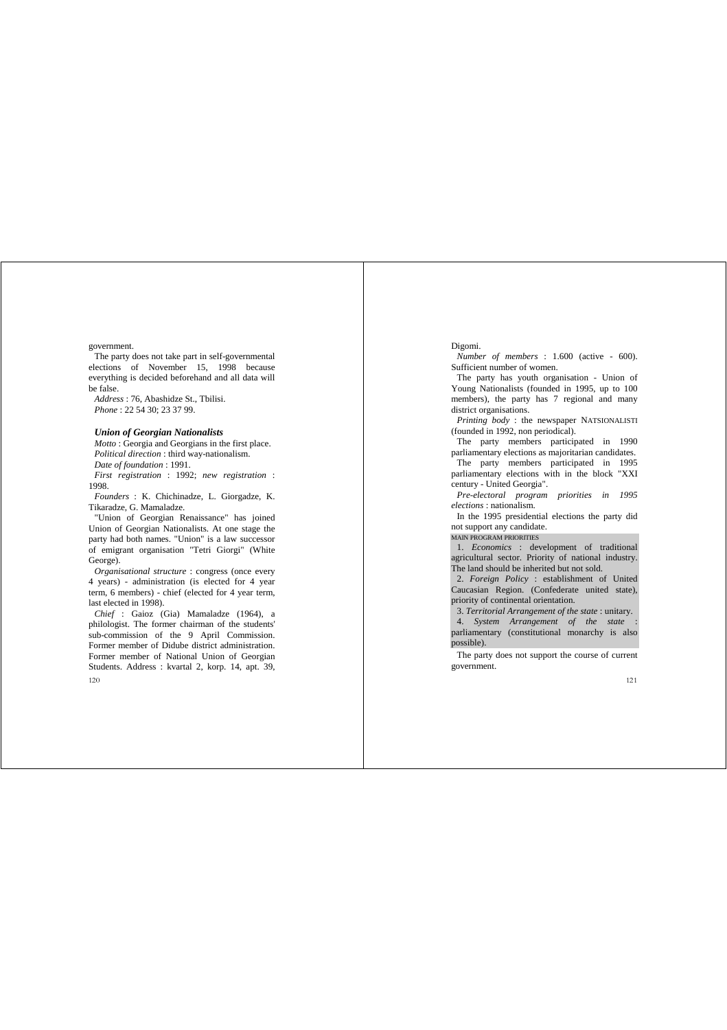government.

The party does not take part in self-governmental elections of November 15, 1998 because everything is decided beforehand and all data will be false.

*Address* : 76, Abashidze St., Tbilisi.

*Phone* : 22 54 30; 23 37 99.

### *Union of Georgian Nationalists*

*Motto* : Georgia and Georgians in the first place.

*Political direction* : third way-nationalism.

*Date of foundation* : 1991.

*First registration* : 1992; *new registration* : 1998.

*Founders* : K. Chichinadze, L. Giorgadze, K. Tikaradze, G. Mamaladze.

"Union of Georgian Renaissance" has joined Union of Georgian Nationalists. At one stage the party had both names. "Union" is a law successor of emigrant organisation "Tetri Giorgi" (White George).

*Organisational structure* : congress (once every 4 years) - administration (is elected for 4 year term, 6 members) - chief (elected for 4 year term, last elected in 1998).

*Chief* : Gaioz (Gia) Mamaladze (1964), a philologist. The former chairman of the students' sub-commission of the 9 April Commission. Former member of Didube district administration. Former member of National Union of Georgian Students. Address : kvartal 2, korp. 14, apt. 39, Digomi.

*Number of members* : 1.600 (active - 600). Sufficient number of women.

The party has youth organisation - Union of Young Nationalists (founded in 1995, up to 100 members), the party has 7 regional and many district organisations.

*Printing body* : the newspaper NATSIONALISTI (founded in 1992, non periodical).

The party members participated in 1990 parliamentary elections as majoritarian candidates.

The party members participated in 1995 parliamentary elections with in the block "XXI century - United Georgia".

*Pre-electoral program priorities in 1995 elections* : nationalism.

In the 1995 presidential elections the party did not support any candidate.

MAIN PROGRAM PRIORITIES

1. *Economics* : development of traditional agricultural sector. Priority of national industry. The land should be inherited but not sold.
2. *Foreign Policy* : establishment of United Caucasian Region. (Confederate united state), priority of continental orientation.
3. *Territorial Arrangement of the state* : unitary.
4. *System Arrangement of the state* : parliamentary (constitutional monarchy is also possible).

The party does not support the course of current government.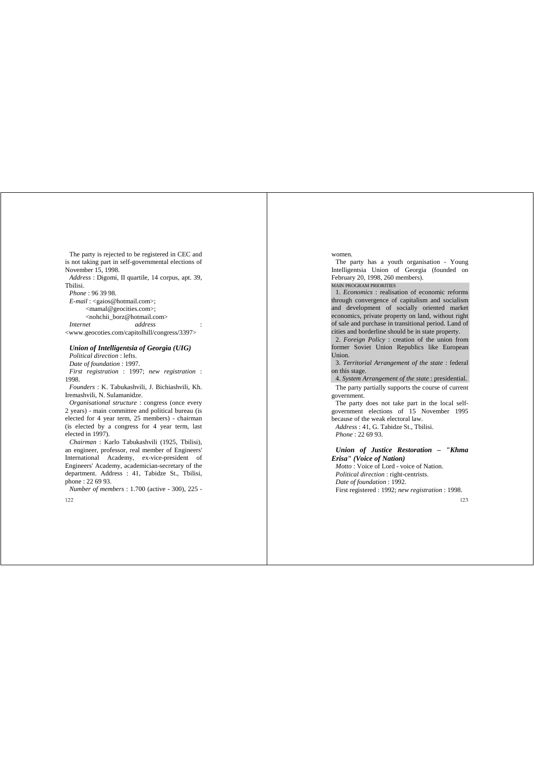The party is rejected to be registered in CEC and is not taking part in self-governmental elections of November 15, 1998.

*Address* : Digomi, II quartile, 14 corpus, apt. 39, Tbilisi.

*Phone* : 96 39 98.

*E-mail* : <gaios@hotmail.com>;
<mamal@geocities.com>;
<nohchii_borz@hotmail.com>

*Internet address* : <www.geocoties.com/capitolhill/congress/3397>

### *Union of Intelligentsia of Georgia (UIG)*

*Political direction* : lefts.

*Date of foundation* : 1997.

*First registration* : 1997; *new registration* : 1998.

*Founders* : K. Tabukashvili, J. Bichiashvili, Kh. Iremashvili, N. Sulamanidze.

*Organisational structure* : congress (once every 2 years) - main committee and political bureau (is elected for 4 year term, 25 members) - chairman (is elected by a congress for 4 year term, last elected in 1997).

*Chairman* : Karlo Tabukashvili (1925, Tbilisi), an engineer, professor, real member of Engineers' International Academy, ex-vice-president of Engineers' Academy, academician-secretary of the department. Address : 41, Tabidze St., Tbilisi, phone : 22 69 93.

*Number of members* : 1.700 (active - 300), 225 - women.

The party has a youth organisation - Young Intelligentsia Union of Georgia (founded on February 20, 1998, 260 members).

MAIN PROGRAM PRIORITIES

1. *Economics* : realisation of economic reforms through convergence of capitalism and socialism and development of socially oriented market economics, private property on land, without right of sale and purchase in transitional period. Land of cities and borderline should be in state property.

2. *Foreign Policy* : creation of the union from former Soviet Union Republics like European Union.

3. *Territorial Arrangement of the state* : federal on this stage.

4. *System Arrangement of the state* : presidential.

The party partially supports the course of current government.

The party does not take part in the local self-government elections of 15 November 1995 because of the weak electoral law.

*Address* : 41, G. Tabidze St., Tbilisi.

*Phone* : 22 69 93.

### *Union of Justice Restoration – "Khma Erisa" (Voice of Nation)*

*Motto* : Voice of Lord - voice of Nation.

*Political direction* : right-centrists.

*Date of foundation* : 1992.

First registered : 1992; *new registration* : 1998.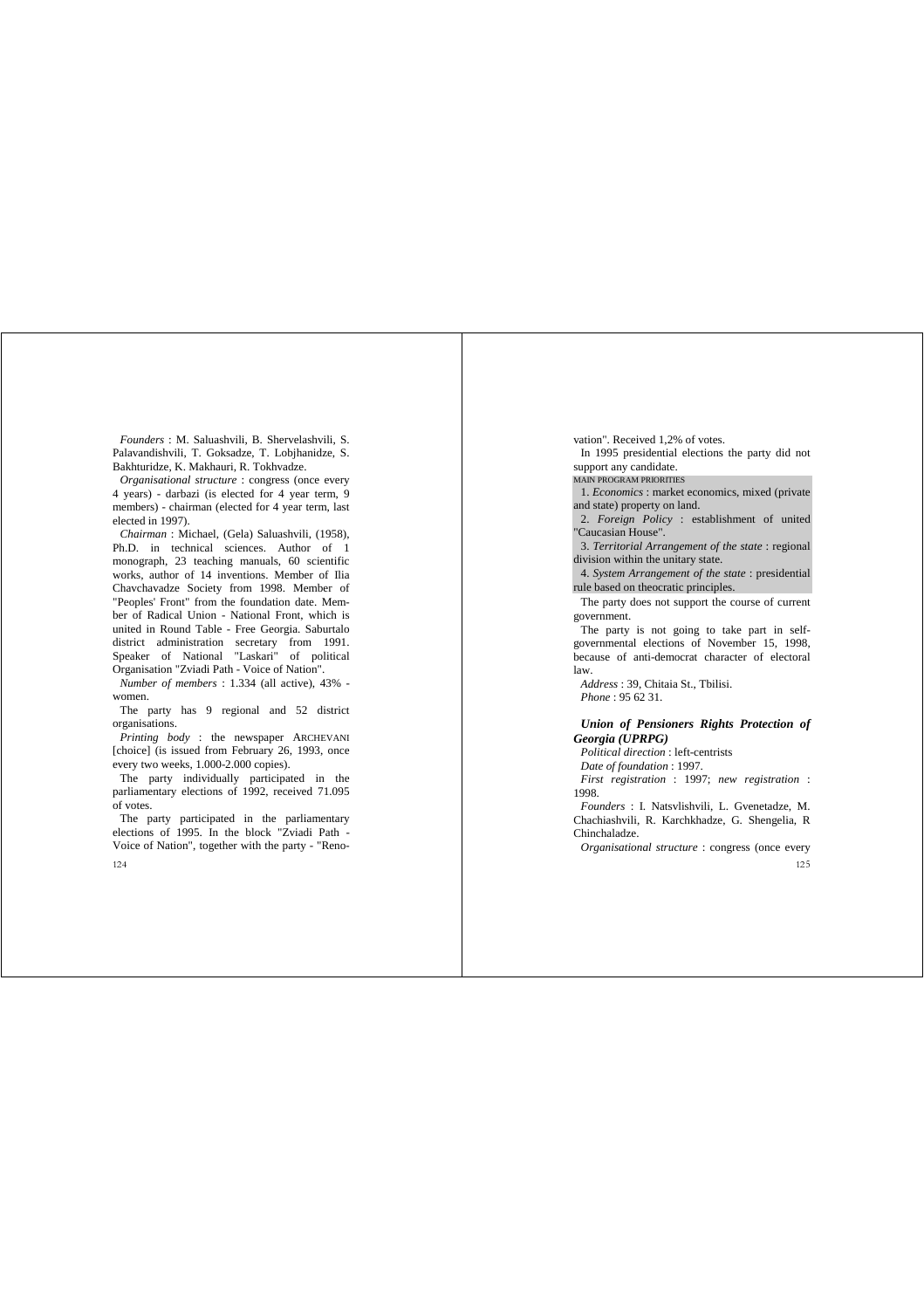*Founders* : M. Saluashvili, B. Shervelashvili, S. Palavandishvili, T. Goksadze, T. Lobjhanidze, S. Bakhturidze, K. Makhauri, R. Tokhvadze.

*Organisational structure* : congress (once every 4 years) - darbazi (is elected for 4 year term, 9 members) - chairman (elected for 4 year term, last elected in 1997).

*Chairman* : Michael, (Gela) Saluashvili, (1958), Ph.D. in technical sciences. Author of 1 monograph, 23 teaching manuals, 60 scientific works, author of 14 inventions. Member of Ilia Chavchavadze Society from 1998. Member of "Peoples' Front" from the foundation date. Member of Radical Union - National Front, which is united in Round Table - Free Georgia. Saburtalo district administration secretary from 1991. Speaker of National "Laskari" of political Organisation "Zviadi Path - Voice of Nation".

*Number of members* : 1.334 (all active), 43% - women.

The party has 9 regional and 52 district organisations.

*Printing body* : the newspaper ARCHEVANI [choice] (is issued from February 26, 1993, once every two weeks, 1.000-2.000 copies).

The party individually participated in the parliamentary elections of 1992, received 71.095 of votes.

The party participated in the parliamentary elections of 1995. In the block "Zviadi Path - Voice of Nation", together with the party - "Renovation". Received 1,2% of votes.

In 1995 presidential elections the party did not support any candidate.

MAIN PROGRAM PRIORITIES

1. *Economics* : market economics, mixed (private and state) property on land.

2. *Foreign Policy* : establishment of united "Caucasian House".

3. *Territorial Arrangement of the state* : regional division within the unitary state.

4. *System Arrangement of the state* : presidential rule based on theocratic principles.

The party does not support the course of current government.

The party is not going to take part in self-governmental elections of November 15, 1998, because of anti-democrat character of electoral law.

*Address* : 39, Chitaia St., Tbilisi.

*Phone* : 95 62 31.

### *Union of Pensioners Rights Protection of Georgia (UPRPG)*

*Political direction* : left-centrists

*Date of foundation* : 1997.

*First registration* : 1997; *new registration* : 1998.

*Founders* : I. Natsvlishvili, L. Gvenetadze, M. Chachiashvili, R. Karchkhadze, G. Shengelia, R Chinchaladze.

*Organisational structure* : congress (once every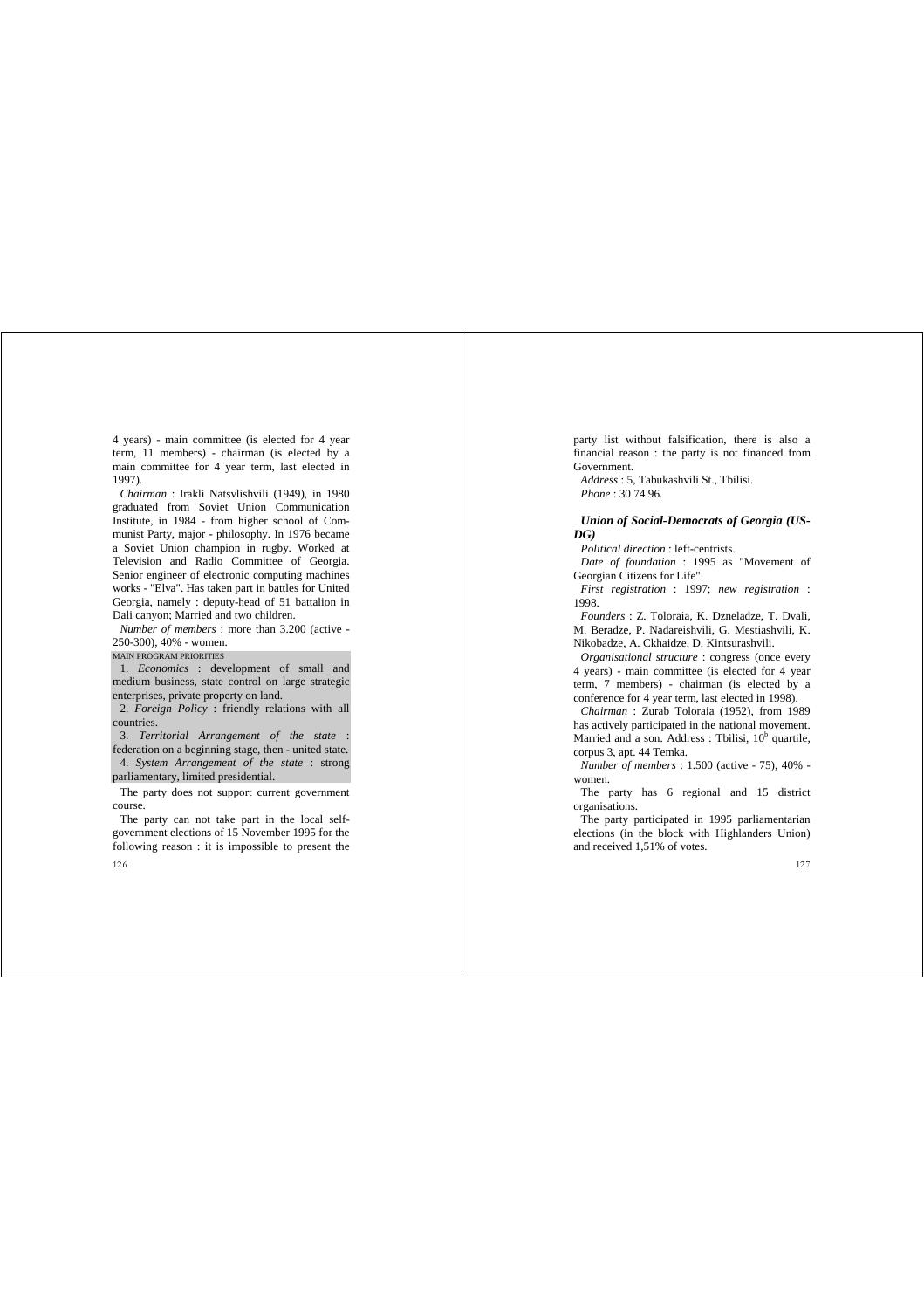4 years) - main committee (is elected for 4 year term, 11 members) - chairman (is elected by a main committee for 4 year term, last elected in 1997).

*Chairman* : Irakli Natsvlishvili (1949), in 1980 graduated from Soviet Union Communication Institute, in 1984 - from higher school of Communist Party, major - philosophy. In 1976 became a Soviet Union champion in rugby. Worked at Television and Radio Committee of Georgia. Senior engineer of electronic computing machines works - "Elva". Has taken part in battles for United Georgia, namely : deputy-head of 51 battalion in Dali canyon; Married and two children.

*Number of members* : more than 3.200 (active - 250-300), 40% - women.

MAIN PROGRAM PRIORITIES

1. *Economics* : development of small and medium business, state control on large strategic enterprises, private property on land.
2. *Foreign Policy* : friendly relations with all countries.
3. *Territorial Arrangement of the state* : federation on a beginning stage, then - united state.
4. *System Arrangement of the state* : strong parliamentary, limited presidential.

The party does not support current government course.

The party can not take part in the local self-government elections of 15 November 1995 for the following reason : it is impossible to present the party list without falsification, there is also a financial reason : the party is not financed from Government.

*Address* : 5, Tabukashvili St., Tbilisi.
*Phone* : 30 74 96.

### *Union of Social-Democrats of Georgia (US-DG)*

*Political direction* : left-centrists.

*Date of foundation* : 1995 as "Movement of Georgian Citizens for Life".

*First registration* : 1997; *new registration* : 1998.

*Founders* : Z. Toloraia, K. Dzneladze, T. Dvali, M. Beradze, P. Nadareishvili, G. Mestiashvili, K. Nikobadze, A. Ckhaidze, D. Kintsurashvili.

*Organisational structure* : congress (once every 4 years) - main committee (is elected for 4 year term, 7 members) - chairman (is elected by a conference for 4 year term, last elected in 1998).

*Chairman* : Zurab Toloraia (1952), from 1989 has actively participated in the national movement. Married and a son. Address : Tbilisi, 10[b] quartile, corpus 3, apt. 44 Temka.

*Number of members* : 1.500 (active - 75), 40% - women.

The party has 6 regional and 15 district organisations.

The party participated in 1995 parliamentarian elections (in the block with Highlanders Union) and received 1,51% of votes.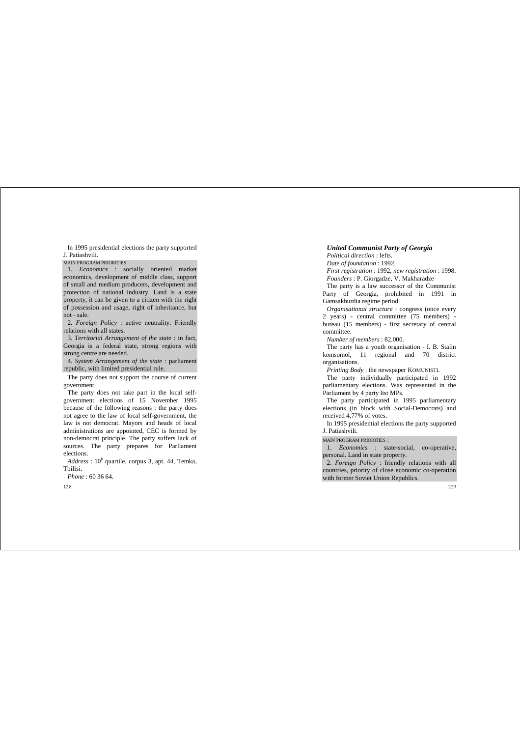In 1995 presidential elections the party supported J. Patiashvili.

MAIN PROGRAM PRIORITIES

1. *Economics* : socially oriented market economics, development of middle class, support of small and medium producers, development and protection of national industry. Land is a state property, it can be given to a citizen with the right of possession and usage, right of inheritance, but not - sale.

2. *Foreign Policy* : active neutrality. Friendly relations with all states.

3. *Territorial Arrangement of the state* : in fact, Georgia is a federal state, strong regions with strong centre are needed.

4. *System Arrangement of the state* : parliament republic, with limited presidential rule.

The party does not support the course of current government.

The party does not take part in the local self-government elections of 15 November 1995 because of the following reasons : the party does not agree to the law of local self-government, the law is not democrat. Mayors and heads of local administrations are appointed, CEC is formed by non-democrat principle. The party suffers lack of sources. The party prepares for Parliament elections.

*Address* : 10[b] quartile, corpus 3, apt. 44, Temka, Tbilisi.

*Phone* : 60 36 64.

### *United Communist Party of Georgia*

*Political direction* : lefts.

*Date of foundation* : 1992.

*First registration* : 1992, *new registration* : 1998.

*Founders* : P. Giorgadze, V. Makharadze

The party is a law successor of the Communist Party of Georgia, prohibited in 1991 in Gamsakhurdia regime period.

*Organisational structure* : congress (once every 2 years) - central committee (75 members) - bureau (15 members) - first secretary of central committee.

*Number of members* : 82.000.

The party has a youth organisation - I. B. Stalin komsomol, 11 regional and 70 district organisations.

*Printing Body* : the newspaper KOMUNISTI.

The party individually participated in 1992 parliamentary elections. Was represented in the Parliament by 4 party list MPs.

The party participated in 1995 parliamentary elections (in block with Social-Democrats) and received 4,77% of votes.

In 1995 presidential elections the party supported J. Patiashvili.

MAIN PROGRAM PRIORITIES :

1. *Economics* : state-social, co-operative, personal. Land in state property.

2. *Foreign Policy* : friendly relations with all countries, priority of close economic co-operation with former Soviet Union Republics.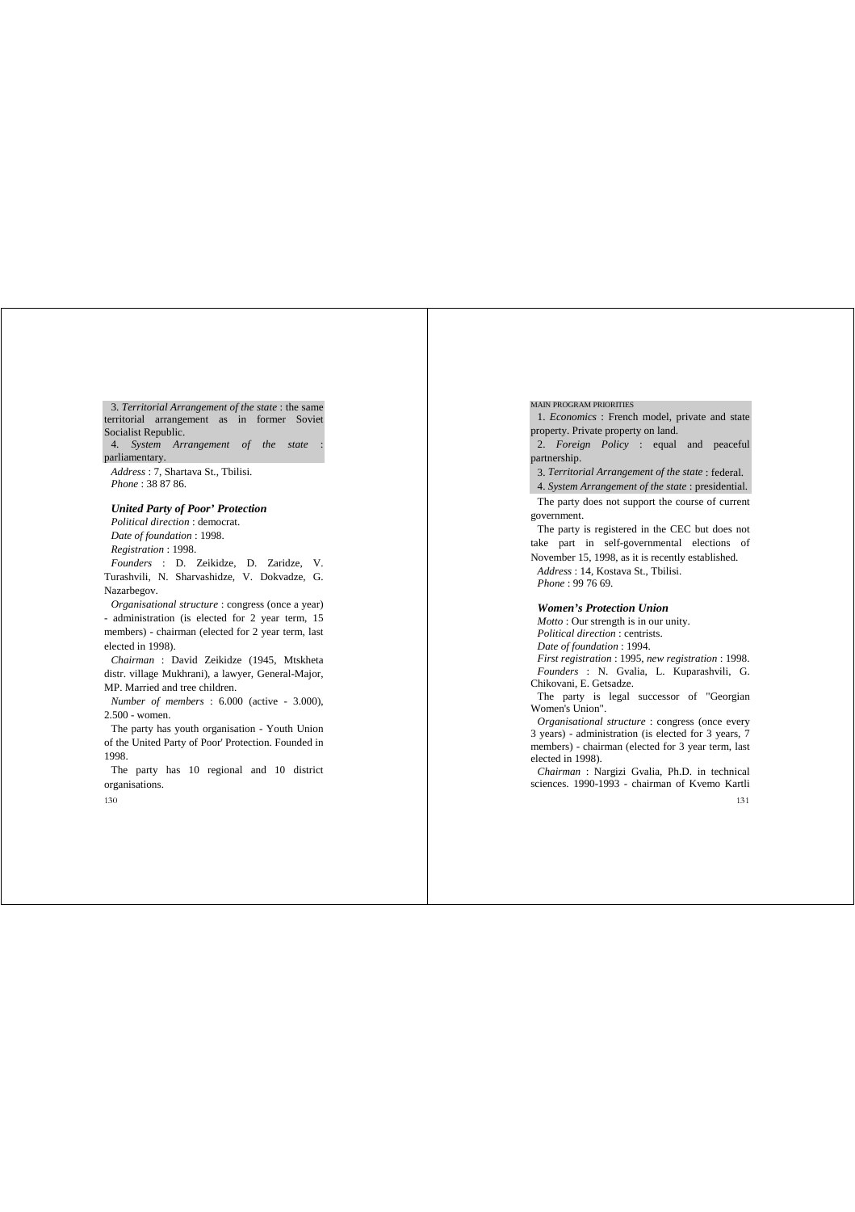3. *Territorial Arrangement of the state* : the same territorial arrangement as in former Soviet Socialist Republic.

4. *System Arrangement of the state* : parliamentary.

*Address* : 7, Shartava St., Tbilisi.
*Phone* : 38 87 86.

### *United Party of Poor' Protection*

*Political direction* : democrat.

*Date of foundation* : 1998.

*Registration* : 1998.

*Founders* : D. Zeikidze, D. Zaridze, V. Turashvili, N. Sharvashidze, V. Dokvadze, G. Nazarbegov.

*Organisational structure* : congress (once a year) - administration (is elected for 2 year term, 15 members) - chairman (elected for 2 year term, last elected in 1998).

*Chairman* : David Zeikidze (1945, Mtskheta distr. village Mukhrani), a lawyer, General-Major, MP. Married and tree children.

*Number of members* : 6.000 (active - 3.000), 2.500 - women.

The party has youth organisation - Youth Union of the United Party of Poor' Protection. Founded in 1998.

The party has 10 regional and 10 district organisations.

MAIN PROGRAM PRIORITIES

1. *Economics* : French model, private and state property. Private property on land.

2. *Foreign Policy* : equal and peaceful partnership.

3. *Territorial Arrangement of the state* : federal.

4. *System Arrangement of the state* : presidential.

The party does not support the course of current government.

The party is registered in the CEC but does not take part in self-governmental elections of November 15, 1998, as it is recently established.

*Address* : 14, Kostava St., Tbilisi.
*Phone* : 99 76 69.

### *Women's Protection Union*

*Motto* : Our strength is in our unity.

*Political direction* : centrists.

*Date of foundation* : 1994.

*First registration* : 1995, *new registration* : 1998.

*Founders* : N. Gvalia, L. Kuparashvili, G. Chikovani, E. Getsadze.

The party is legal successor of "Georgian Women's Union".

*Organisational structure* : congress (once every 3 years) - administration (is elected for 3 years, 7 members) - chairman (elected for 3 year term, last elected in 1998).

*Chairman* : Nargizi Gvalia, Ph.D. in technical sciences. 1990-1993 - chairman of Kvemo Kartli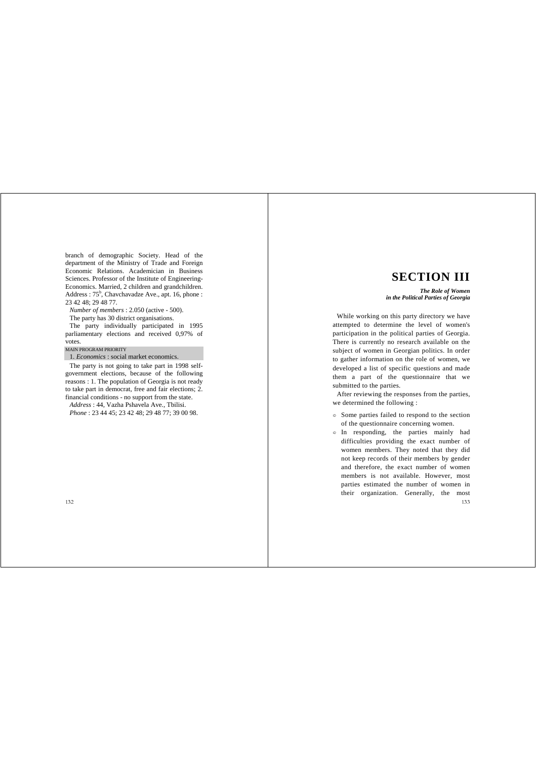branch of demographic Society. Head of the department of the Ministry of Trade and Foreign Economic Relations. Academician in Business Sciences. Professor of the Institute of Engineering-Economics. Married, 2 children and grandchildren. Address : 75[b], Chavchavadze Ave., apt. 16, phone : 23 42 48; 29 48 77.

*Number of members* : 2.050 (active - 500).

The party has 30 district organisations.

The party individually participated in 1995 parliamentary elections and received 0,97% of votes.

MAIN PROGRAM PRIORITY

1. *Economics* : social market economics.

The party is not going to take part in 1998 self-government elections, because of the following reasons : 1. The population of Georgia is not ready to take part in democrat, free and fair elections; 2. financial conditions - no support from the state.

*Address* : 44, Vazha Pshavela Ave., Tbilisi.

*Phone* : 23 44 45; 23 42 48; 29 48 77; 39 00 98.

# SECTION III

***The Role of Women in the Political Parties of Georgia***

While working on this party directory we have attempted to determine the level of women's participation in the political parties of Georgia. There is currently no research available on the subject of women in Georgian politics. In order to gather information on the role of women, we developed a list of specific questions and made them a part of the questionnaire that we submitted to the parties.

After reviewing the responses from the parties, we determined the following :

- Some parties failed to respond to the section of the questionnaire concerning women.
- In responding, the parties mainly had difficulties providing the exact number of women members. They noted that they did not keep records of their members by gender and therefore, the exact number of women members is not available. However, most parties estimated the number of women in their organization. Generally, the most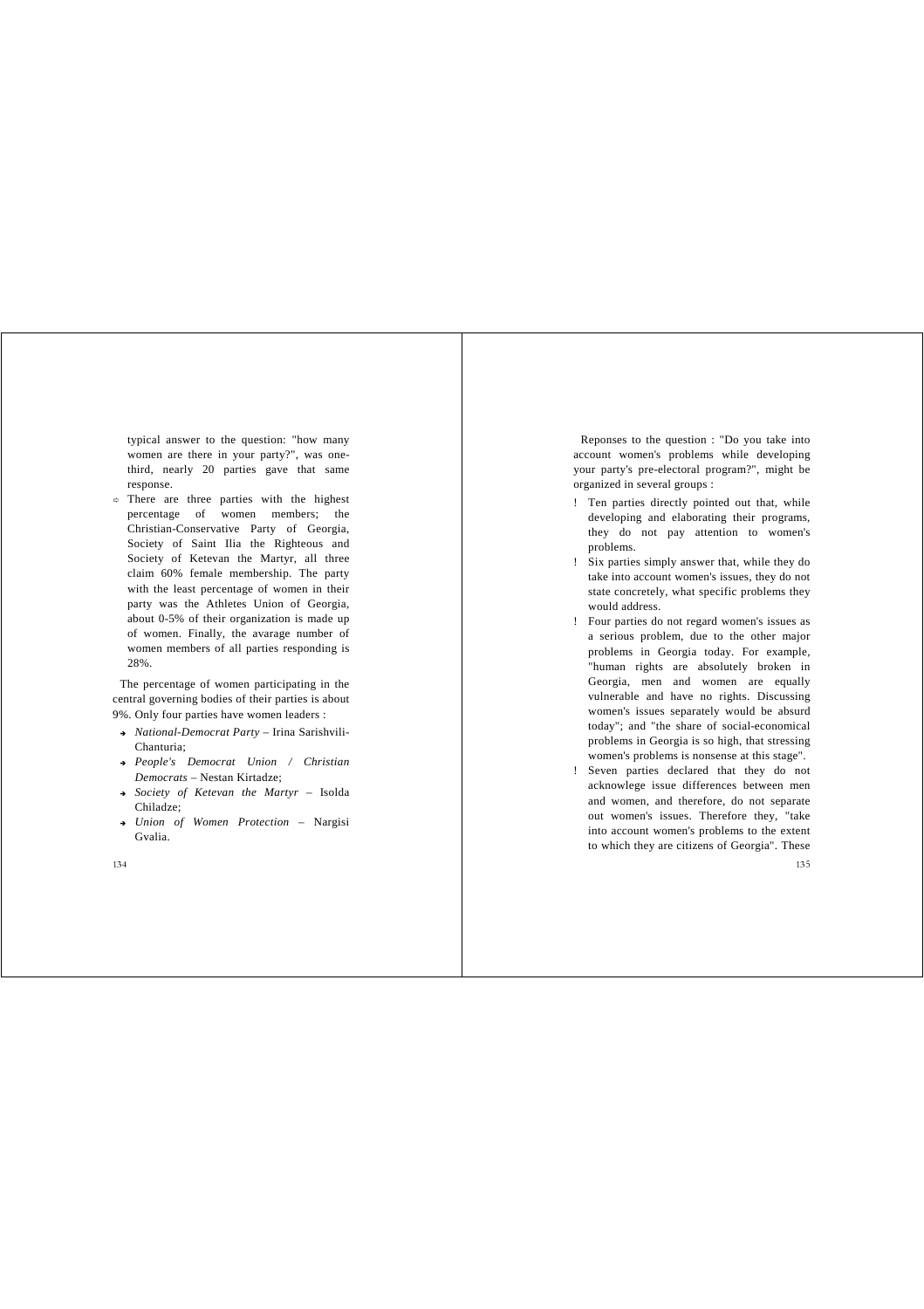typical answer to the question: "how many women are there in your party?", was one-third, nearly 20 parties gave that same response.

- There are three parties with the highest percentage of women members; the Christian-Conservative Party of Georgia, Society of Saint Ilia the Righteous and Society of Ketevan the Martyr, all three claim 60% female membership. The party with the least percentage of women in their party was the Athletes Union of Georgia, about 0-5% of their organization is made up of women. Finally, the avarage number of women members of all parties responding is 28%.

The percentage of women participating in the central governing bodies of their parties is about 9%. Only four parties have women leaders :

- *National-Democrat Party* – Irina Sarishvili-Chanturia;
- *People's Democrat Union / Christian Democrats* – Nestan Kirtadze;
- *Society of Ketevan the Martyr* – Isolda Chiladze;
- *Union of Women Protection* – Nargisi Gvalia.

Reponses to the question : "Do you take into account women's problems while developing your party's pre-electoral program?", might be organized in several groups :

- Ten parties directly pointed out that, while developing and elaborating their programs, they do not pay attention to women's problems.
- Six parties simply answer that, while they do take into account women's issues, they do not state concretely, what specific problems they would address.
- Four parties do not regard women's issues as a serious problem, due to the other major problems in Georgia today. For example, "human rights are absolutely broken in Georgia, men and women are equally vulnerable and have no rights. Discussing women's issues separately would be absurd today"; and "the share of social-economical problems in Georgia is so high, that stressing women's problems is nonsense at this stage".
- Seven parties declared that they do not acknowlege issue differences between men and women, and therefore, do not separate out women's issues. Therefore they, "take into account women's problems to the extent to which they are citizens of Georgia". These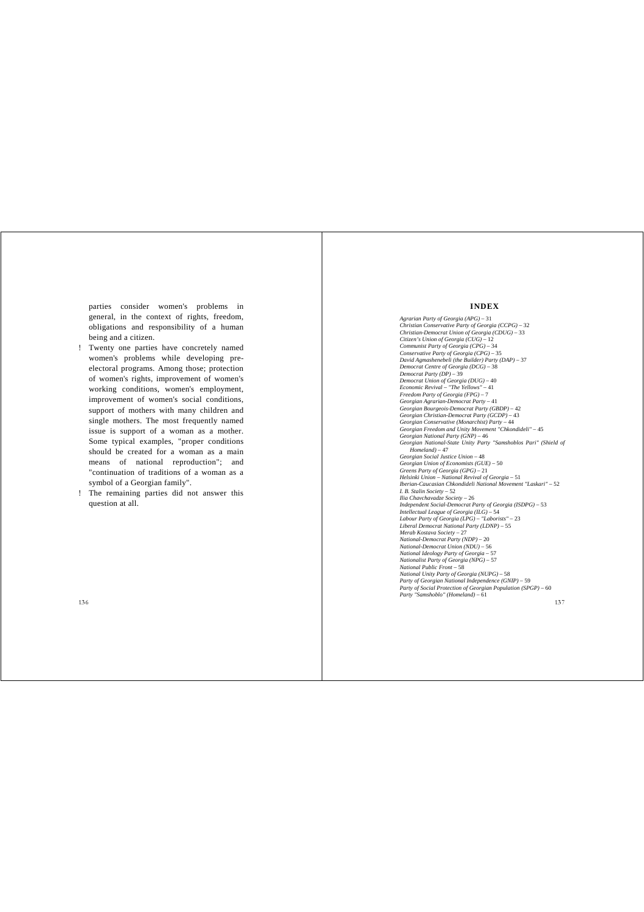parties consider women's problems in general, in the context of rights, freedom, obligations and responsibility of a human being and a citizen.

- Twenty one parties have concretely named women's problems while developing pre-electoral programs. Among those; protection of women's rights, improvement of women's working conditions, women's employment, improvement of women's social conditions, support of mothers with many children and single mothers. The most frequently named issue is support of a woman as a mother. Some typical examples, "proper conditions should be created for a woman as a main means of national reproduction"; and "continuation of traditions of a woman as a symbol of a Georgian family".
- The remaining parties did not answer this question at all.

## INDEX

*Agrarian Party of Georgia (APG)* – 31
*Christian Conservative Party of Georgia (CCPG)* – 32
*Christian-Democrat Union of Georgia (CDUG)* – 33
*Citizen's Union of Georgia (CUG)* – 12
*Communist Party of Georgia (CPG)* – 34
*Conservative Party of Georgia (CPG)* – 35
*David Agmashenebeli (the Builder) Party (DAP)* – 37
*Democrat Centre of Georgia (DCG)* – 38
*Democrat Party (DP)* – 39
*Democrat Union of Georgia (DUG)* – 40
*Economic Revival – "The Yellows"* – 41
*Freedom Party of Georgia (FPG)* – 7
*Georgian Agrarian-Democrat Party* – 41
*Georgian Bourgeois-Democrat Party (GBDP)* – 42
*Georgian Christian-Democrat Party (GCDP)* – 43
*Georgian Conservative (Monarchist) Party* – 44
*Georgian Freedom and Unity Movement "Chkondideli"* – 45
*Georgian National Party (GNP)* – 46
*Georgian National-State Unity Party "Samshoblos Pari" (Shield of Homeland)* – 47
*Georgian Social Justice Union* – 48
*Georgian Union of Economists (GUE)* – 50
*Greens Party of Georgia (GPG)* – 21
*Helsinki Union – National Revival of Georgia* – 51
*Iberian-Caucasian Chkondideli National Movement "Laskari"* – 52
*I. B. Stalin Society* – 52
*Ilia Chavchavadze Society* – 26
*Independent Social-Democrat Party of Georgia (ISDPG)* – 53
*Intellectual League of Georgia (ILG)* – 54
*Labour Party of Georgia (LPG) – "Laborists"* – 23
*Liberal Democrat National Party (LDNP)* – 55
*Merab Kostava Society* – 27
*National-Democrat Party (NDP)* – 20
*National-Democrat Union (NDU)* – 56
*National Ideology Party of Georgia* – 57
*Nationalist Party of Georgia (NPG)* – 57
*National Public Front* – 58
*National Unity Party of Georgia (NUPG)* – 58
*Party of Georgian National Independence (GNIP)* – 59
*Party of Social Protection of Georgian Population (SPGP)* – 60
*Party "Samshoblo" (Homeland)* – 61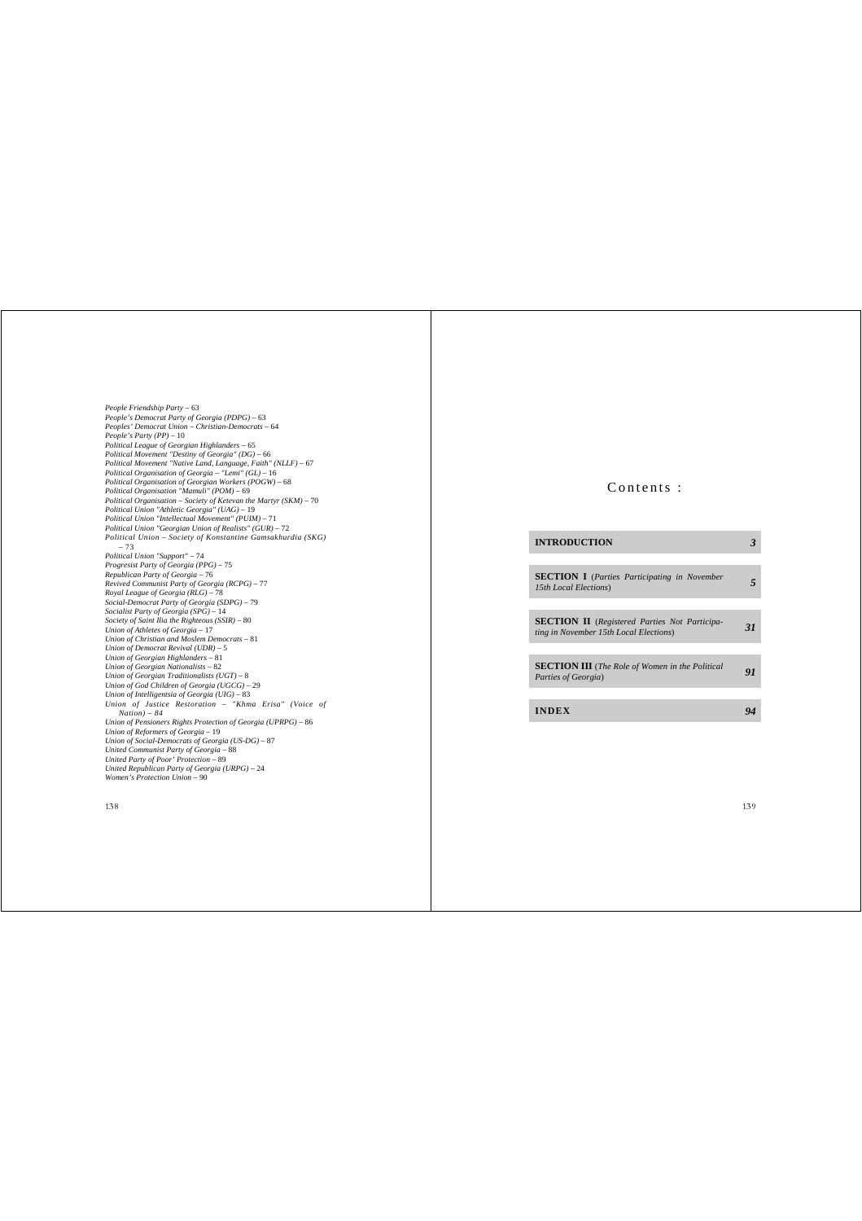*People Friendship Party* – 63
*People's Democrat Party of Georgia (PDPG)* – 63
*Peoples' Democrat Union – Christian-Democrats* – 64
*People's Party (PP)* – 10
*Political League of Georgian Highlanders* – 65
*Political Movement "Destiny of Georgia" (DG)* – 66
*Political Movement "Native Land, Language, Faith" (NLLF)* – 67
*Political Organisation of Georgia – "Lemi" (GL)* – 16
*Political Organisation of Georgian Workers (POGW)* – 68
*Political Organisation "Mamuli" (POM)* – 69
*Political Organisation – Society of Ketevan the Martyr (SKM)* – 70
*Political Union "Athletic Georgia" (UAG)* – 19
*Political Union "Intellectual Movement" (PUIM)* – 71
*Political Union "Georgian Union of Realists" (GUR)* – 72
*Political Union – Society of Konstantine Gamsakhurdia (SKG)* – 73
*Political Union "Support"* – 74
*Progresist Party of Georgia (PPG)* – 75
*Republican Party of Georgia* – 76
*Revived Communist Party of Georgia (RCPG)* – 77
*Royal League of Georgia (RLG)* – 78
*Social-Democrat Party of Georgia (SDPG)* – 79
*Socialist Party of Georgia (SPG)* – 14
*Society of Saint Ilia the Righteous (SSIR)* – 80
*Union of Athletes of Georgia* – 17
*Union of Christian and Moslem Democrats* – 81
*Union of Democrat Revival (UDR)* – 5
*Union of Georgian Highlanders* – 81
*Union of Georgian Nationalists* – 82
*Union of Georgian Traditionalists (UGT)* – 8
*Union of God Children of Georgia (UGCG)* – 29
*Union of Intelligentsia of Georgia (UIG)* – 83
*Union of Justice Restoration – "Khma Erisa" (Voice of Nation)* – 84
*Union of Pensioners Rights Protection of Georgia (UPRPG)* – 86
*Union of Reformers of Georgia* – 19
*Union of Social-Democrats of Georgia (US-DG)* – 87
*United Communist Party of Georgia* – 88
*United Party of Poor' Protection* – 89
*United Republican Party of Georgia (URPG)* – 24
*Women's Protection Union* – 90

# Contents :

| | |
|---|---|
| **INTRODUCTION** | ***3*** |
| **SECTION I** (*Parties Participating in November 15th Local Elections*) | ***5*** |
| **SECTION II** (*Registered Parties Not Participating in November 15th Local Elections*) | ***31*** |
| **SECTION III** (*The Role of Women in the Political Parties of Georgia*) | ***91*** |
| **INDEX** | ***94*** |